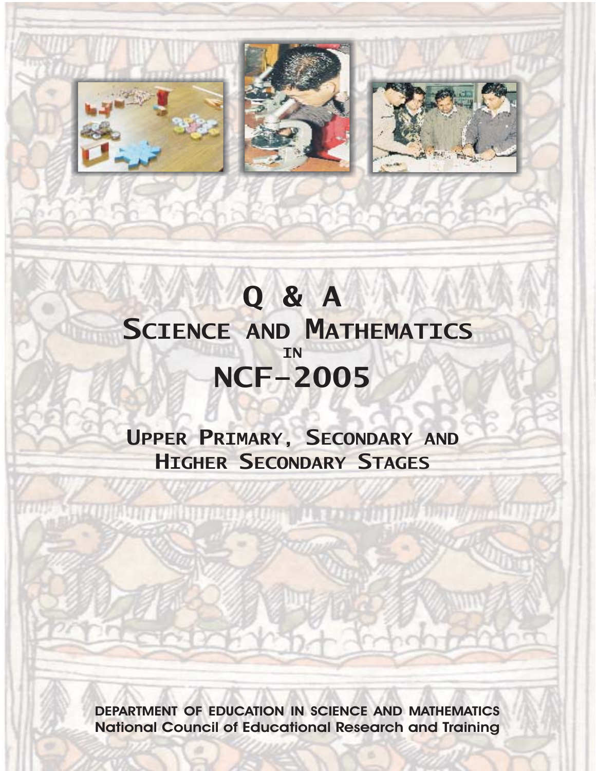# Q & A

# SCIENCE AND MATHEMATICS

IN

# NCF–2005

## UPPER PRIMARY, SECONDARY AND HIGHER SECONDARY STAGES

DEPARTMENT OF EDUCATION IN SCIENCE AND MATHEMATICS
National Council of Educational Research and Training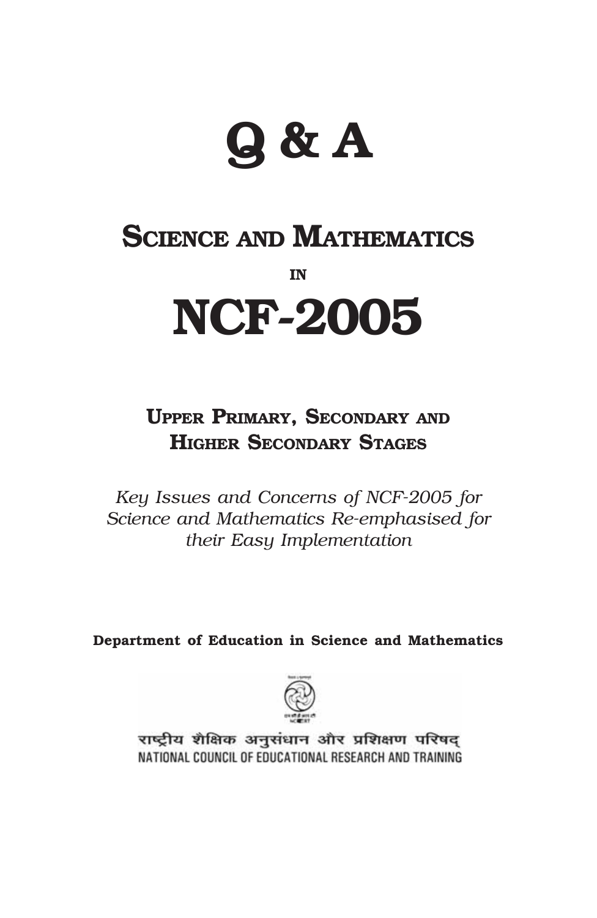# Q & A

## Science and Mathematics

in

# NCF-2005

### Upper Primary, Secondary and Higher Secondary Stages

*Key Issues and Concerns of NCF-2005 for Science and Mathematics Re-emphasised for their Easy Implementation*

**Department of Education in Science and Mathematics**

राष्ट्रीय शैक्षिक अनुसंधान और प्रशिक्षण परिषद्
NATIONAL COUNCIL OF EDUCATIONAL RESEARCH AND TRAINING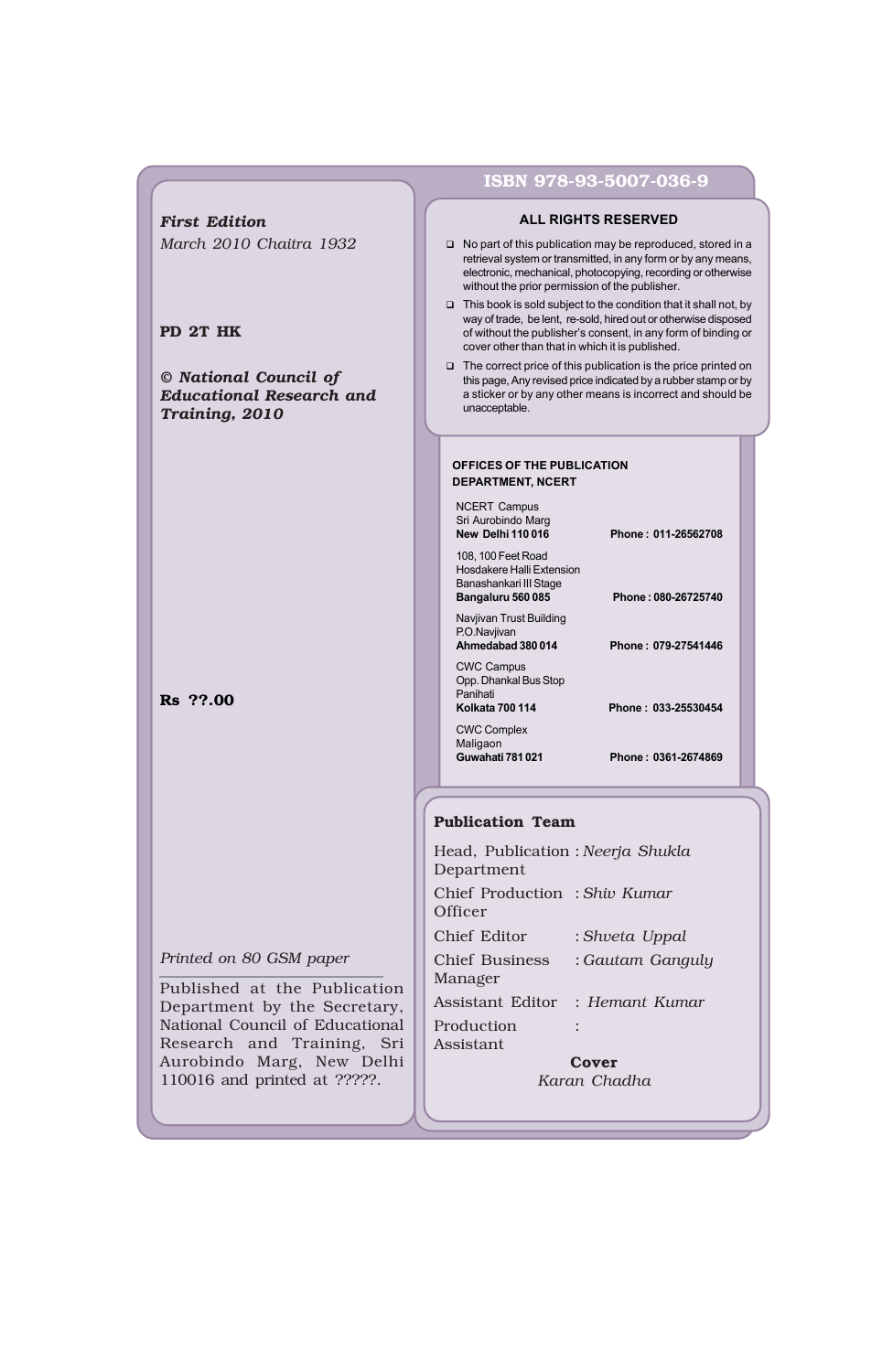***First Edition***

*March 2010 Chaitra 1932*

**PD 2T HK**

***© National Council of Educational Research and Training, 2010***

**Rs ??.00**

*Printed on 80 GSM paper*

Published at the Publication Department by the Secretary, National Council of Educational Research and Training, Sri Aurobindo Marg, New Delhi 110016 and printed at ?????.

**ISBN 978-93-5007-036-9**

**ALL RIGHTS RESERVED**

- No part of this publication may be reproduced, stored in a retrieval system or transmitted, in any form or by any means, electronic, mechanical, photocopying, recording or otherwise without the prior permission of the publisher.
- This book is sold subject to the condition that it shall not, by way of trade, be lent, re-sold, hired out or otherwise disposed of without the publisher's consent, in any form of binding or cover other than that in which it is published.
- The correct price of this publication is the price printed on this page, Any revised price indicated by a rubber stamp or by a sticker or by any other means is incorrect and should be unacceptable.

**OFFICES OF THE PUBLICATION DEPARTMENT, NCERT**

NCERT Campus
Sri Aurobindo Marg
**New Delhi 110 016** **Phone : 011-26562708**

108, 100 Feet Road
Hosdakere Halli Extension
Banashankari III Stage
**Bangaluru 560 085** **Phone : 080-26725740**

Navjivan Trust Building
P.O.Navjivan
**Ahmedabad 380 014** **Phone : 079-27541446**

CWC Campus
Opp. Dhankal Bus Stop
Panihati
**Kolkata 700 114** **Phone : 033-25530454**

CWC Complex
Maligaon
**Guwahati 781 021** **Phone : 0361-2674869**

**Publication Team**

| | |
|---|---|
| Head, Publication Department | : *Neerja Shukla* |
| Chief Production Officer | : *Shiv Kumar* |
| Chief Editor | : *Shveta Uppal* |
| Chief Business Manager | : *Gautam Ganguly* |
| Assistant Editor | : *Hemant Kumar* |
| Production Assistant | : |

**Cover**

*Karan Chadha*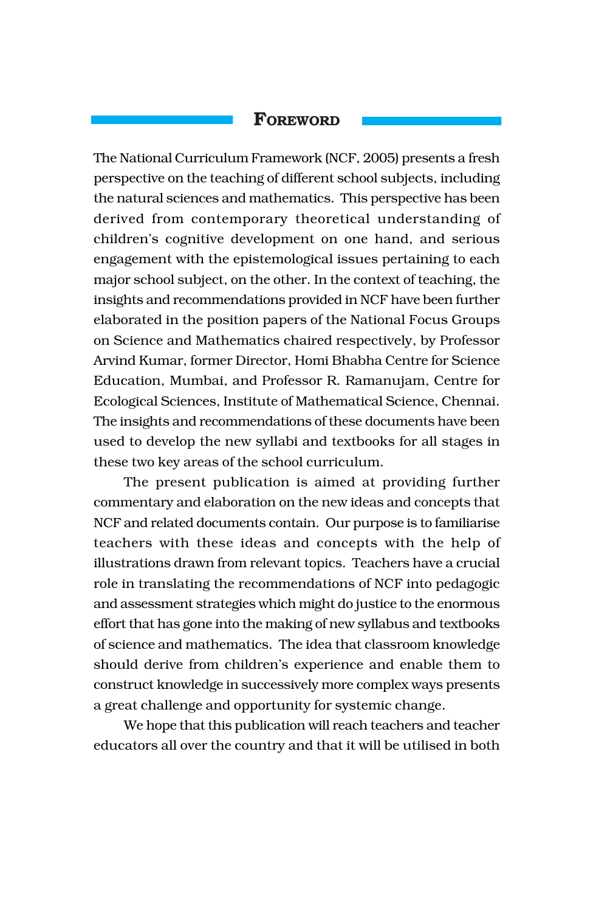## Foreword

The National Curriculum Framework (NCF, 2005) presents a fresh perspective on the teaching of different school subjects, including the natural sciences and mathematics. This perspective has been derived from contemporary theoretical understanding of children's cognitive development on one hand, and serious engagement with the epistemological issues pertaining to each major school subject, on the other. In the context of teaching, the insights and recommendations provided in NCF have been further elaborated in the position papers of the National Focus Groups on Science and Mathematics chaired respectively, by Professor Arvind Kumar, former Director, Homi Bhabha Centre for Science Education, Mumbai, and Professor R. Ramanujam, Centre for Ecological Sciences, Institute of Mathematical Science, Chennai. The insights and recommendations of these documents have been used to develop the new syllabi and textbooks for all stages in these two key areas of the school curriculum.

The present publication is aimed at providing further commentary and elaboration on the new ideas and concepts that NCF and related documents contain. Our purpose is to familiarise teachers with these ideas and concepts with the help of illustrations drawn from relevant topics. Teachers have a crucial role in translating the recommendations of NCF into pedagogic and assessment strategies which might do justice to the enormous effort that has gone into the making of new syllabus and textbooks of science and mathematics. The idea that classroom knowledge should derive from children's experience and enable them to construct knowledge in successively more complex ways presents a great challenge and opportunity for systemic change.

We hope that this publication will reach teachers and teacher educators all over the country and that it will be utilised in both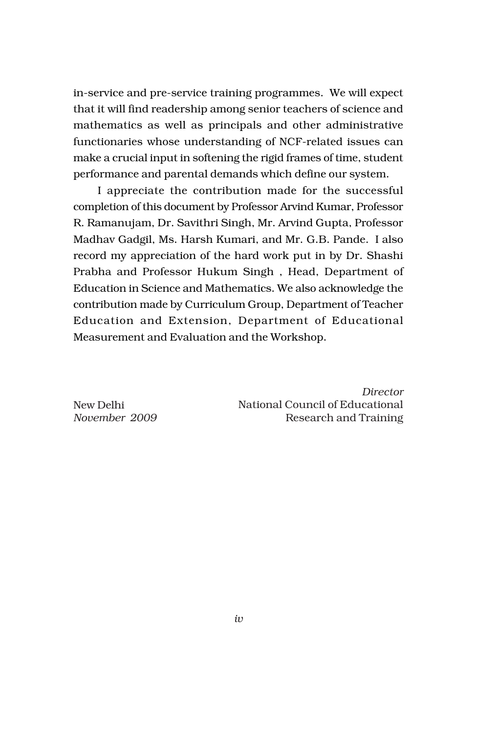in-service and pre-service training programmes. We will expect that it will find readership among senior teachers of science and mathematics as well as principals and other administrative functionaries whose understanding of NCF-related issues can make a crucial input in softening the rigid frames of time, student performance and parental demands which define our system.

I appreciate the contribution made for the successful completion of this document by Professor Arvind Kumar, Professor R. Ramanujam, Dr. Savithri Singh, Mr. Arvind Gupta, Professor Madhav Gadgil, Ms. Harsh Kumari, and Mr. G.B. Pande. I also record my appreciation of the hard work put in by Dr. Shashi Prabha and Professor Hukum Singh , Head, Department of Education in Science and Mathematics. We also acknowledge the contribution made by Curriculum Group, Department of Teacher Education and Extension, Department of Educational Measurement and Evaluation and the Workshop.

*Director*
National Council of Educational Research and Training

New Delhi
*November 2009*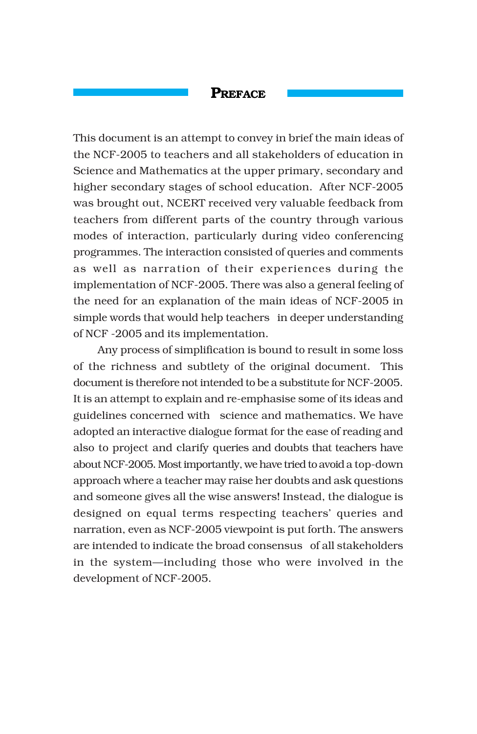# PREFACE

This document is an attempt to convey in brief the main ideas of the NCF-2005 to teachers and all stakeholders of education in Science and Mathematics at the upper primary, secondary and higher secondary stages of school education. After NCF-2005 was brought out, NCERT received very valuable feedback from teachers from different parts of the country through various modes of interaction, particularly during video conferencing programmes. The interaction consisted of queries and comments as well as narration of their experiences during the implementation of NCF-2005. There was also a general feeling of the need for an explanation of the main ideas of NCF-2005 in simple words that would help teachers in deeper understanding of NCF -2005 and its implementation.

Any process of simplification is bound to result in some loss of the richness and subtlety of the original document. This document is therefore not intended to be a substitute for NCF-2005. It is an attempt to explain and re-emphasise some of its ideas and guidelines concerned with science and mathematics. We have adopted an interactive dialogue format for the ease of reading and also to project and clarify queries and doubts that teachers have about NCF-2005. Most importantly, we have tried to avoid a top-down approach where a teacher may raise her doubts and ask questions and someone gives all the wise answers! Instead, the dialogue is designed on equal terms respecting teachers' queries and narration, even as NCF-2005 viewpoint is put forth. The answers are intended to indicate the broad consensus of all stakeholders in the system—including those who were involved in the development of NCF-2005.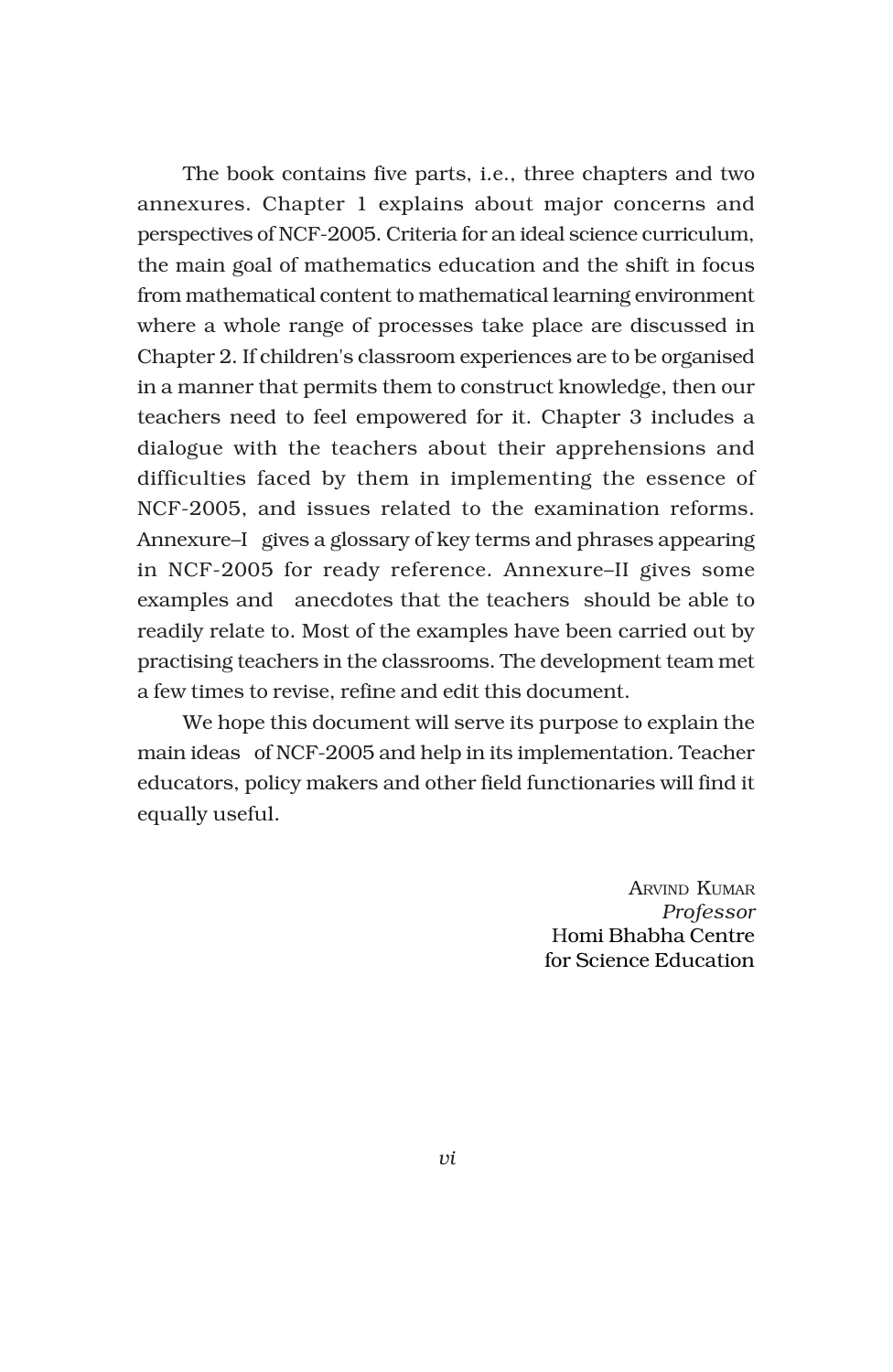The book contains five parts, i.e., three chapters and two annexures. Chapter 1 explains about major concerns and perspectives of NCF-2005. Criteria for an ideal science curriculum, the main goal of mathematics education and the shift in focus from mathematical content to mathematical learning environment where a whole range of processes take place are discussed in Chapter 2. If children's classroom experiences are to be organised in a manner that permits them to construct knowledge, then our teachers need to feel empowered for it. Chapter 3 includes a dialogue with the teachers about their apprehensions and difficulties faced by them in implementing the essence of NCF-2005, and issues related to the examination reforms. Annexure–I gives a glossary of key terms and phrases appearing in NCF-2005 for ready reference. Annexure–II gives some examples and anecdotes that the teachers should be able to readily relate to. Most of the examples have been carried out by practising teachers in the classrooms. The development team met a few times to revise, refine and edit this document.

We hope this document will serve its purpose to explain the main ideas of NCF-2005 and help in its implementation. Teacher educators, policy makers and other field functionaries will find it equally useful.

ARVIND KUMAR
*Professor*
Homi Bhabha Centre
for Science Education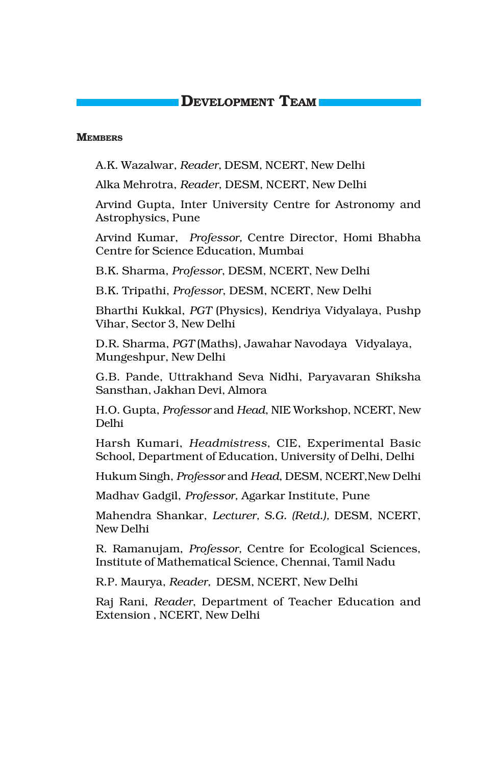## Development Team

### Members

A.K. Wazalwar, *Reader*, DESM, NCERT, New Delhi

Alka Mehrotra, *Reader*, DESM, NCERT, New Delhi

Arvind Gupta, Inter University Centre for Astronomy and Astrophysics, Pune

Arvind Kumar, *Professor,* Centre Director, Homi Bhabha Centre for Science Education, Mumbai

B.K. Sharma, *Professor*, DESM, NCERT, New Delhi

B.K. Tripathi, *Professor*, DESM, NCERT, New Delhi

Bharthi Kukkal, *PGT* (Physics), Kendriya Vidyalaya, Pushp Vihar, Sector 3, New Delhi

D.R. Sharma, *PGT* (Maths), Jawahar Navodaya Vidyalaya, Mungeshpur, New Delhi

G.B. Pande, Uttrakhand Seva Nidhi, Paryavaran Shiksha Sansthan, Jakhan Devi, Almora

H.O. Gupta, *Professor* and *Head*, NIE Workshop, NCERT, New Delhi

Harsh Kumari, *Headmistress*, CIE, Experimental Basic School, Department of Education, University of Delhi, Delhi

Hukum Singh, *Professor* and *Head*, DESM, NCERT,New Delhi

Madhav Gadgil, *Professor,* Agarkar Institute, Pune

Mahendra Shankar, *Lecturer, S.G. (Retd.),* DESM, NCERT, New Delhi

R. Ramanujam, *Professor,* Centre for Ecological Sciences, Institute of Mathematical Science, Chennai, Tamil Nadu

R.P. Maurya, *Reader,* DESM, NCERT, New Delhi

Raj Rani, *Reader*, Department of Teacher Education and Extension , NCERT, New Delhi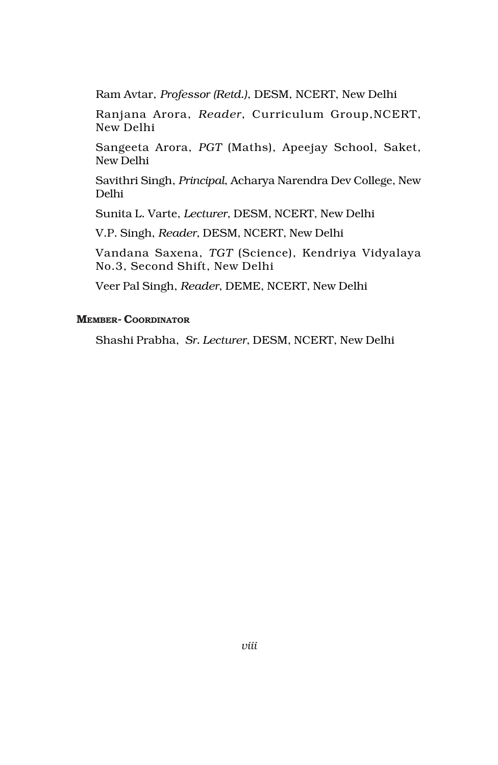Ram Avtar, *Professor (Retd.)*, DESM, NCERT, New Delhi

Ranjana Arora, *Reader*, Curriculum Group,NCERT, New Delhi

Sangeeta Arora, *PGT* (Maths), Apeejay School, Saket, New Delhi

Savithri Singh, *Principal*, Acharya Narendra Dev College, New Delhi

Sunita L. Varte, *Lecturer*, DESM, NCERT, New Delhi

V.P. Singh, *Reader*, DESM, NCERT, New Delhi

Vandana Saxena, *TGT* (Science), Kendriya Vidyalaya No.3, Second Shift, New Delhi

Veer Pal Singh, *Reader*, DEME, NCERT, New Delhi

**MEMBER- COORDINATOR**

Shashi Prabha, *Sr. Lecturer*, DESM, NCERT, New Delhi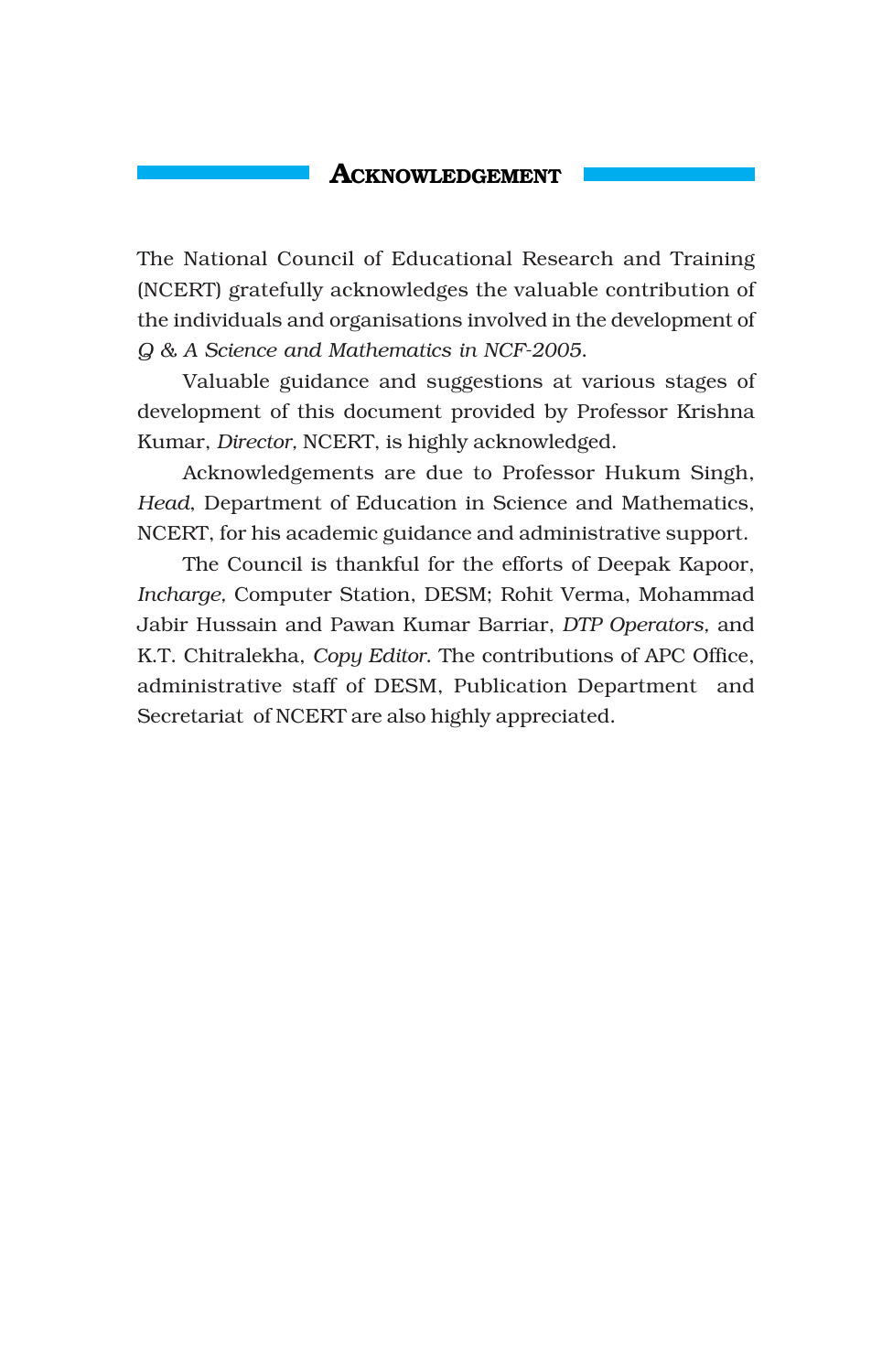# ACKNOWLEDGEMENT

The National Council of Educational Research and Training (NCERT) gratefully acknowledges the valuable contribution of the individuals and organisations involved in the development of *Q & A Science and Mathematics in NCF-2005*.

Valuable guidance and suggestions at various stages of development of this document provided by Professor Krishna Kumar, *Director,* NCERT, is highly acknowledged.

Acknowledgements are due to Professor Hukum Singh, *Head*, Department of Education in Science and Mathematics, NCERT, for his academic guidance and administrative support.

The Council is thankful for the efforts of Deepak Kapoor, *Incharge,* Computer Station, DESM; Rohit Verma, Mohammad Jabir Hussain and Pawan Kumar Barriar, *DTP Operators,* and K.T. Chitralekha, *Copy Editor*. The contributions of APC Office, administrative staff of DESM, Publication Department and Secretariat of NCERT are also highly appreciated.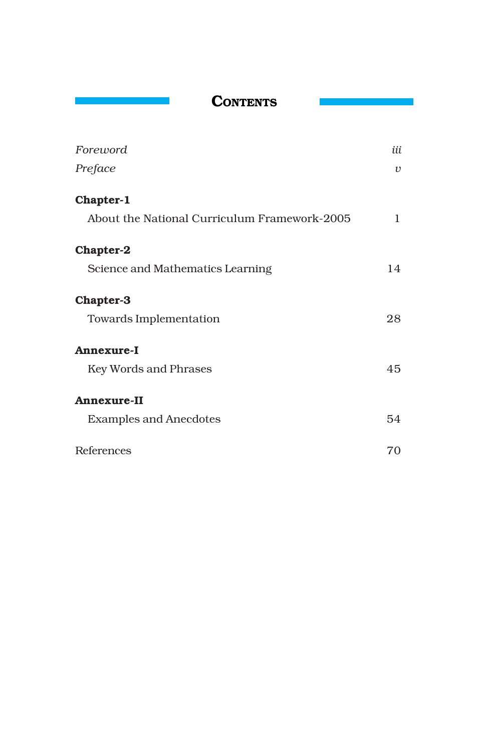# Contents

| | |
|---|---|
| *Foreword* | *iii* |
| *Preface* | *v* |
| **Chapter-1** | |
| About the National Curriculum Framework-2005 | 1 |
| **Chapter-2** | |
| Science and Mathematics Learning | 14 |
| **Chapter-3** | |
| Towards Implementation | 28 |
| **Annexure-I** | |
| Key Words and Phrases | 45 |
| **Annexure-II** | |
| Examples and Anecdotes | 54 |
| References | 70 |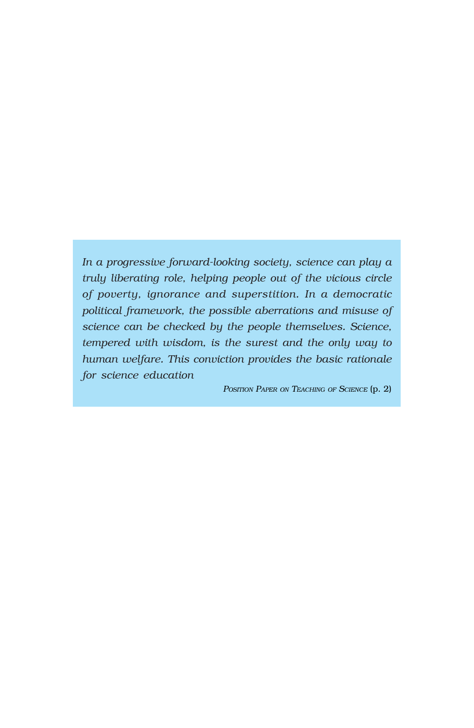*In a progressive forward-looking society, science can play a truly liberating role, helping people out of the vicious circle of poverty, ignorance and superstition. In a democratic political framework, the possible aberrations and misuse of science can be checked by the people themselves. Science, tempered with wisdom, is the surest and the only way to human welfare. This conviction provides the basic rationale for science education*

*Position Paper on Teaching of Science* (p. 2)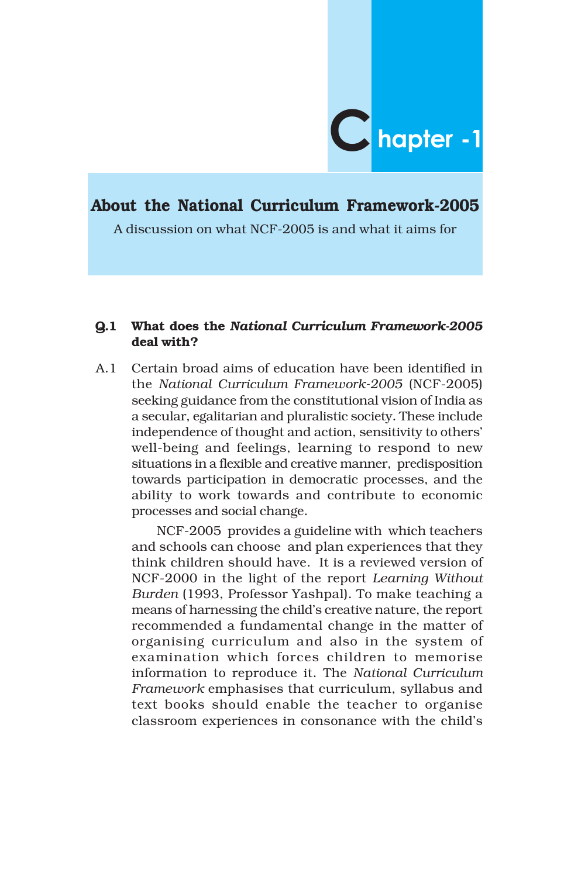# Chapter -1

## About the National Curriculum Framework-2005

A discussion on what NCF-2005 is and what it aims for

**Q.1 What does the *National Curriculum Framework-2005* deal with?**

A.1 Certain broad aims of education have been identified in the *National Curriculum Framework-2005* (NCF-2005) seeking guidance from the constitutional vision of India as a secular, egalitarian and pluralistic society. These include independence of thought and action, sensitivity to others' well-being and feelings, learning to respond to new situations in a flexible and creative manner, predisposition towards participation in democratic processes, and the ability to work towards and contribute to economic processes and social change.

NCF-2005 provides a guideline with which teachers and schools can choose and plan experiences that they think children should have. It is a reviewed version of NCF-2000 in the light of the report *Learning Without Burden* (1993, Professor Yashpal). To make teaching a means of harnessing the child's creative nature, the report recommended a fundamental change in the matter of organising curriculum and also in the system of examination which forces children to memorise information to reproduce it. The *National Curriculum Framework* emphasises that curriculum, syllabus and text books should enable the teacher to organise classroom experiences in consonance with the child's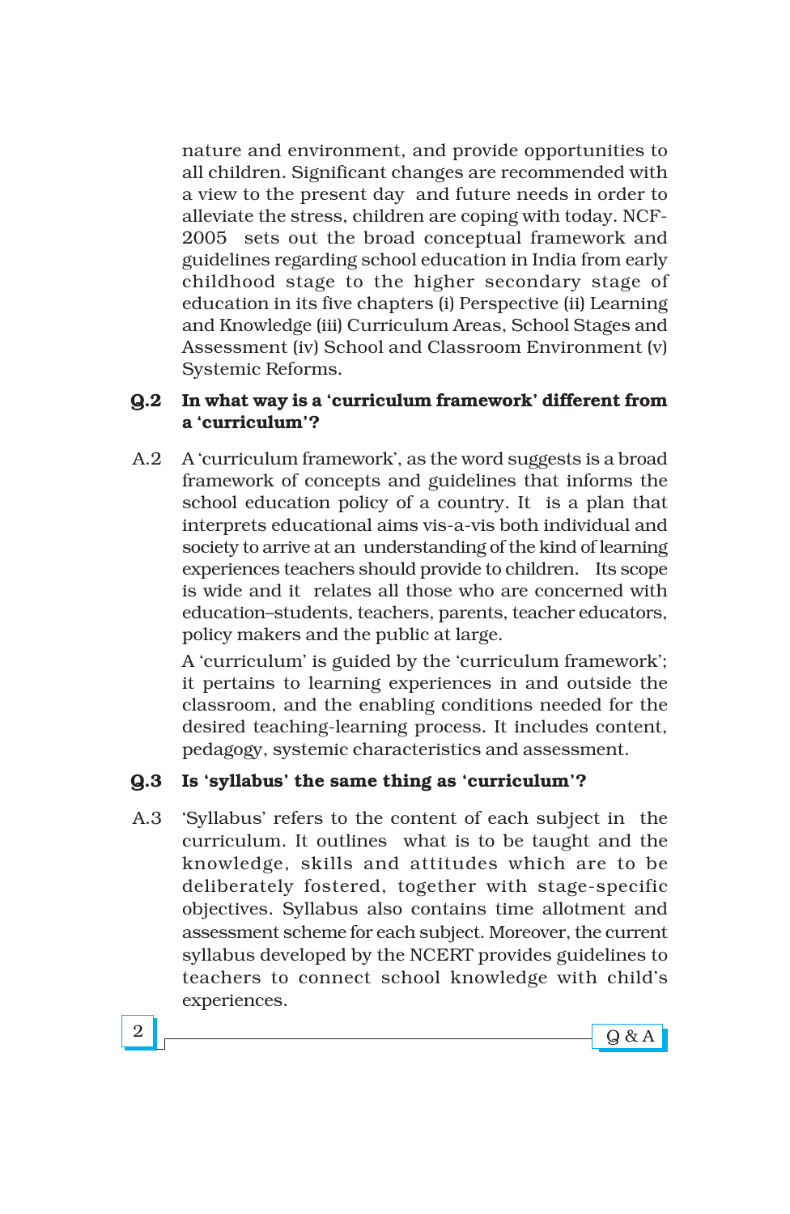nature and environment, and provide opportunities to all children. Significant changes are recommended with a view to the present day and future needs in order to alleviate the stress, children are coping with today. NCF-2005 sets out the broad conceptual framework and guidelines regarding school education in India from early childhood stage to the higher secondary stage of education in its five chapters (i) Perspective (ii) Learning and Knowledge (iii) Curriculum Areas, School Stages and Assessment (iv) School and Classroom Environment (v) Systemic Reforms.

**Q.2 In what way is a 'curriculum framework' different from a 'curriculum'?**

A.2 A 'curriculum framework', as the word suggests is a broad framework of concepts and guidelines that informs the school education policy of a country. It is a plan that interprets educational aims vis-a-vis both individual and society to arrive at an understanding of the kind of learning experiences teachers should provide to children. Its scope is wide and it relates all those who are concerned with education–students, teachers, parents, teacher educators, policy makers and the public at large.

A 'curriculum' is guided by the 'curriculum framework'; it pertains to learning experiences in and outside the classroom, and the enabling conditions needed for the desired teaching-learning process. It includes content, pedagogy, systemic characteristics and assessment.

**Q.3 Is 'syllabus' the same thing as 'curriculum'?**

A.3 'Syllabus' refers to the content of each subject in the curriculum. It outlines what is to be taught and the knowledge, skills and attitudes which are to be deliberately fostered, together with stage-specific objectives. Syllabus also contains time allotment and assessment scheme for each subject. Moreover, the current syllabus developed by the NCERT provides guidelines to teachers to connect school knowledge with child's experiences.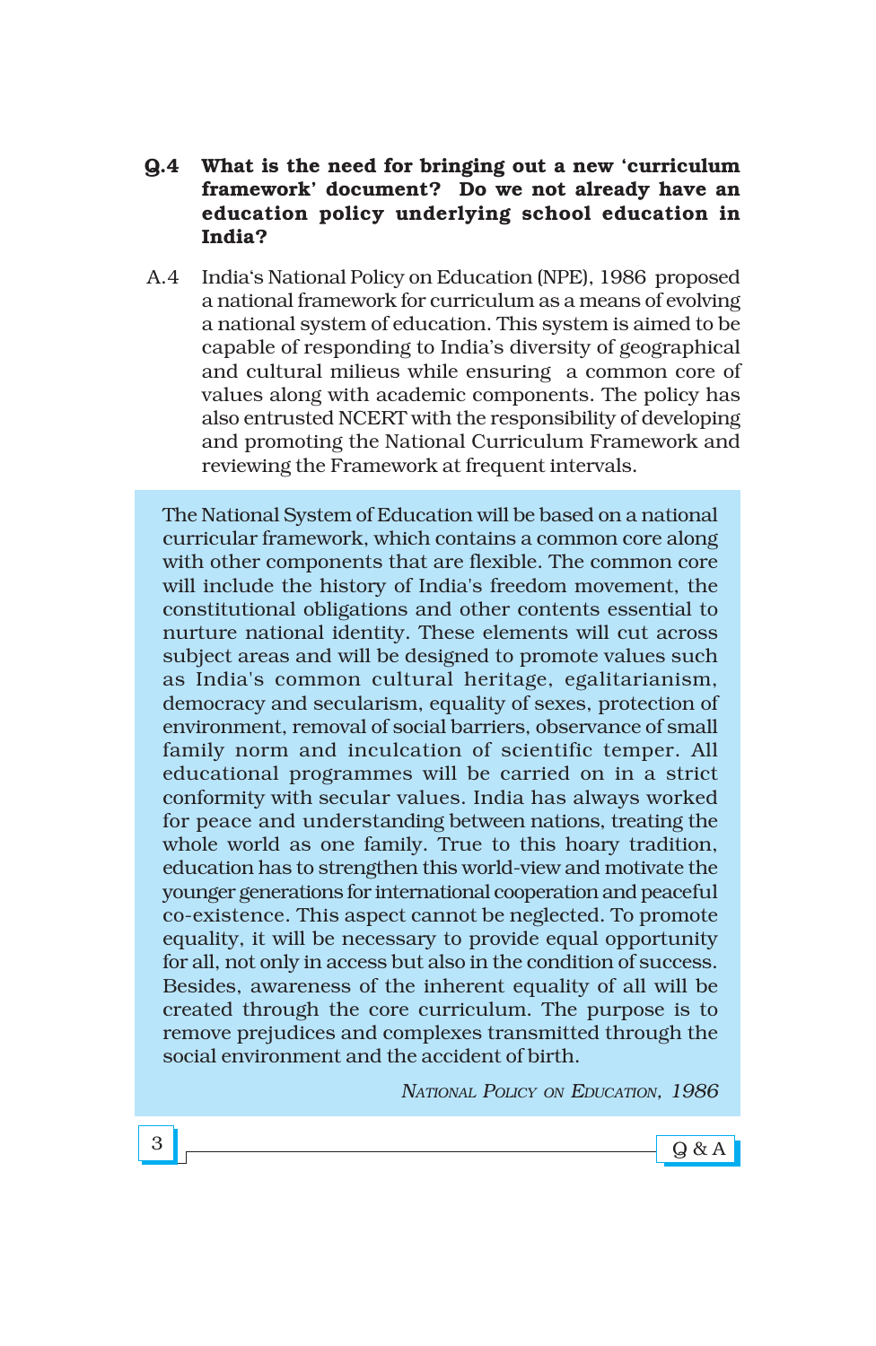**Q.4 What is the need for bringing out a new 'curriculum framework' document? Do we not already have an education policy underlying school education in India?**

A.4 India's National Policy on Education (NPE), 1986 proposed a national framework for curriculum as a means of evolving a national system of education. This system is aimed to be capable of responding to India's diversity of geographical and cultural milieus while ensuring a common core of values along with academic components. The policy has also entrusted NCERT with the responsibility of developing and promoting the National Curriculum Framework and reviewing the Framework at frequent intervals.

> The National System of Education will be based on a national curricular framework, which contains a common core along with other components that are flexible. The common core will include the history of India's freedom movement, the constitutional obligations and other contents essential to nurture national identity. These elements will cut across subject areas and will be designed to promote values such as India's common cultural heritage, egalitarianism, democracy and secularism, equality of sexes, protection of environment, removal of social barriers, observance of small family norm and inculcation of scientific temper. All educational programmes will be carried on in a strict conformity with secular values. India has always worked for peace and understanding between nations, treating the whole world as one family. True to this hoary tradition, education has to strengthen this world-view and motivate the younger generations for international cooperation and peaceful co-existence. This aspect cannot be neglected. To promote equality, it will be necessary to provide equal opportunity for all, not only in access but also in the condition of success. Besides, awareness of the inherent equality of all will be created through the core curriculum. The purpose is to remove prejudices and complexes transmitted through the social environment and the accident of birth.
>
> *National Policy on Education, 1986*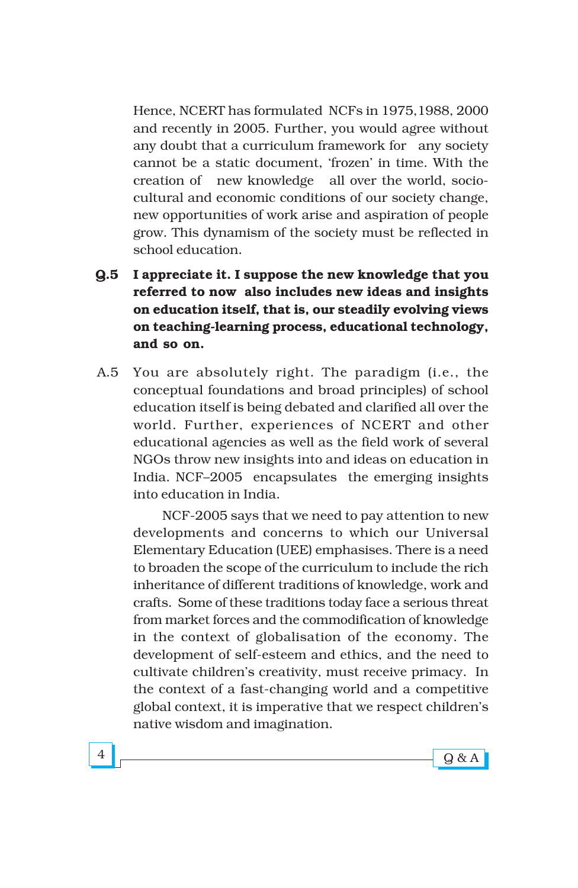Hence, NCERT has formulated NCFs in 1975, 1988, 2000 and recently in 2005. Further, you would agree without any doubt that a curriculum framework for any society cannot be a static document, 'frozen' in time. With the creation of new knowledge all over the world, socio-cultural and economic conditions of our society change, new opportunities of work arise and aspiration of people grow. This dynamism of the society must be reflected in school education.

**Q.5 I appreciate it. I suppose the new knowledge that you referred to now also includes new ideas and insights on education itself, that is, our steadily evolving views on teaching-learning process, educational technology, and so on.**

A.5 You are absolutely right. The paradigm (i.e., the conceptual foundations and broad principles) of school education itself is being debated and clarified all over the world. Further, experiences of NCERT and other educational agencies as well as the field work of several NGOs throw new insights into and ideas on education in India. NCF–2005 encapsulates the emerging insights into education in India.

NCF-2005 says that we need to pay attention to new developments and concerns to which our Universal Elementary Education (UEE) emphasises. There is a need to broaden the scope of the curriculum to include the rich inheritance of different traditions of knowledge, work and crafts. Some of these traditions today face a serious threat from market forces and the commodification of knowledge in the context of globalisation of the economy. The development of self-esteem and ethics, and the need to cultivate children's creativity, must receive primacy. In the context of a fast-changing world and a competitive global context, it is imperative that we respect children's native wisdom and imagination.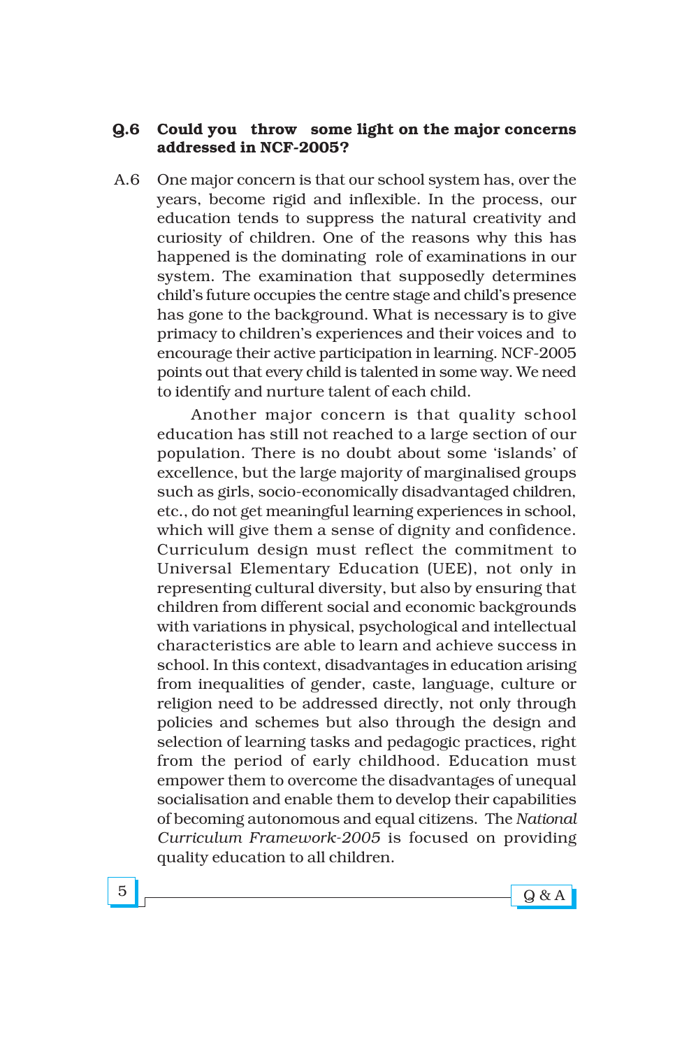**Q.6 Could you throw some light on the major concerns addressed in NCF-2005?**

A.6 One major concern is that our school system has, over the years, become rigid and inflexible. In the process, our education tends to suppress the natural creativity and curiosity of children. One of the reasons why this has happened is the dominating role of examinations in our system. The examination that supposedly determines child's future occupies the centre stage and child's presence has gone to the background. What is necessary is to give primacy to children's experiences and their voices and to encourage their active participation in learning. NCF-2005 points out that every child is talented in some way. We need to identify and nurture talent of each child.

Another major concern is that quality school education has still not reached to a large section of our population. There is no doubt about some 'islands' of excellence, but the large majority of marginalised groups such as girls, socio-economically disadvantaged children, etc., do not get meaningful learning experiences in school, which will give them a sense of dignity and confidence. Curriculum design must reflect the commitment to Universal Elementary Education (UEE), not only in representing cultural diversity, but also by ensuring that children from different social and economic backgrounds with variations in physical, psychological and intellectual characteristics are able to learn and achieve success in school. In this context, disadvantages in education arising from inequalities of gender, caste, language, culture or religion need to be addressed directly, not only through policies and schemes but also through the design and selection of learning tasks and pedagogic practices, right from the period of early childhood. Education must empower them to overcome the disadvantages of unequal socialisation and enable them to develop their capabilities of becoming autonomous and equal citizens. The *National Curriculum Framework-2005* is focused on providing quality education to all children.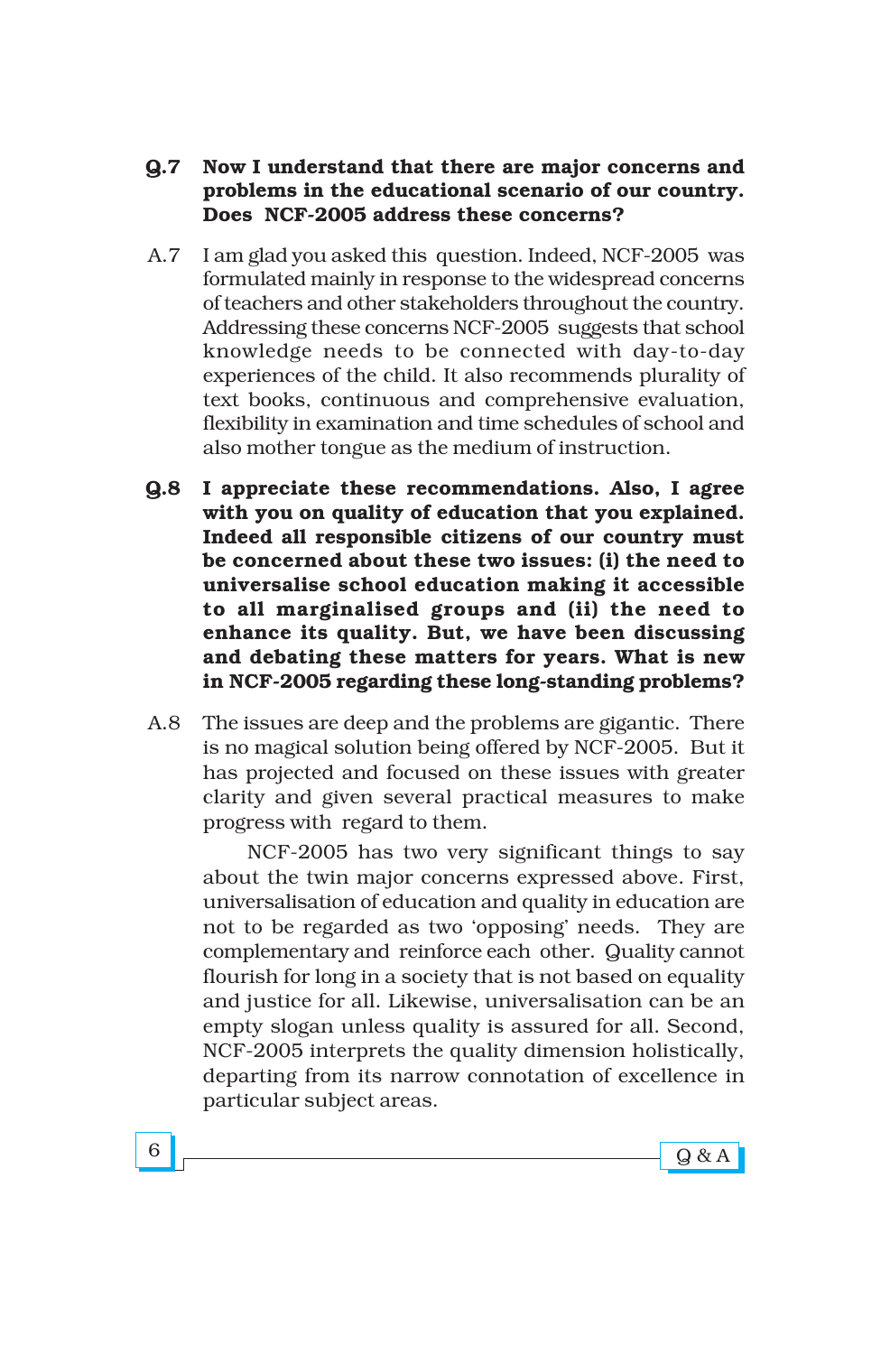**Q.7 Now I understand that there are major concerns and problems in the educational scenario of our country. Does NCF-2005 address these concerns?**

A.7 I am glad you asked this question. Indeed, NCF-2005 was formulated mainly in response to the widespread concerns of teachers and other stakeholders throughout the country. Addressing these concerns NCF-2005 suggests that school knowledge needs to be connected with day-to-day experiences of the child. It also recommends plurality of text books, continuous and comprehensive evaluation, flexibility in examination and time schedules of school and also mother tongue as the medium of instruction.

**Q.8 I appreciate these recommendations. Also, I agree with you on quality of education that you explained. Indeed all responsible citizens of our country must be concerned about these two issues: (i) the need to universalise school education making it accessible to all marginalised groups and (ii) the need to enhance its quality. But, we have been discussing and debating these matters for years. What is new in NCF-2005 regarding these long-standing problems?**

A.8 The issues are deep and the problems are gigantic. There is no magical solution being offered by NCF-2005. But it has projected and focused on these issues with greater clarity and given several practical measures to make progress with regard to them.

NCF-2005 has two very significant things to say about the twin major concerns expressed above. First, universalisation of education and quality in education are not to be regarded as two 'opposing' needs. They are complementary and reinforce each other. Quality cannot flourish for long in a society that is not based on equality and justice for all. Likewise, universalisation can be an empty slogan unless quality is assured for all. Second, NCF-2005 interprets the quality dimension holistically, departing from its narrow connotation of excellence in particular subject areas.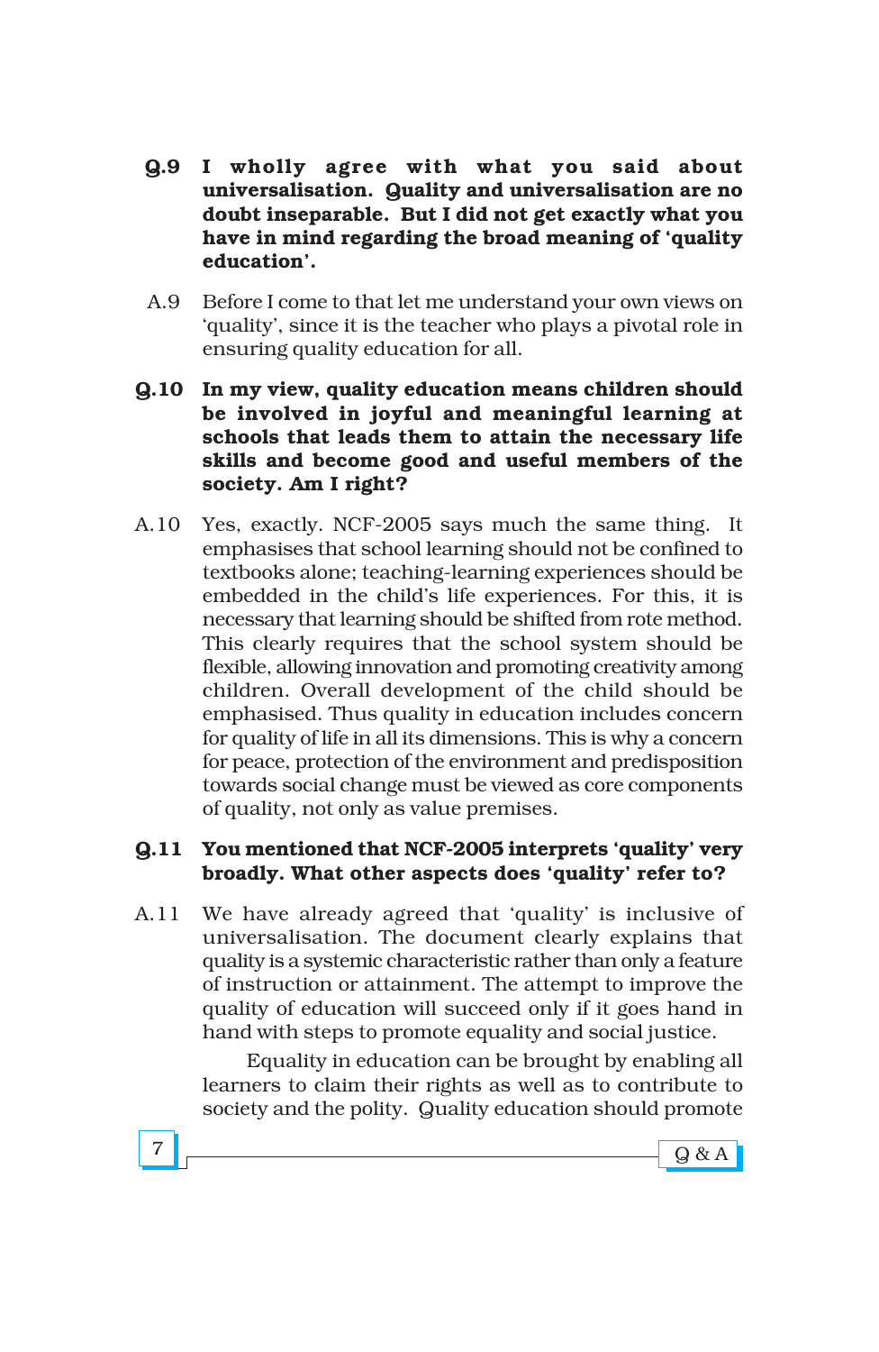**Q.9 I wholly agree with what you said about universalisation. Quality and universalisation are no doubt inseparable. But I did not get exactly what you have in mind regarding the broad meaning of 'quality education'.**

A.9 Before I come to that let me understand your own views on 'quality', since it is the teacher who plays a pivotal role in ensuring quality education for all.

**Q.10 In my view, quality education means children should be involved in joyful and meaningful learning at schools that leads them to attain the necessary life skills and become good and useful members of the society. Am I right?**

A.10 Yes, exactly. NCF-2005 says much the same thing. It emphasises that school learning should not be confined to textbooks alone; teaching-learning experiences should be embedded in the child's life experiences. For this, it is necessary that learning should be shifted from rote method. This clearly requires that the school system should be flexible, allowing innovation and promoting creativity among children. Overall development of the child should be emphasised. Thus quality in education includes concern for quality of life in all its dimensions. This is why a concern for peace, protection of the environment and predisposition towards social change must be viewed as core components of quality, not only as value premises.

**Q.11 You mentioned that NCF-2005 interprets 'quality' very broadly. What other aspects does 'quality' refer to?**

A.11 We have already agreed that 'quality' is inclusive of universalisation. The document clearly explains that quality is a systemic characteristic rather than only a feature of instruction or attainment. The attempt to improve the quality of education will succeed only if it goes hand in hand with steps to promote equality and social justice.

Equality in education can be brought by enabling all learners to claim their rights as well as to contribute to society and the polity. Quality education should promote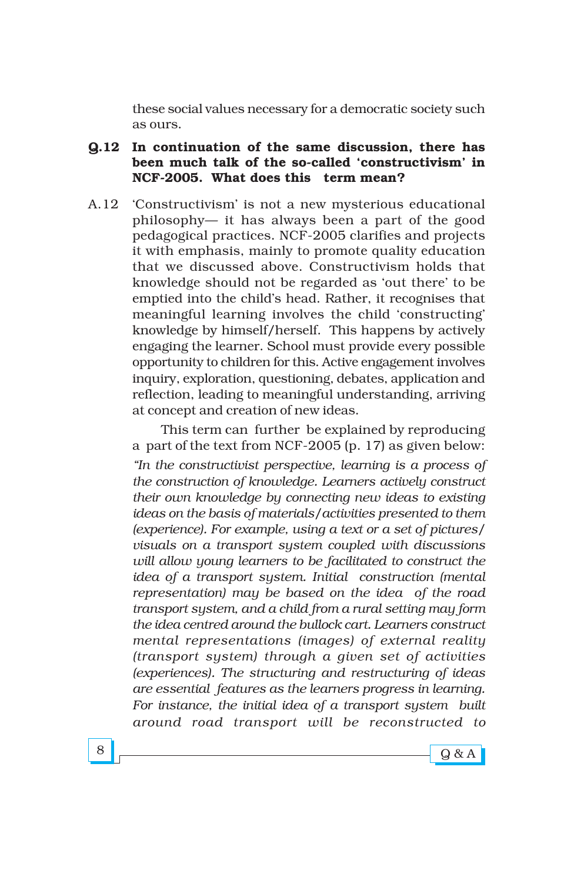these social values necessary for a democratic society such as ours.

**Q.12 In continuation of the same discussion, there has been much talk of the so-called 'constructivism' in NCF-2005. What does this term mean?**

A.12 'Constructivism' is not a new mysterious educational philosophy— it has always been a part of the good pedagogical practices. NCF-2005 clarifies and projects it with emphasis, mainly to promote quality education that we discussed above. Constructivism holds that knowledge should not be regarded as 'out there' to be emptied into the child's head. Rather, it recognises that meaningful learning involves the child 'constructing' knowledge by himself/herself. This happens by actively engaging the learner. School must provide every possible opportunity to children for this. Active engagement involves inquiry, exploration, questioning, debates, application and reflection, leading to meaningful understanding, arriving at concept and creation of new ideas.

This term can further be explained by reproducing a part of the text from NCF-2005 (p. 17) as given below:

*"In the constructivist perspective, learning is a process of the construction of knowledge. Learners actively construct their own knowledge by connecting new ideas to existing ideas on the basis of materials/activities presented to them (experience). For example, using a text or a set of pictures/ visuals on a transport system coupled with discussions will allow young learners to be facilitated to construct the idea of a transport system. Initial construction (mental representation) may be based on the idea of the road transport system, and a child from a rural setting may form the idea centred around the bullock cart. Learners construct mental representations (images) of external reality (transport system) through a given set of activities (experiences). The structuring and restructuring of ideas are essential features as the learners progress in learning. For instance, the initial idea of a transport system built around road transport will be reconstructed to*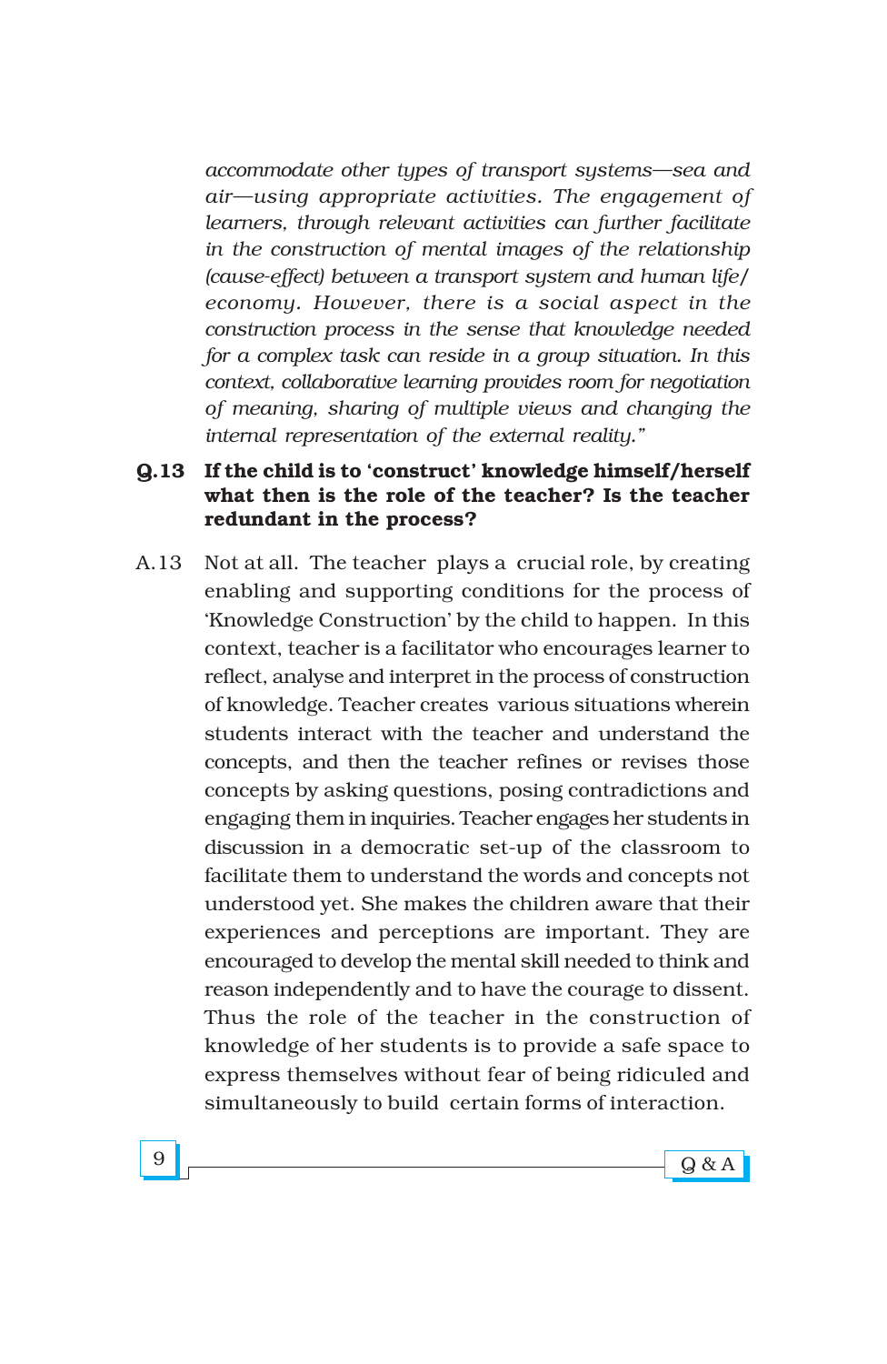*accommodate other types of transport systems—sea and air—using appropriate activities. The engagement of learners, through relevant activities can further facilitate in the construction of mental images of the relationship (cause-effect) between a transport system and human life/ economy. However, there is a social aspect in the construction process in the sense that knowledge needed for a complex task can reside in a group situation. In this context, collaborative learning provides room for negotiation of meaning, sharing of multiple views and changing the internal representation of the external reality."*

**Q.13 If the child is to 'construct' knowledge himself/herself what then is the role of the teacher? Is the teacher redundant in the process?**

A.13 Not at all. The teacher plays a crucial role, by creating enabling and supporting conditions for the process of 'Knowledge Construction' by the child to happen. In this context, teacher is a facilitator who encourages learner to reflect, analyse and interpret in the process of construction of knowledge. Teacher creates various situations wherein students interact with the teacher and understand the concepts, and then the teacher refines or revises those concepts by asking questions, posing contradictions and engaging them in inquiries. Teacher engages her students in discussion in a democratic set-up of the classroom to facilitate them to understand the words and concepts not understood yet. She makes the children aware that their experiences and perceptions are important. They are encouraged to develop the mental skill needed to think and reason independently and to have the courage to dissent. Thus the role of the teacher in the construction of knowledge of her students is to provide a safe space to express themselves without fear of being ridiculed and simultaneously to build certain forms of interaction.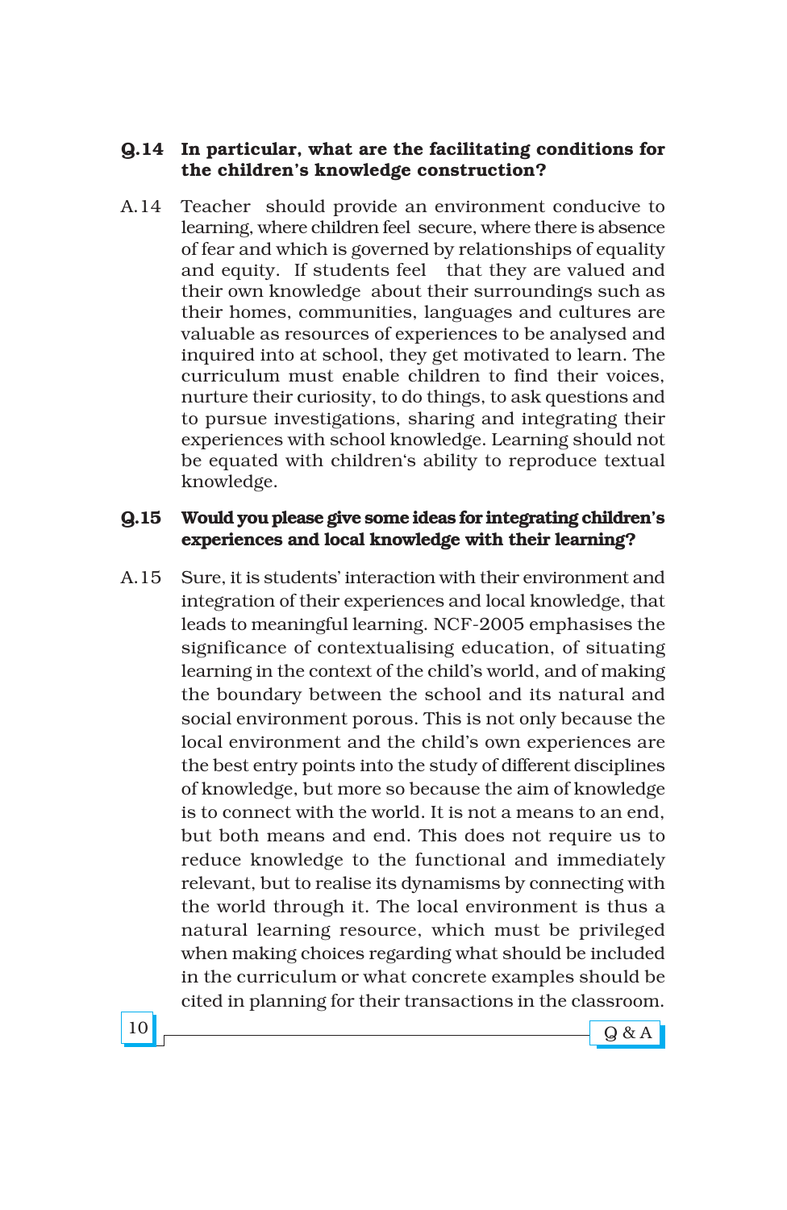**Q.14 In particular, what are the facilitating conditions for the children's knowledge construction?**

A.14 Teacher should provide an environment conducive to learning, where children feel secure, where there is absence of fear and which is governed by relationships of equality and equity. If students feel that they are valued and their own knowledge about their surroundings such as their homes, communities, languages and cultures are valuable as resources of experiences to be analysed and inquired into at school, they get motivated to learn. The curriculum must enable children to find their voices, nurture their curiosity, to do things, to ask questions and to pursue investigations, sharing and integrating their experiences with school knowledge. Learning should not be equated with children's ability to reproduce textual knowledge.

**Q.15 Would you please give some ideas for integrating children's experiences and local knowledge with their learning?**

A.15 Sure, it is students' interaction with their environment and integration of their experiences and local knowledge, that leads to meaningful learning. NCF-2005 emphasises the significance of contextualising education, of situating learning in the context of the child's world, and of making the boundary between the school and its natural and social environment porous. This is not only because the local environment and the child's own experiences are the best entry points into the study of different disciplines of knowledge, but more so because the aim of knowledge is to connect with the world. It is not a means to an end, but both means and end. This does not require us to reduce knowledge to the functional and immediately relevant, but to realise its dynamisms by connecting with the world through it. The local environment is thus a natural learning resource, which must be privileged when making choices regarding what should be included in the curriculum or what concrete examples should be cited in planning for their transactions in the classroom.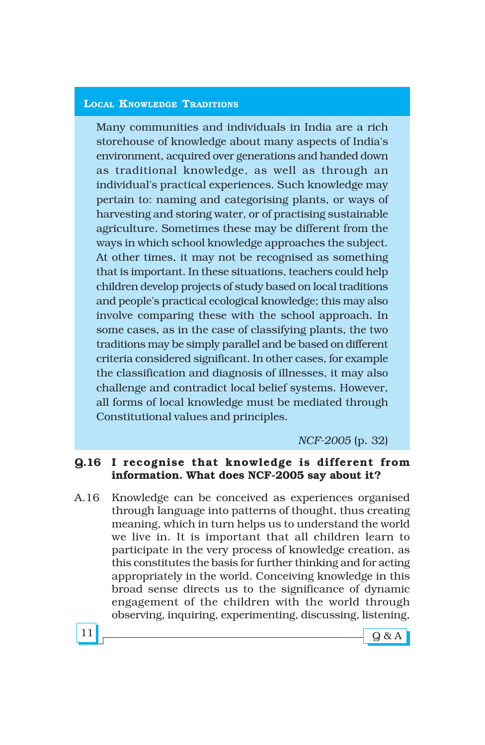### Local Knowledge Traditions

Many communities and individuals in India are a rich storehouse of knowledge about many aspects of India's environment, acquired over generations and handed down as traditional knowledge, as well as through an individual's practical experiences. Such knowledge may pertain to: naming and categorising plants, or ways of harvesting and storing water, or of practising sustainable agriculture. Sometimes these may be different from the ways in which school knowledge approaches the subject. At other times, it may not be recognised as something that is important. In these situations, teachers could help children develop projects of study based on local traditions and people's practical ecological knowledge; this may also involve comparing these with the school approach. In some cases, as in the case of classifying plants, the two traditions may be simply parallel and be based on different criteria considered significant. In other cases, for example the classification and diagnosis of illnesses, it may also challenge and contradict local belief systems. However, all forms of local knowledge must be mediated through Constitutional values and principles.

*NCF-2005* (p. 32)

**Q.16 I recognise that knowledge is different from information. What does NCF-2005 say about it?**

A.16 Knowledge can be conceived as experiences organised through language into patterns of thought, thus creating meaning, which in turn helps us to understand the world we live in. It is important that all children learn to participate in the very process of knowledge creation, as this constitutes the basis for further thinking and for acting appropriately in the world. Conceiving knowledge in this broad sense directs us to the significance of dynamic engagement of the children with the world through observing, inquiring, experimenting, discussing, listening,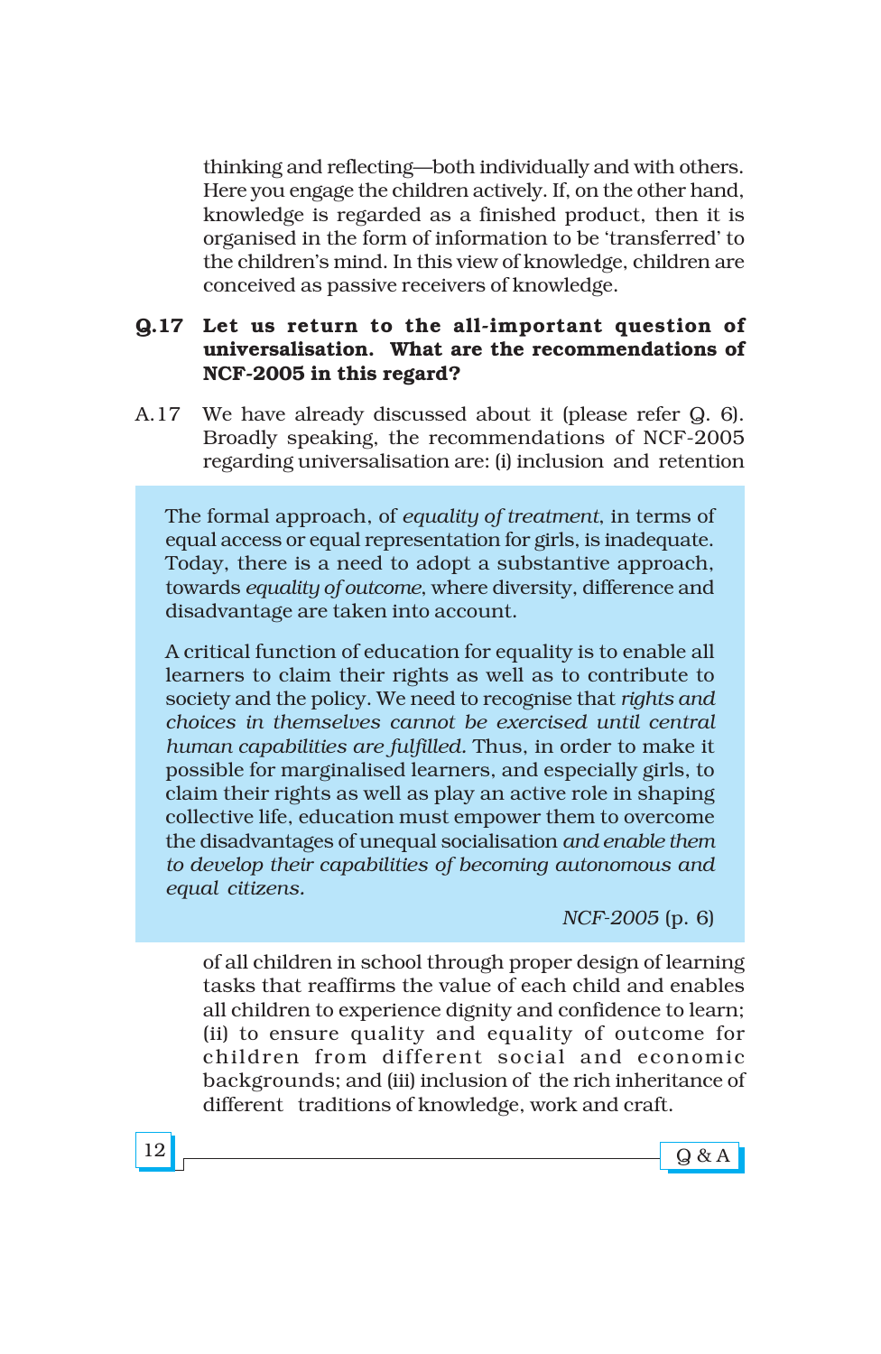thinking and reflecting—both individually and with others. Here you engage the children actively. If, on the other hand, knowledge is regarded as a finished product, then it is organised in the form of information to be 'transferred' to the children's mind. In this view of knowledge, children are conceived as passive receivers of knowledge.

**Q.17 Let us return to the all-important question of universalisation. What are the recommendations of NCF-2005 in this regard?**

A.17 We have already discussed about it (please refer Q. 6). Broadly speaking, the recommendations of NCF-2005 regarding universalisation are: (i) inclusion and retention of all children in school through proper design of learning tasks that reaffirms the value of each child and enables all children to experience dignity and confidence to learn; (ii) to ensure quality and equality of outcome for children from different social and economic backgrounds; and (iii) inclusion of the rich inheritance of different traditions of knowledge, work and craft.

> The formal approach, of *equality of treatment*, in terms of equal access or equal representation for girls, is inadequate. Today, there is a need to adopt a substantive approach, towards *equality of outcome*, where diversity, difference and disadvantage are taken into account.
>
> A critical function of education for equality is to enable all learners to claim their rights as well as to contribute to society and the policy. We need to recognise that *rights and choices in themselves cannot be exercised until central human capabilities are fulfilled.* Thus, in order to make it possible for marginalised learners, and especially girls, to claim their rights as well as play an active role in shaping collective life, education must empower them to overcome the disadvantages of unequal socialisation *and enable them to develop their capabilities of becoming autonomous and equal citizens.*
>
> *NCF-2005* (p. 6)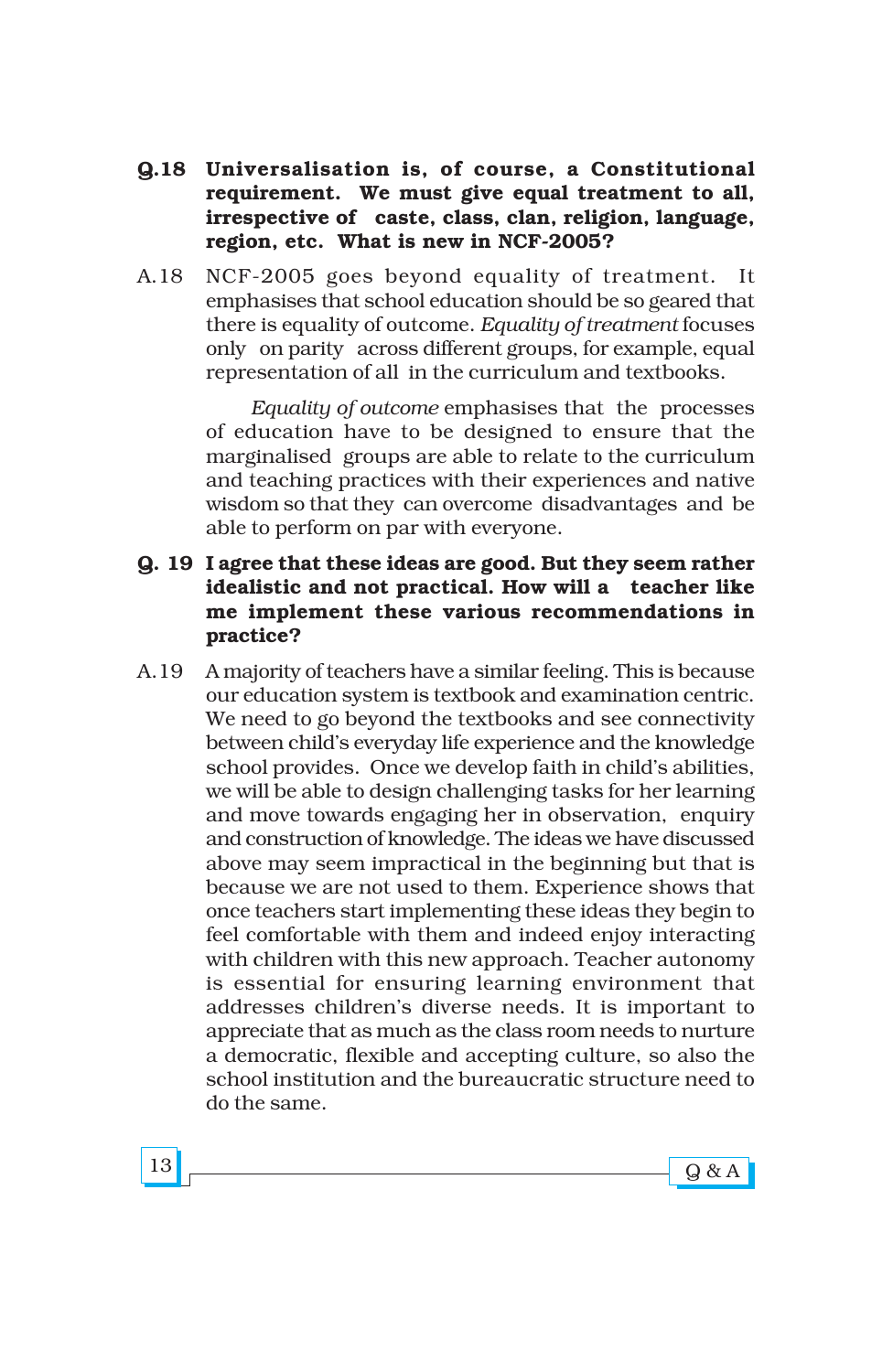**Q.18 Universalisation is, of course, a Constitutional requirement. We must give equal treatment to all, irrespective of caste, class, clan, religion, language, region, etc. What is new in NCF-2005?**

A.18 NCF-2005 goes beyond equality of treatment. It emphasises that school education should be so geared that there is equality of outcome. *Equality of treatment* focuses only on parity across different groups, for example, equal representation of all in the curriculum and textbooks.

*Equality of outcome* emphasises that the processes of education have to be designed to ensure that the marginalised groups are able to relate to the curriculum and teaching practices with their experiences and native wisdom so that they can overcome disadvantages and be able to perform on par with everyone.

**Q. 19 I agree that these ideas are good. But they seem rather idealistic and not practical. How will a teacher like me implement these various recommendations in practice?**

A.19 A majority of teachers have a similar feeling. This is because our education system is textbook and examination centric. We need to go beyond the textbooks and see connectivity between child's everyday life experience and the knowledge school provides. Once we develop faith in child's abilities, we will be able to design challenging tasks for her learning and move towards engaging her in observation, enquiry and construction of knowledge. The ideas we have discussed above may seem impractical in the beginning but that is because we are not used to them. Experience shows that once teachers start implementing these ideas they begin to feel comfortable with them and indeed enjoy interacting with children with this new approach. Teacher autonomy is essential for ensuring learning environment that addresses children's diverse needs. It is important to appreciate that as much as the class room needs to nurture a democratic, flexible and accepting culture, so also the school institution and the bureaucratic structure need to do the same.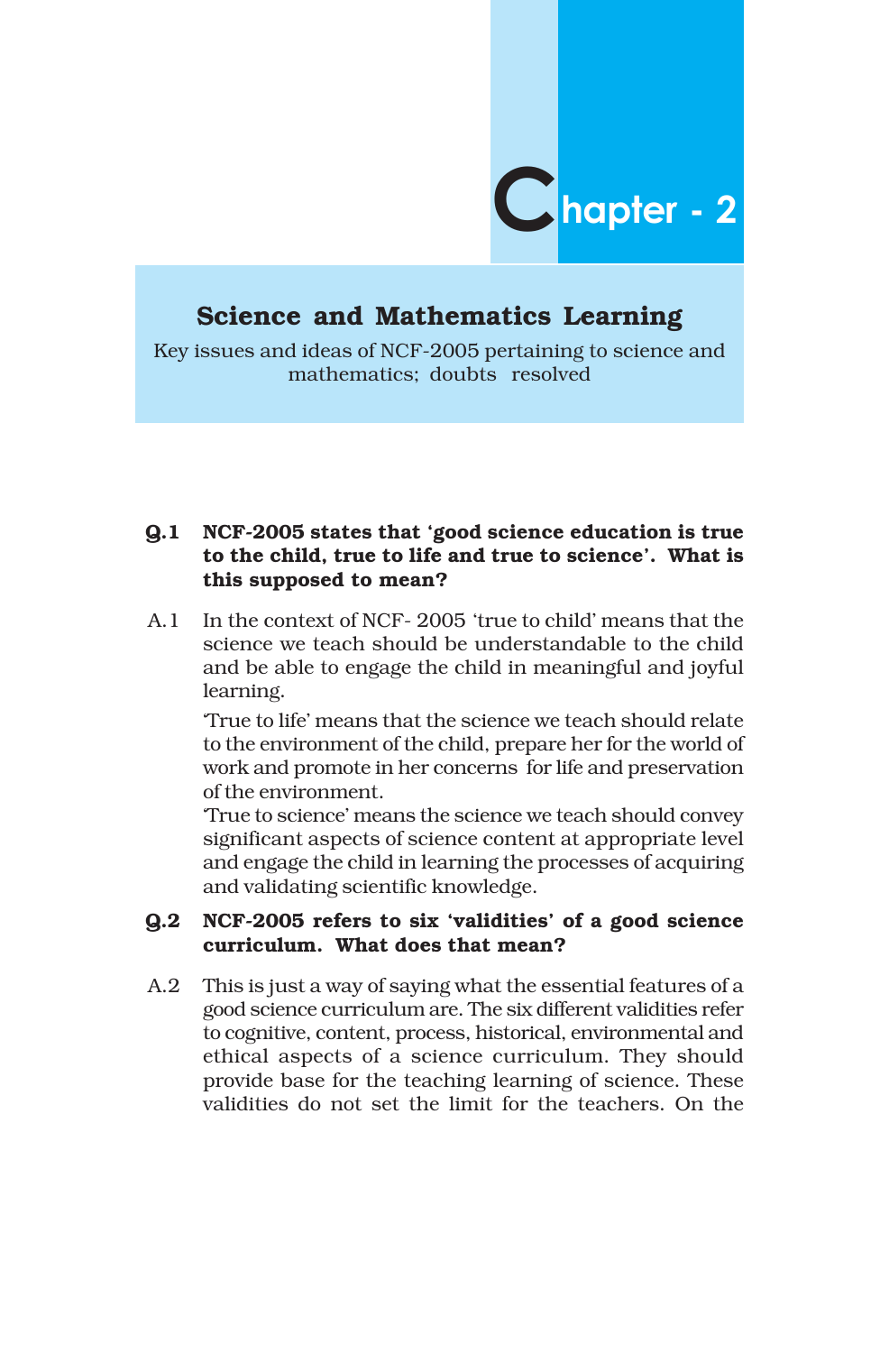# Chapter - 2

## Science and Mathematics Learning

Key issues and ideas of NCF-2005 pertaining to science and mathematics; doubts resolved

**Q.1 NCF-2005 states that 'good science education is true to the child, true to life and true to science'. What is this supposed to mean?**

A.1 In the context of NCF- 2005 'true to child' means that the science we teach should be understandable to the child and be able to engage the child in meaningful and joyful learning.

'True to life' means that the science we teach should relate to the environment of the child, prepare her for the world of work and promote in her concerns for life and preservation of the environment.

'True to science' means the science we teach should convey significant aspects of science content at appropriate level and engage the child in learning the processes of acquiring and validating scientific knowledge.

**Q.2 NCF-2005 refers to six 'validities' of a good science curriculum. What does that mean?**

A.2 This is just a way of saying what the essential features of a good science curriculum are. The six different validities refer to cognitive, content, process, historical, environmental and ethical aspects of a science curriculum. They should provide base for the teaching learning of science. These validities do not set the limit for the teachers. On the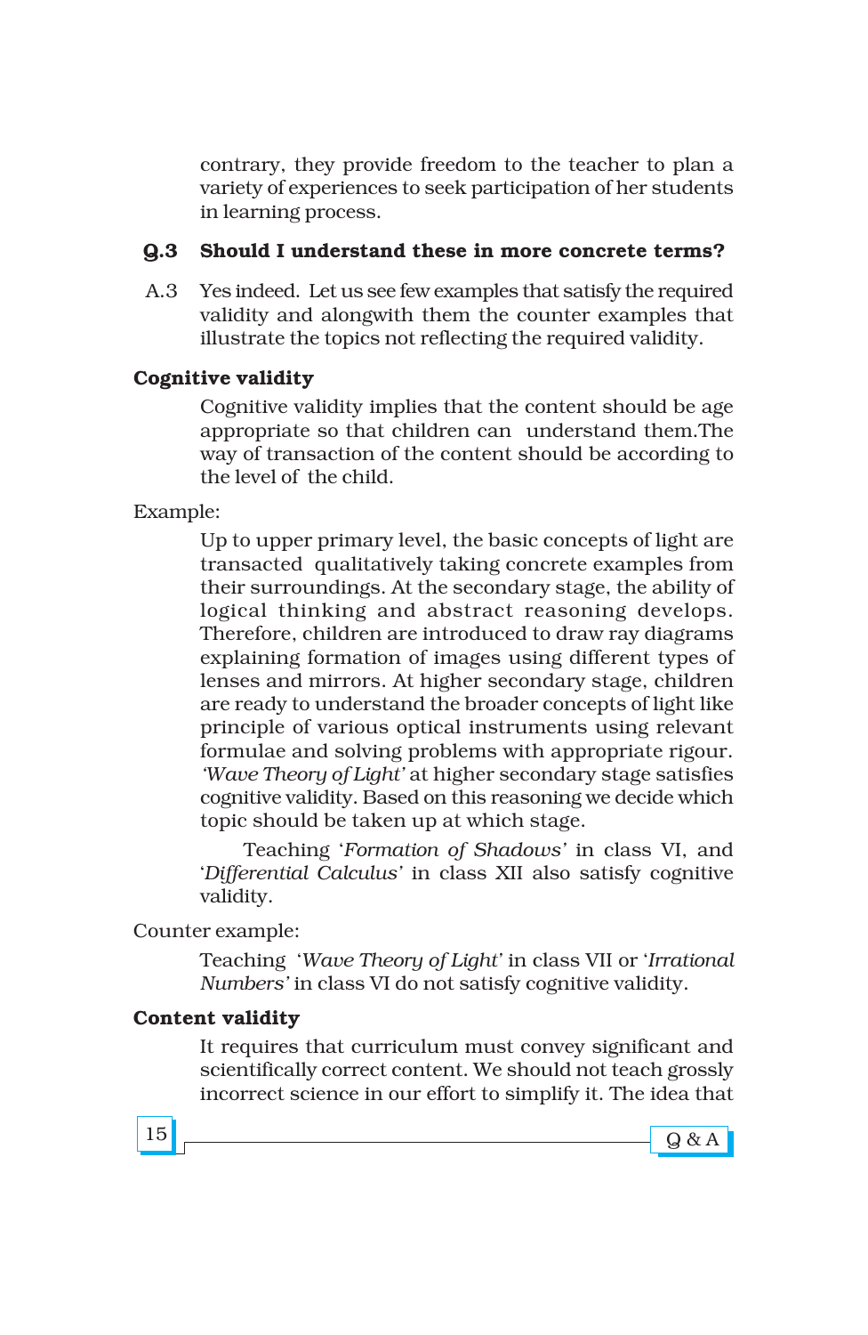contrary, they provide freedom to the teacher to plan a variety of experiences to seek participation of her students in learning process.

**Q.3 Should I understand these in more concrete terms?**

A.3 Yes indeed. Let us see few examples that satisfy the required validity and alongwith them the counter examples that illustrate the topics not reflecting the required validity.

**Cognitive validity**

Cognitive validity implies that the content should be age appropriate so that children can understand them.The way of transaction of the content should be according to the level of the child.

Example:

Up to upper primary level, the basic concepts of light are transacted qualitatively taking concrete examples from their surroundings. At the secondary stage, the ability of logical thinking and abstract reasoning develops. Therefore, children are introduced to draw ray diagrams explaining formation of images using different types of lenses and mirrors. At higher secondary stage, children are ready to understand the broader concepts of light like principle of various optical instruments using relevant formulae and solving problems with appropriate rigour. *'Wave Theory of Light'* at higher secondary stage satisfies cognitive validity. Based on this reasoning we decide which topic should be taken up at which stage.

Teaching '*Formation of Shadows*' in class VI, and '*Differential Calculus*' in class XII also satisfy cognitive validity.

Counter example:

Teaching '*Wave Theory of Light*' in class VII or '*Irrational Numbers*' in class VI do not satisfy cognitive validity.

**Content validity**

It requires that curriculum must convey significant and scientifically correct content. We should not teach grossly incorrect science in our effort to simplify it. The idea that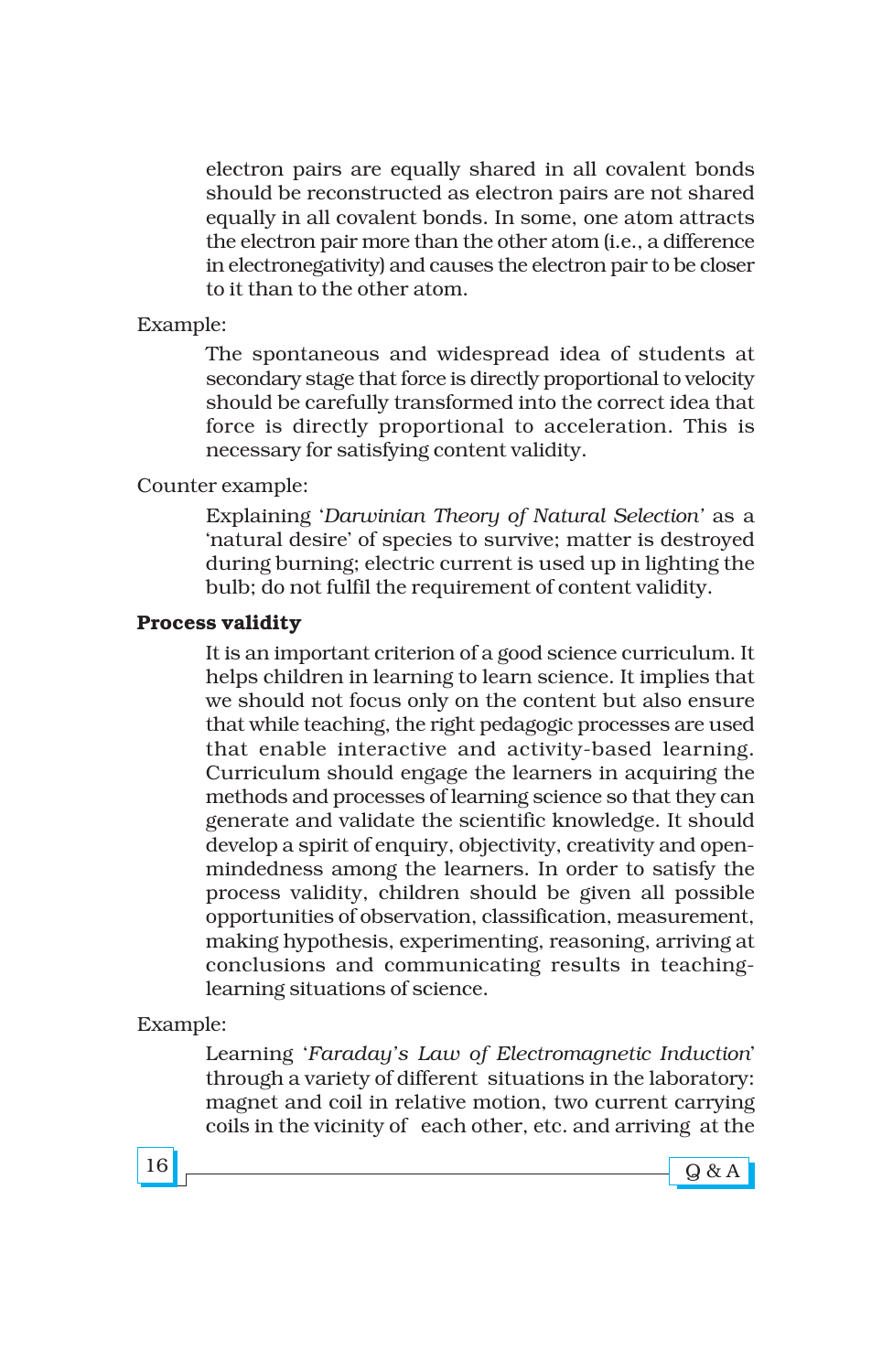electron pairs are equally shared in all covalent bonds should be reconstructed as electron pairs are not shared equally in all covalent bonds. In some, one atom attracts the electron pair more than the other atom (i.e., a difference in electronegativity) and causes the electron pair to be closer to it than to the other atom.

Example:

The spontaneous and widespread idea of students at secondary stage that force is directly proportional to velocity should be carefully transformed into the correct idea that force is directly proportional to acceleration. This is necessary for satisfying content validity.

Counter example:

Explaining '*Darwinian Theory of Natural Selection*' as a 'natural desire' of species to survive; matter is destroyed during burning; electric current is used up in lighting the bulb; do not fulfil the requirement of content validity.

**Process validity**

It is an important criterion of a good science curriculum. It helps children in learning to learn science. It implies that we should not focus only on the content but also ensure that while teaching, the right pedagogic processes are used that enable interactive and activity-based learning. Curriculum should engage the learners in acquiring the methods and processes of learning science so that they can generate and validate the scientific knowledge. It should develop a spirit of enquiry, objectivity, creativity and open-mindedness among the learners. In order to satisfy the process validity, children should be given all possible opportunities of observation, classification, measurement, making hypothesis, experimenting, reasoning, arriving at conclusions and communicating results in teaching-learning situations of science.

Example:

Learning '*Faraday's Law of Electromagnetic Induction*' through a variety of different situations in the laboratory: magnet and coil in relative motion, two current carrying coils in the vicinity of each other, etc. and arriving at the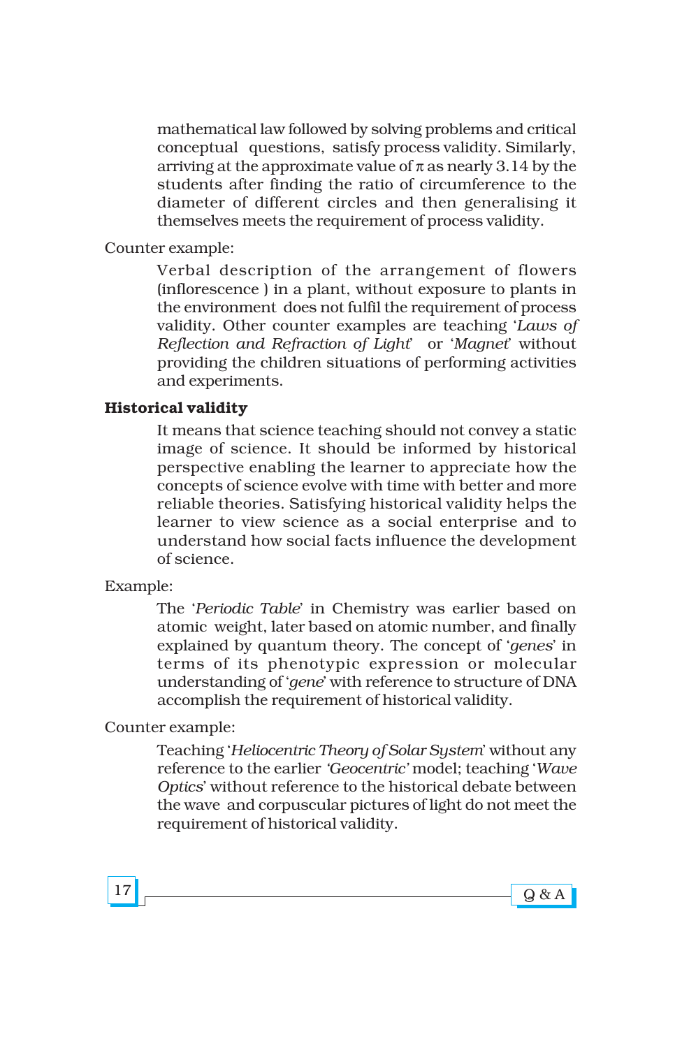mathematical law followed by solving problems and critical conceptual questions, satisfy process validity. Similarly, arriving at the approximate value of $\pi$ as nearly 3.14 by the students after finding the ratio of circumference to the diameter of different circles and then generalising it themselves meets the requirement of process validity.

Counter example:

Verbal description of the arrangement of flowers (inflorescence ) in a plant, without exposure to plants in the environment does not fulfil the requirement of process validity. Other counter examples are teaching '*Laws of Reflection and Refraction of Light*' or '*Magnet*' without providing the children situations of performing activities and experiments.

**Historical validity**

It means that science teaching should not convey a static image of science. It should be informed by historical perspective enabling the learner to appreciate how the concepts of science evolve with time with better and more reliable theories. Satisfying historical validity helps the learner to view science as a social enterprise and to understand how social facts influence the development of science.

Example:

The '*Periodic Table*' in Chemistry was earlier based on atomic weight, later based on atomic number, and finally explained by quantum theory. The concept of '*genes*' in terms of its phenotypic expression or molecular understanding of '*gene*' with reference to structure of DNA accomplish the requirement of historical validity.

Counter example:

Teaching '*Heliocentric Theory of Solar System*' without any reference to the earlier *'Geocentric'* model; teaching '*Wave Optics*' without reference to the historical debate between the wave and corpuscular pictures of light do not meet the requirement of historical validity.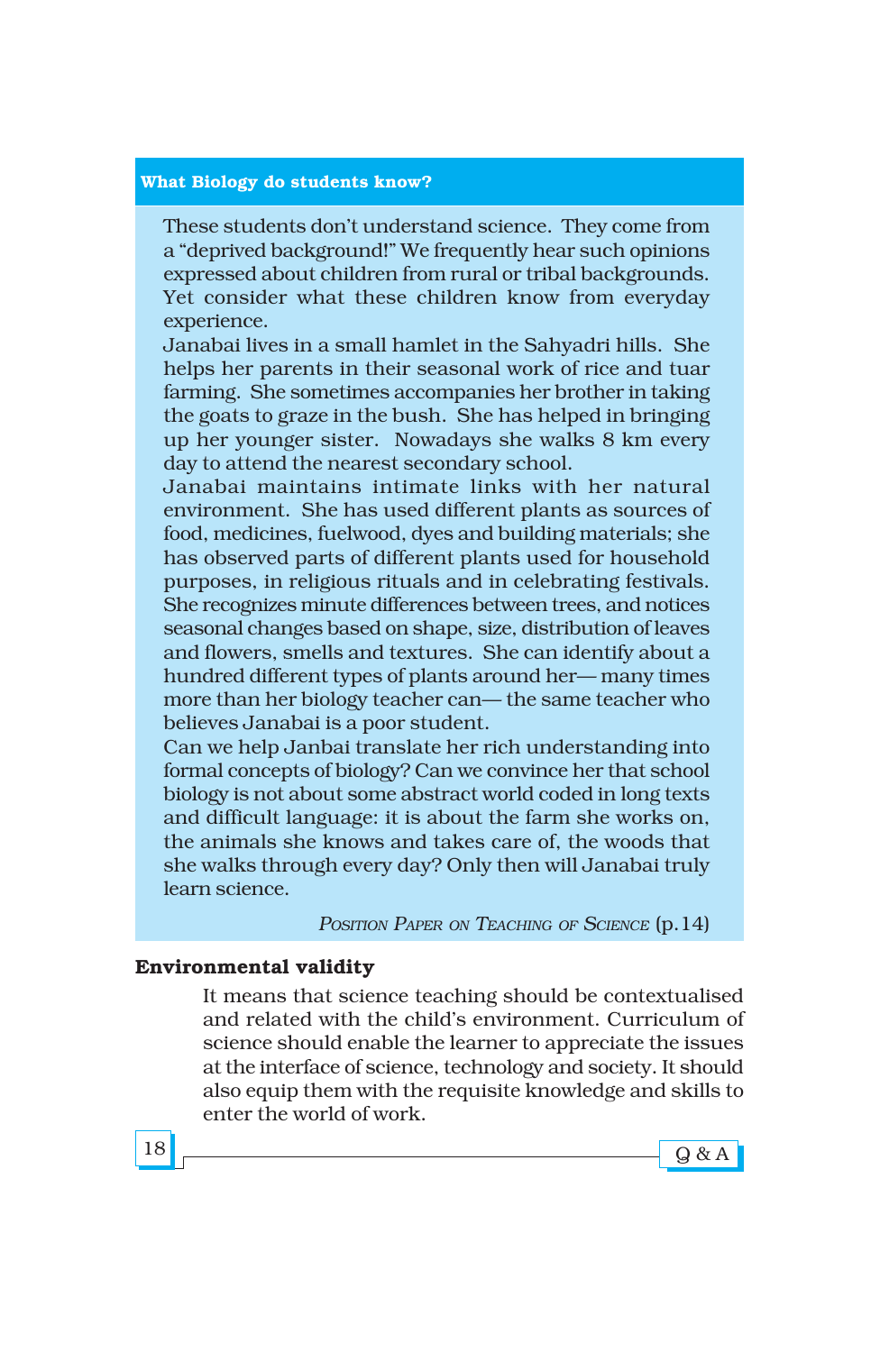**What Biology do students know?**

These students don't understand science. They come from a "deprived background!" We frequently hear such opinions expressed about children from rural or tribal backgrounds. Yet consider what these children know from everyday experience.

Janabai lives in a small hamlet in the Sahyadri hills. She helps her parents in their seasonal work of rice and tuar farming. She sometimes accompanies her brother in taking the goats to graze in the bush. She has helped in bringing up her younger sister. Nowadays she walks 8 km every day to attend the nearest secondary school.

Janabai maintains intimate links with her natural environment. She has used different plants as sources of food, medicines, fuelwood, dyes and building materials; she has observed parts of different plants used for household purposes, in religious rituals and in celebrating festivals. She recognizes minute differences between trees, and notices seasonal changes based on shape, size, distribution of leaves and flowers, smells and textures. She can identify about a hundred different types of plants around her— many times more than her biology teacher can— the same teacher who believes Janabai is a poor student.

Can we help Janbai translate her rich understanding into formal concepts of biology? Can we convince her that school biology is not about some abstract world coded in long texts and difficult language: it is about the farm she works on, the animals she knows and takes care of, the woods that she walks through every day? Only then will Janabai truly learn science.

*Position Paper on Teaching of Science* (p.14)

**Environmental validity**

It means that science teaching should be contextualised and related with the child's environment. Curriculum of science should enable the learner to appreciate the issues at the interface of science, technology and society. It should also equip them with the requisite knowledge and skills to enter the world of work.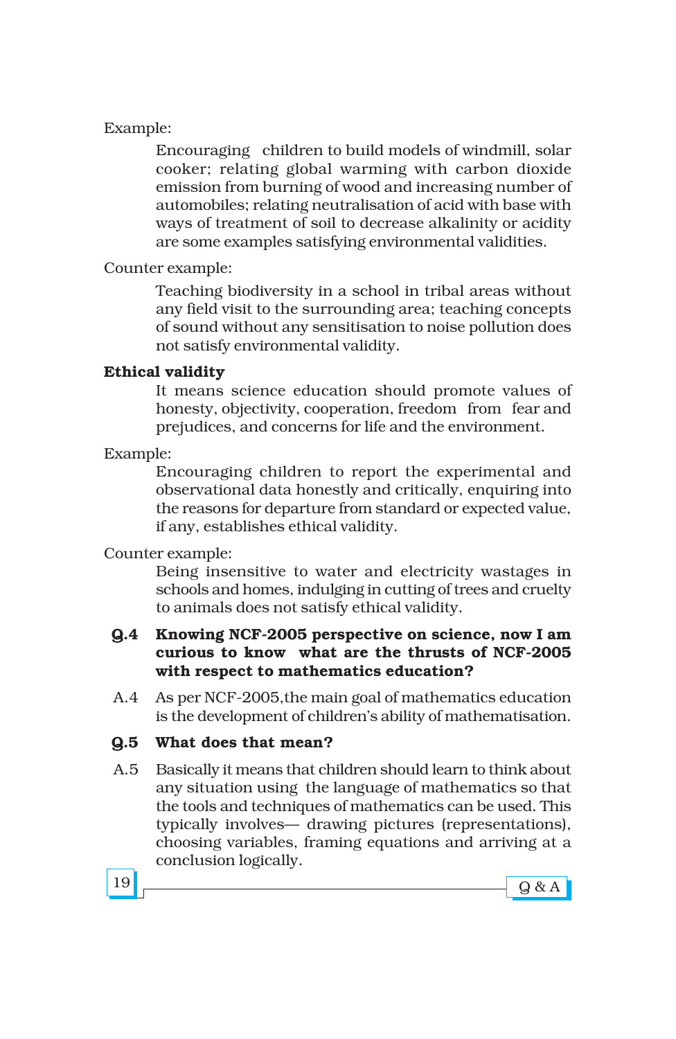Example:

Encouraging children to build models of windmill, solar cooker; relating global warming with carbon dioxide emission from burning of wood and increasing number of automobiles; relating neutralisation of acid with base with ways of treatment of soil to decrease alkalinity or acidity are some examples satisfying environmental validities.

Counter example:

Teaching biodiversity in a school in tribal areas without any field visit to the surrounding area; teaching concepts of sound without any sensitisation to noise pollution does not satisfy environmental validity.

**Ethical validity**

It means science education should promote values of honesty, objectivity, cooperation, freedom from fear and prejudices, and concerns for life and the environment.

Example:

Encouraging children to report the experimental and observational data honestly and critically, enquiring into the reasons for departure from standard or expected value, if any, establishes ethical validity.

Counter example:

Being insensitive to water and electricity wastages in schools and homes, indulging in cutting of trees and cruelty to animals does not satisfy ethical validity.

**Q.4 Knowing NCF-2005 perspective on science, now I am curious to know what are the thrusts of NCF-2005 with respect to mathematics education?**

A.4 As per NCF-2005,the main goal of mathematics education is the development of children's ability of mathematisation.

**Q.5 What does that mean?**

A.5 Basically it means that children should learn to think about any situation using the language of mathematics so that the tools and techniques of mathematics can be used. This typically involves— drawing pictures (representations), choosing variables, framing equations and arriving at a conclusion logically.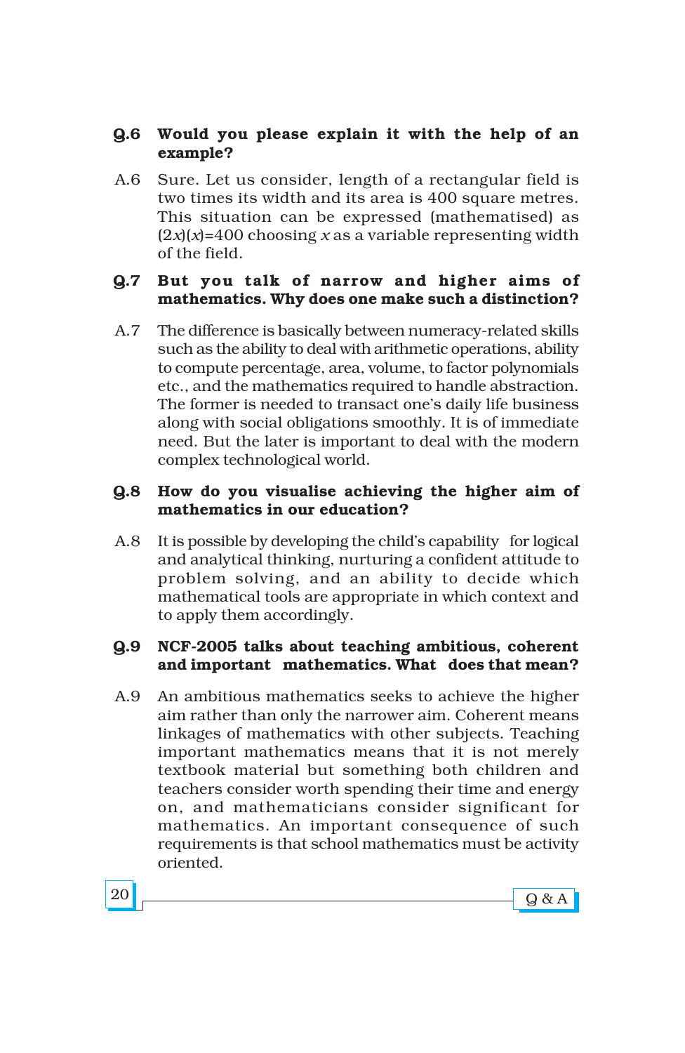**Q.6 Would you please explain it with the help of an example?**

A.6 Sure. Let us consider, length of a rectangular field is two times its width and its area is 400 square metres. This situation can be expressed (mathematised) as $(2x)(x)=400$ choosing $x$ as a variable representing width of the field.

**Q.7 But you talk of narrow and higher aims of mathematics. Why does one make such a distinction?**

A.7 The difference is basically between numeracy-related skills such as the ability to deal with arithmetic operations, ability to compute percentage, area, volume, to factor polynomials etc., and the mathematics required to handle abstraction. The former is needed to transact one's daily life business along with social obligations smoothly. It is of immediate need. But the later is important to deal with the modern complex technological world.

**Q.8 How do you visualise achieving the higher aim of mathematics in our education?**

A.8 It is possible by developing the child's capability for logical and analytical thinking, nurturing a confident attitude to problem solving, and an ability to decide which mathematical tools are appropriate in which context and to apply them accordingly.

**Q.9 NCF-2005 talks about teaching ambitious, coherent and important mathematics. What does that mean?**

A.9 An ambitious mathematics seeks to achieve the higher aim rather than only the narrower aim. Coherent means linkages of mathematics with other subjects. Teaching important mathematics means that it is not merely textbook material but something both children and teachers consider worth spending their time and energy on, and mathematicians consider significant for mathematics. An important consequence of such requirements is that school mathematics must be activity oriented.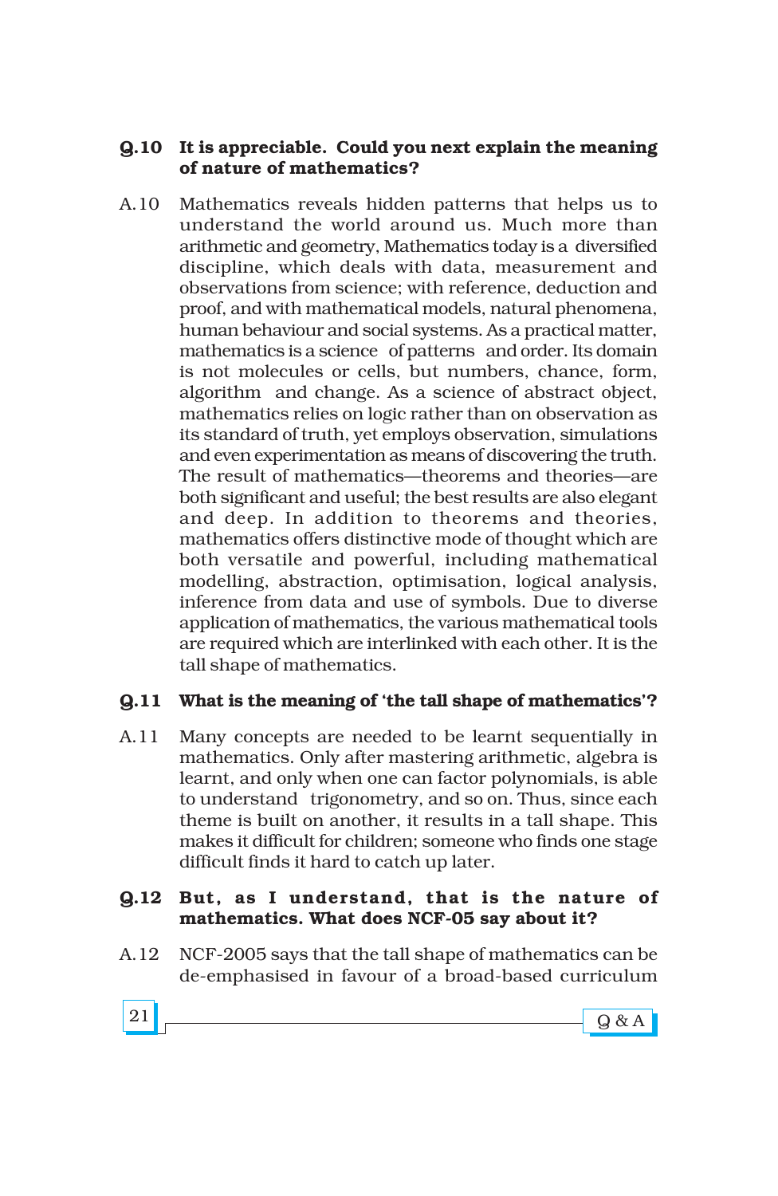**Q.10 It is appreciable. Could you next explain the meaning of nature of mathematics?**

A.10 Mathematics reveals hidden patterns that helps us to understand the world around us. Much more than arithmetic and geometry, Mathematics today is a diversified discipline, which deals with data, measurement and observations from science; with reference, deduction and proof, and with mathematical models, natural phenomena, human behaviour and social systems. As a practical matter, mathematics is a science of patterns and order. Its domain is not molecules or cells, but numbers, chance, form, algorithm and change. As a science of abstract object, mathematics relies on logic rather than on observation as its standard of truth, yet employs observation, simulations and even experimentation as means of discovering the truth. The result of mathematics—theorems and theories—are both significant and useful; the best results are also elegant and deep. In addition to theorems and theories, mathematics offers distinctive mode of thought which are both versatile and powerful, including mathematical modelling, abstraction, optimisation, logical analysis, inference from data and use of symbols. Due to diverse application of mathematics, the various mathematical tools are required which are interlinked with each other. It is the tall shape of mathematics.

**Q.11 What is the meaning of 'the tall shape of mathematics'?**

A.11 Many concepts are needed to be learnt sequentially in mathematics. Only after mastering arithmetic, algebra is learnt, and only when one can factor polynomials, is able to understand trigonometry, and so on. Thus, since each theme is built on another, it results in a tall shape. This makes it difficult for children; someone who finds one stage difficult finds it hard to catch up later.

**Q.12 But, as I understand, that is the nature of mathematics. What does NCF-05 say about it?**

A.12 NCF-2005 says that the tall shape of mathematics can be de-emphasised in favour of a broad-based curriculum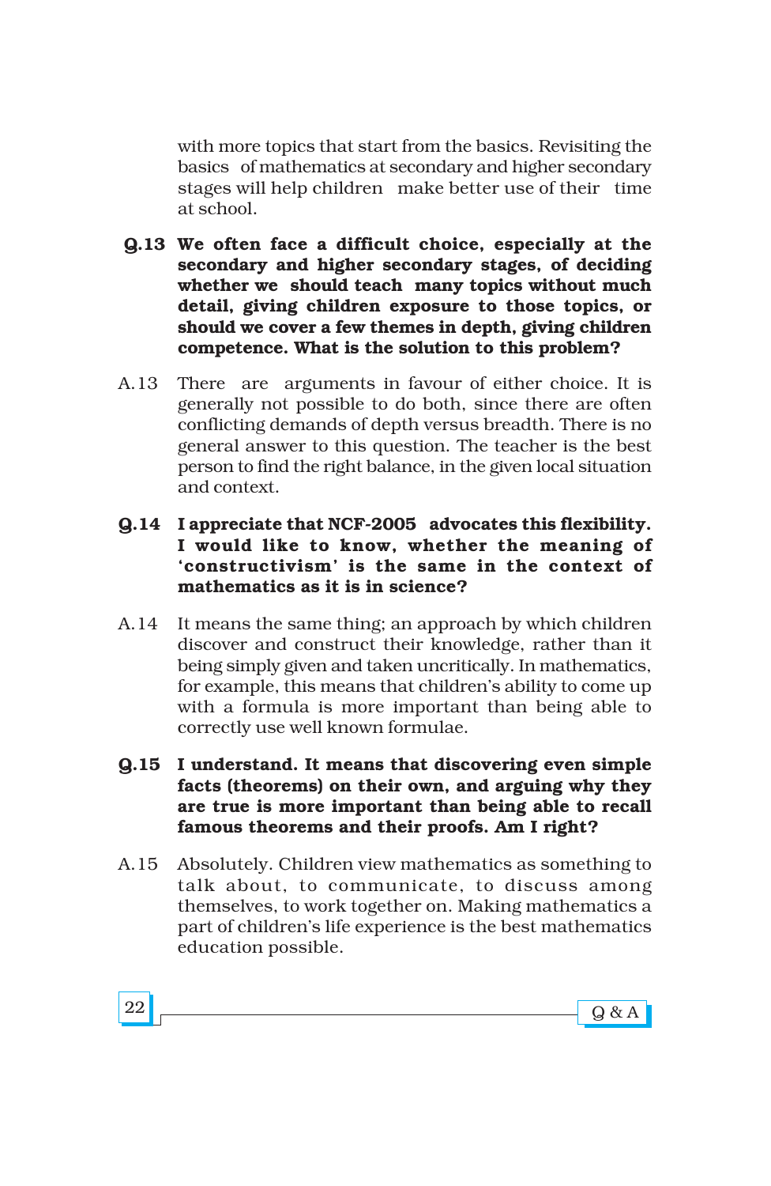with more topics that start from the basics. Revisiting the basics of mathematics at secondary and higher secondary stages will help children make better use of their time at school.

**Q.13 We often face a difficult choice, especially at the secondary and higher secondary stages, of deciding whether we should teach many topics without much detail, giving children exposure to those topics, or should we cover a few themes in depth, giving children competence. What is the solution to this problem?**

A.13 There are arguments in favour of either choice. It is generally not possible to do both, since there are often conflicting demands of depth versus breadth. There is no general answer to this question. The teacher is the best person to find the right balance, in the given local situation and context.

**Q.14 I appreciate that NCF-2005 advocates this flexibility. I would like to know, whether the meaning of 'constructivism' is the same in the context of mathematics as it is in science?**

A.14 It means the same thing; an approach by which children discover and construct their knowledge, rather than it being simply given and taken uncritically. In mathematics, for example, this means that children's ability to come up with a formula is more important than being able to correctly use well known formulae.

**Q.15 I understand. It means that discovering even simple facts (theorems) on their own, and arguing why they are true is more important than being able to recall famous theorems and their proofs. Am I right?**

A.15 Absolutely. Children view mathematics as something to talk about, to communicate, to discuss among themselves, to work together on. Making mathematics a part of children's life experience is the best mathematics education possible.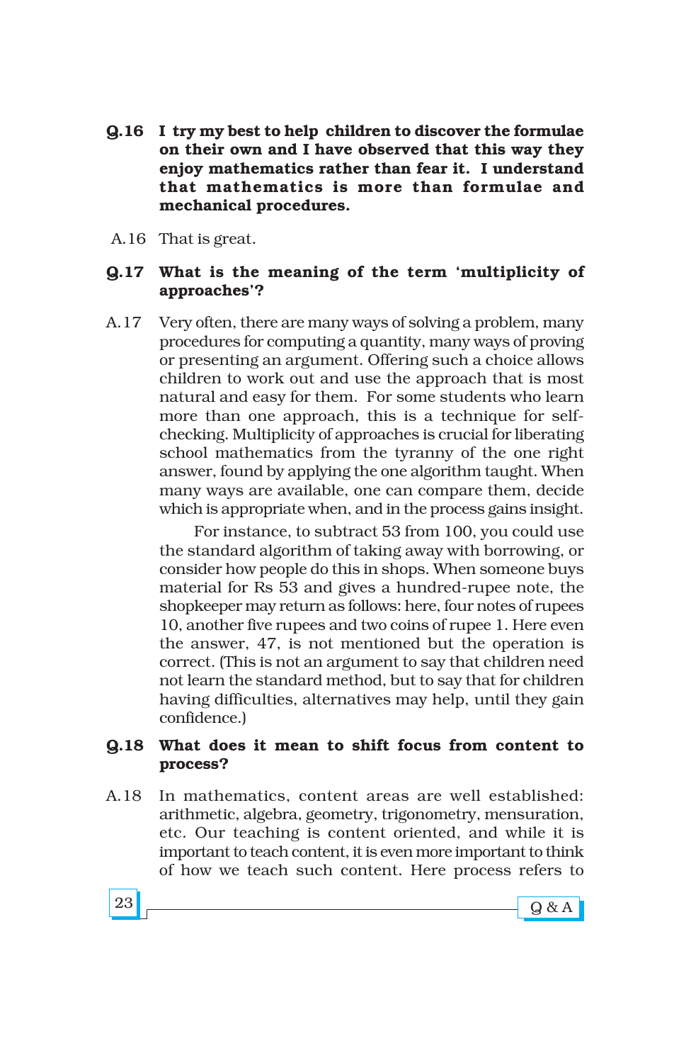**Q.16 I try my best to help children to discover the formulae on their own and I have observed that this way they enjoy mathematics rather than fear it. I understand that mathematics is more than formulae and mechanical procedures.**

A.16 That is great.

**Q.17 What is the meaning of the term 'multiplicity of approaches'?**

A.17 Very often, there are many ways of solving a problem, many procedures for computing a quantity, many ways of proving or presenting an argument. Offering such a choice allows children to work out and use the approach that is most natural and easy for them. For some students who learn more than one approach, this is a technique for self-checking. Multiplicity of approaches is crucial for liberating school mathematics from the tyranny of the one right answer, found by applying the one algorithm taught. When many ways are available, one can compare them, decide which is appropriate when, and in the process gains insight.

For instance, to subtract 53 from 100, you could use the standard algorithm of taking away with borrowing, or consider how people do this in shops. When someone buys material for Rs 53 and gives a hundred-rupee note, the shopkeeper may return as follows: here, four notes of rupees 10, another five rupees and two coins of rupee 1. Here even the answer, 47, is not mentioned but the operation is correct. (This is not an argument to say that children need not learn the standard method, but to say that for children having difficulties, alternatives may help, until they gain confidence.)

**Q.18 What does it mean to shift focus from content to process?**

A.18 In mathematics, content areas are well established: arithmetic, algebra, geometry, trigonometry, mensuration, etc. Our teaching is content oriented, and while it is important to teach content, it is even more important to think of how we teach such content. Here process refers to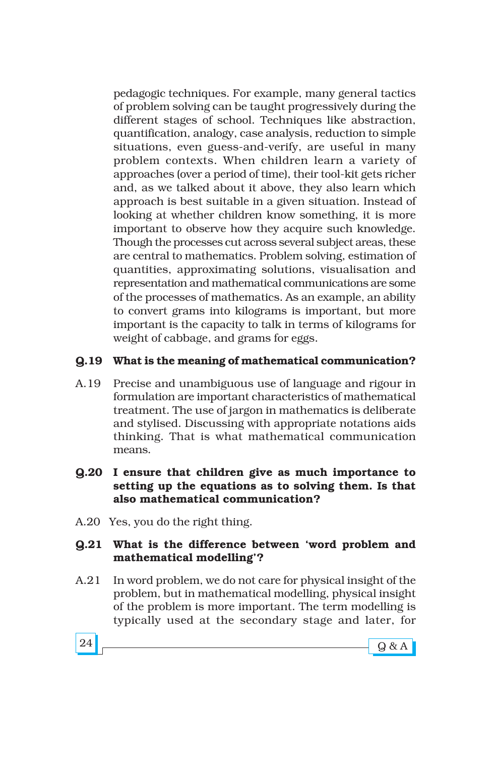pedagogic techniques. For example, many general tactics of problem solving can be taught progressively during the different stages of school. Techniques like abstraction, quantification, analogy, case analysis, reduction to simple situations, even guess-and-verify, are useful in many problem contexts. When children learn a variety of approaches (over a period of time), their tool-kit gets richer and, as we talked about it above, they also learn which approach is best suitable in a given situation. Instead of looking at whether children know something, it is more important to observe how they acquire such knowledge. Though the processes cut across several subject areas, these are central to mathematics. Problem solving, estimation of quantities, approximating solutions, visualisation and representation and mathematical communications are some of the processes of mathematics. As an example, an ability to convert grams into kilograms is important, but more important is the capacity to talk in terms of kilograms for weight of cabbage, and grams for eggs.

**Q.19 What is the meaning of mathematical communication?**

A.19 Precise and unambiguous use of language and rigour in formulation are important characteristics of mathematical treatment. The use of jargon in mathematics is deliberate and stylised. Discussing with appropriate notations aids thinking. That is what mathematical communication means.

**Q.20 I ensure that children give as much importance to setting up the equations as to solving them. Is that also mathematical communication?**

A.20 Yes, you do the right thing.

**Q.21 What is the difference between 'word problem and mathematical modelling'?**

A.21 In word problem, we do not care for physical insight of the problem, but in mathematical modelling, physical insight of the problem is more important. The term modelling is typically used at the secondary stage and later, for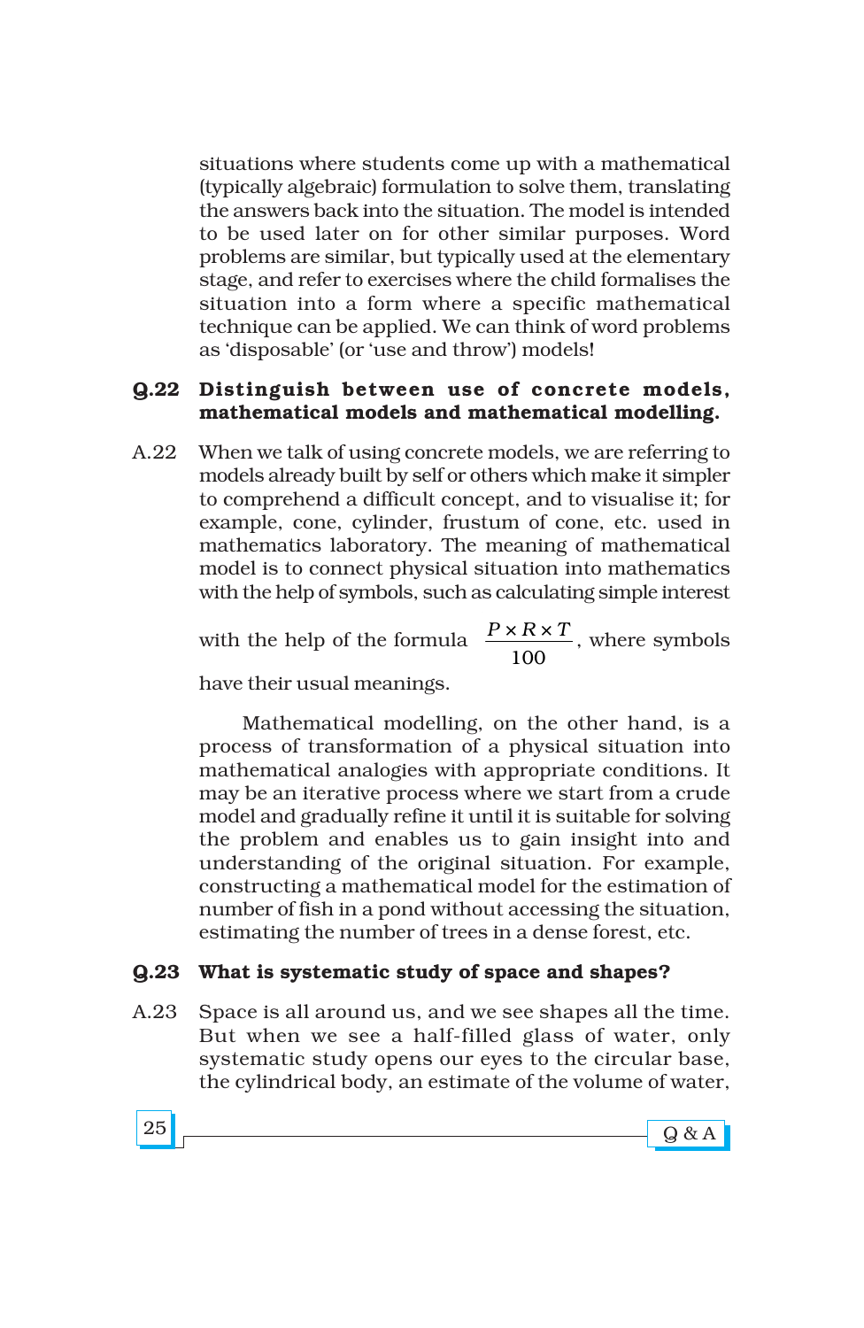situations where students come up with a mathematical (typically algebraic) formulation to solve them, translating the answers back into the situation. The model is intended to be used later on for other similar purposes. Word problems are similar, but typically used at the elementary stage, and refer to exercises where the child formalises the situation into a form where a specific mathematical technique can be applied. We can think of word problems as 'disposable' (or 'use and throw') models!

**Q.22 Distinguish between use of concrete models, mathematical models and mathematical modelling.**

A.22 When we talk of using concrete models, we are referring to models already built by self or others which make it simpler to comprehend a difficult concept, and to visualise it; for example, cone, cylinder, frustum of cone, etc. used in mathematics laboratory. The meaning of mathematical model is to connect physical situation into mathematics with the help of symbols, such as calculating simple interest with the help of the formula $\frac{P \times R \times T}{100}$, where symbols have their usual meanings.

Mathematical modelling, on the other hand, is a process of transformation of a physical situation into mathematical analogies with appropriate conditions. It may be an iterative process where we start from a crude model and gradually refine it until it is suitable for solving the problem and enables us to gain insight into and understanding of the original situation. For example, constructing a mathematical model for the estimation of number of fish in a pond without accessing the situation, estimating the number of trees in a dense forest, etc.

**Q.23 What is systematic study of space and shapes?**

A.23 Space is all around us, and we see shapes all the time. But when we see a half-filled glass of water, only systematic study opens our eyes to the circular base, the cylindrical body, an estimate of the volume of water,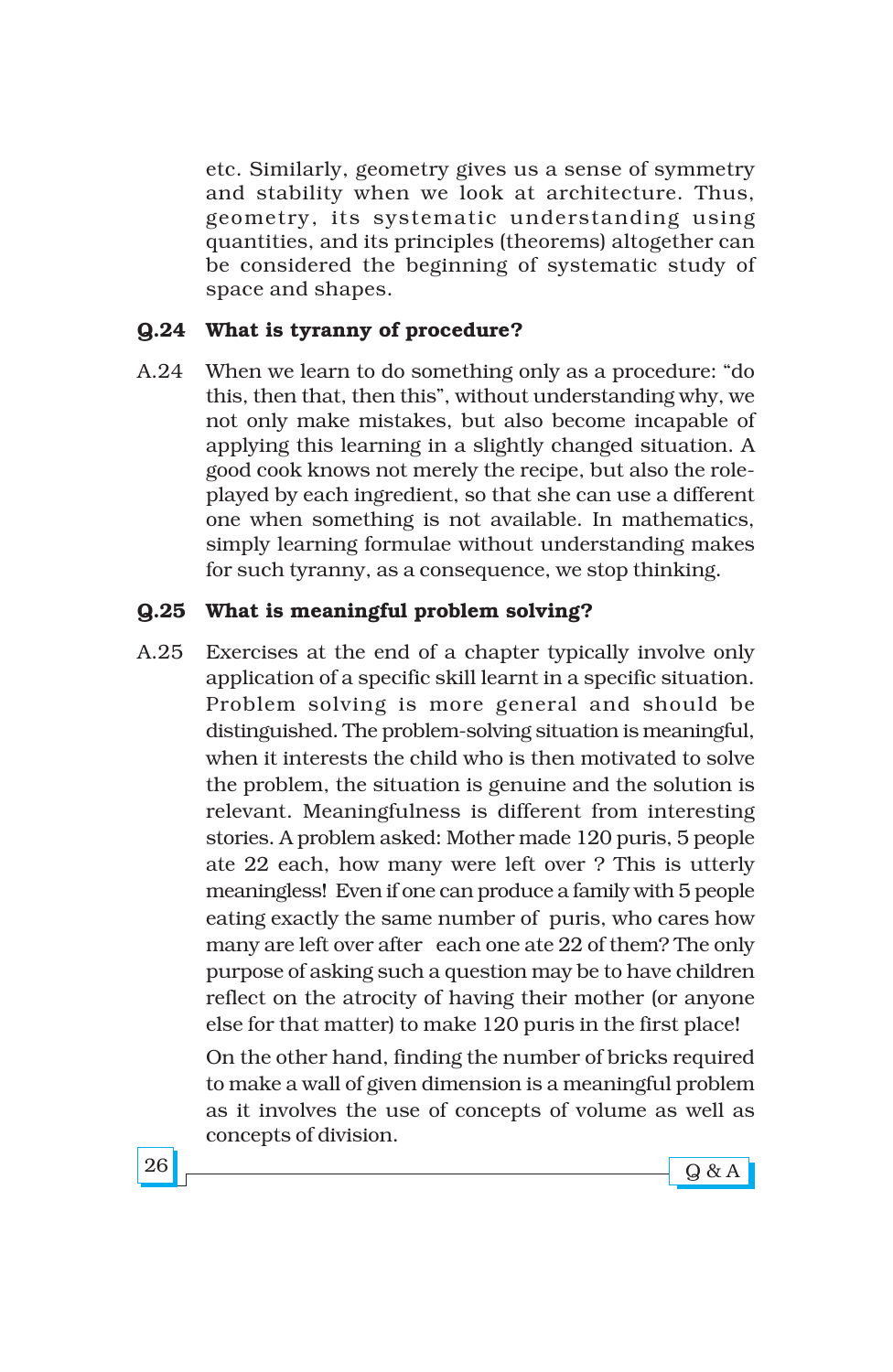etc. Similarly, geometry gives us a sense of symmetry and stability when we look at architecture. Thus, geometry, its systematic understanding using quantities, and its principles (theorems) altogether can be considered the beginning of systematic study of space and shapes.

**Q.24 What is tyranny of procedure?**

A.24 When we learn to do something only as a procedure: "do this, then that, then this", without understanding why, we not only make mistakes, but also become incapable of applying this learning in a slightly changed situation. A good cook knows not merely the recipe, but also the role-played by each ingredient, so that she can use a different one when something is not available. In mathematics, simply learning formulae without understanding makes for such tyranny, as a consequence, we stop thinking.

**Q.25 What is meaningful problem solving?**

A.25 Exercises at the end of a chapter typically involve only application of a specific skill learnt in a specific situation. Problem solving is more general and should be distinguished. The problem-solving situation is meaningful, when it interests the child who is then motivated to solve the problem, the situation is genuine and the solution is relevant. Meaningfulness is different from interesting stories. A problem asked: Mother made 120 puris, 5 people ate 22 each, how many were left over ? This is utterly meaningless! Even if one can produce a family with 5 people eating exactly the same number of puris, who cares how many are left over after each one ate 22 of them? The only purpose of asking such a question may be to have children reflect on the atrocity of having their mother (or anyone else for that matter) to make 120 puris in the first place!

On the other hand, finding the number of bricks required to make a wall of given dimension is a meaningful problem as it involves the use of concepts of volume as well as concepts of division.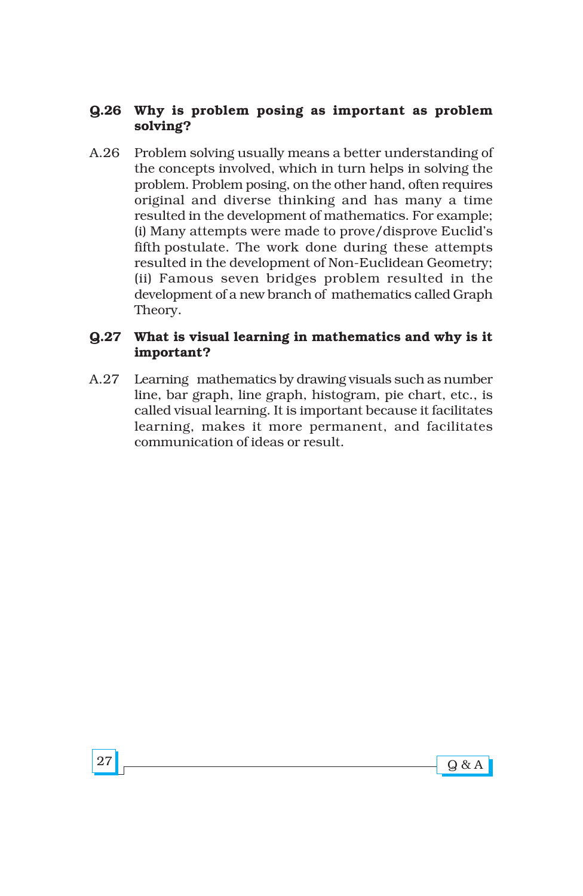**Q.26 Why is problem posing as important as problem solving?**

A.26 Problem solving usually means a better understanding of the concepts involved, which in turn helps in solving the problem. Problem posing, on the other hand, often requires original and diverse thinking and has many a time resulted in the development of mathematics. For example; (i) Many attempts were made to prove/disprove Euclid's fifth postulate. The work done during these attempts resulted in the development of Non-Euclidean Geometry; (ii) Famous seven bridges problem resulted in the development of a new branch of mathematics called Graph Theory.

**Q.27 What is visual learning in mathematics and why is it important?**

A.27 Learning mathematics by drawing visuals such as number line, bar graph, line graph, histogram, pie chart, etc., is called visual learning. It is important because it facilitates learning, makes it more permanent, and facilitates communication of ideas or result.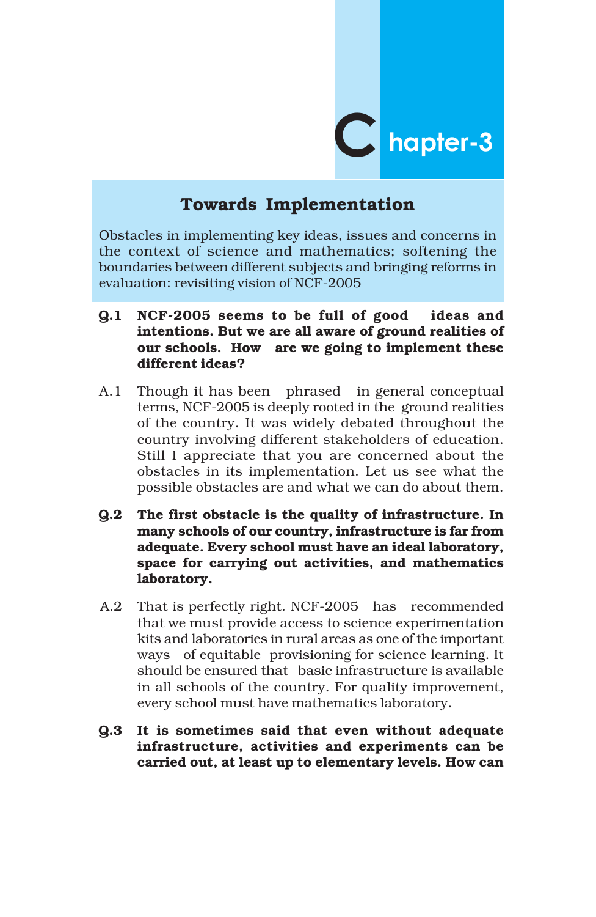# Chapter-3

## Towards Implementation

Obstacles in implementing key ideas, issues and concerns in the context of science and mathematics; softening the boundaries between different subjects and bringing reforms in evaluation: revisiting vision of NCF-2005

**Q.1 NCF-2005 seems to be full of good ideas and intentions. But we are all aware of ground realities of our schools. How are we going to implement these different ideas?**

A.1 Though it has been phrased in general conceptual terms, NCF-2005 is deeply rooted in the ground realities of the country. It was widely debated throughout the country involving different stakeholders of education. Still I appreciate that you are concerned about the obstacles in its implementation. Let us see what the possible obstacles are and what we can do about them.

**Q.2 The first obstacle is the quality of infrastructure. In many schools of our country, infrastructure is far from adequate. Every school must have an ideal laboratory, space for carrying out activities, and mathematics laboratory.**

A.2 That is perfectly right. NCF-2005 has recommended that we must provide access to science experimentation kits and laboratories in rural areas as one of the important ways of equitable provisioning for science learning. It should be ensured that basic infrastructure is available in all schools of the country. For quality improvement, every school must have mathematics laboratory.

**Q.3 It is sometimes said that even without adequate infrastructure, activities and experiments can be carried out, at least up to elementary levels. How can**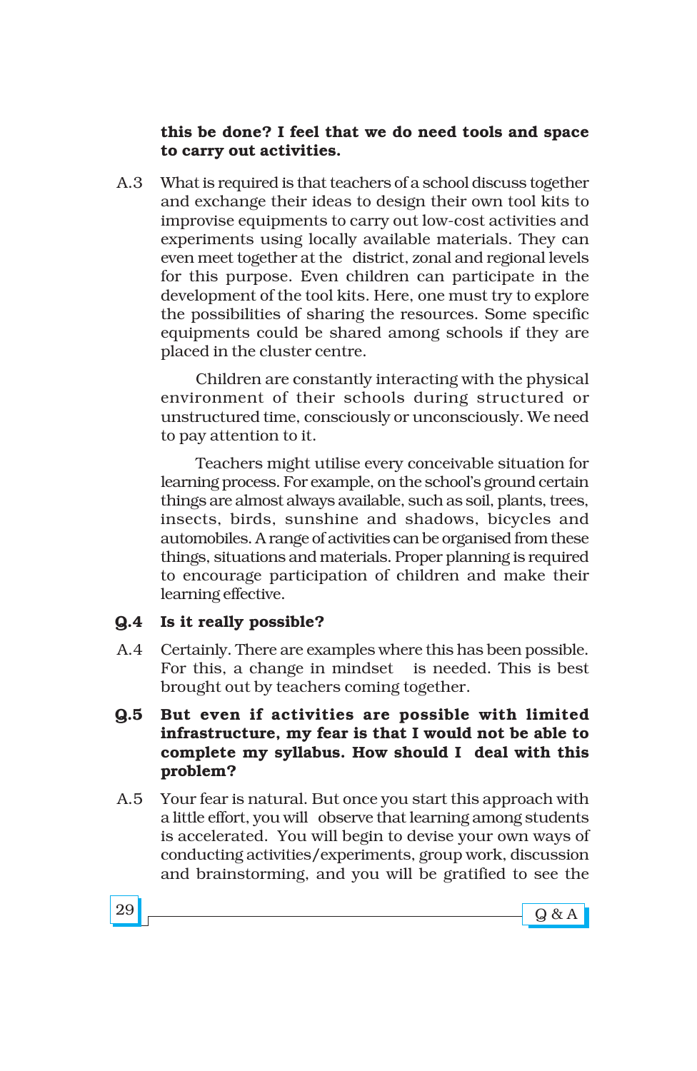**this be done? I feel that we do need tools and space to carry out activities.**

A.3 What is required is that teachers of a school discuss together and exchange their ideas to design their own tool kits to improvise equipments to carry out low-cost activities and experiments using locally available materials. They can even meet together at the district, zonal and regional levels for this purpose. Even children can participate in the development of the tool kits. Here, one must try to explore the possibilities of sharing the resources. Some specific equipments could be shared among schools if they are placed in the cluster centre.

Children are constantly interacting with the physical environment of their schools during structured or unstructured time, consciously or unconsciously. We need to pay attention to it.

Teachers might utilise every conceivable situation for learning process. For example, on the school's ground certain things are almost always available, such as soil, plants, trees, insects, birds, sunshine and shadows, bicycles and automobiles. A range of activities can be organised from these things, situations and materials. Proper planning is required to encourage participation of children and make their learning effective.

**Q.4 Is it really possible?**

A.4 Certainly. There are examples where this has been possible. For this, a change in mindset is needed. This is best brought out by teachers coming together.

**Q.5 But even if activities are possible with limited infrastructure, my fear is that I would not be able to complete my syllabus. How should I deal with this problem?**

A.5 Your fear is natural. But once you start this approach with a little effort, you will observe that learning among students is accelerated. You will begin to devise your own ways of conducting activities/experiments, group work, discussion and brainstorming, and you will be gratified to see the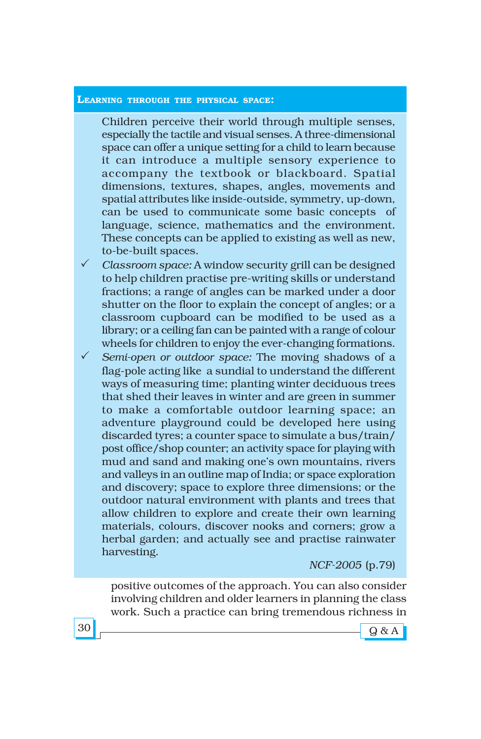**Learning through the physical space:**

Children perceive their world through multiple senses, especially the tactile and visual senses. A three-dimensional space can offer a unique setting for a child to learn because it can introduce a multiple sensory experience to accompany the textbook or blackboard. Spatial dimensions, textures, shapes, angles, movements and spatial attributes like inside-outside, symmetry, up-down, can be used to communicate some basic concepts of language, science, mathematics and the environment. These concepts can be applied to existing as well as new, to-be-built spaces.

- ✓ *Classroom space:* A window security grill can be designed to help children practise pre-writing skills or understand fractions; a range of angles can be marked under a door shutter on the floor to explain the concept of angles; or a classroom cupboard can be modified to be used as a library; or a ceiling fan can be painted with a range of colour wheels for children to enjoy the ever-changing formations.
- ✓ *Semi-open or outdoor space:* The moving shadows of a flag-pole acting like a sundial to understand the different ways of measuring time; planting winter deciduous trees that shed their leaves in winter and are green in summer to make a comfortable outdoor learning space; an adventure playground could be developed here using discarded tyres; a counter space to simulate a bus/train/post office/shop counter; an activity space for playing with mud and sand and making one's own mountains, rivers and valleys in an outline map of India; or space exploration and discovery; space to explore three dimensions; or the outdoor natural environment with plants and trees that allow children to explore and create their own learning materials, colours, discover nooks and corners; grow a herbal garden; and actually see and practise rainwater harvesting.

*NCF-2005* (p.79)

positive outcomes of the approach. You can also consider involving children and older learners in planning the class work. Such a practice can bring tremendous richness in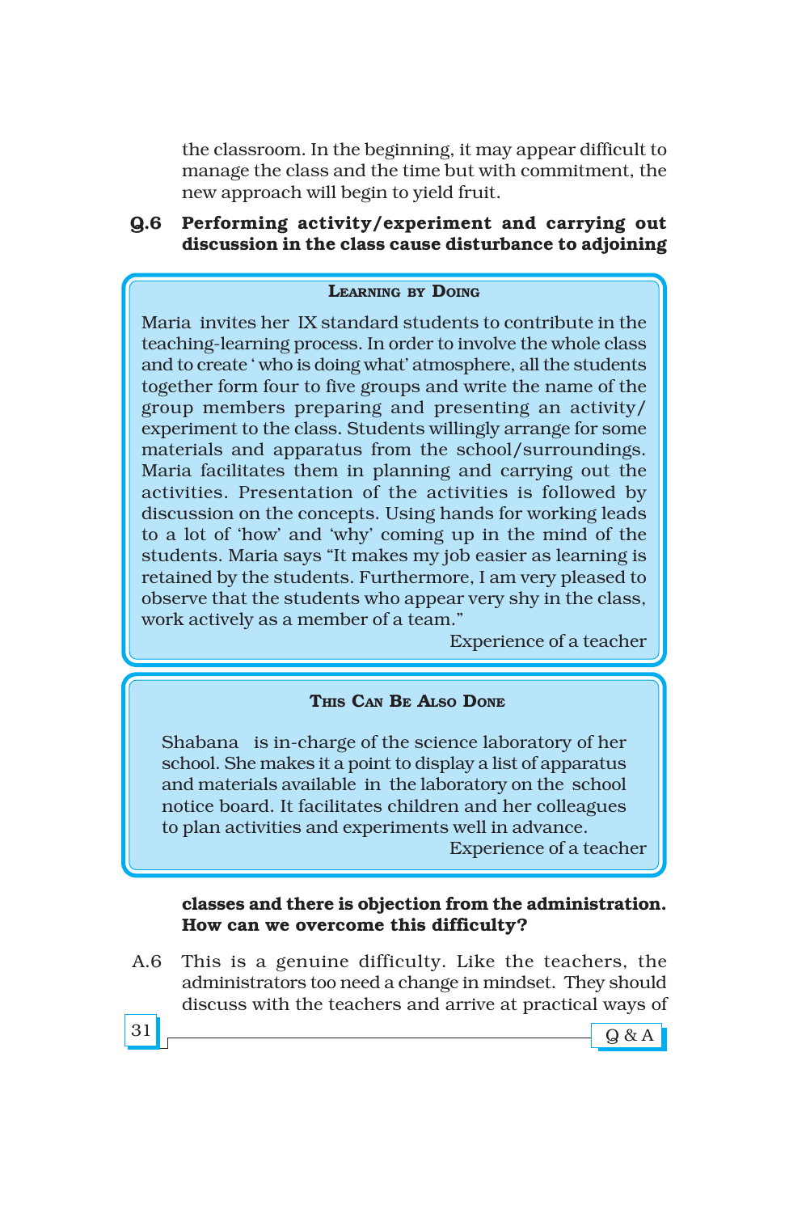the classroom. In the beginning, it may appear difficult to manage the class and the time but with commitment, the new approach will begin to yield fruit.

**Q.6 Performing activity/experiment and carrying out discussion in the class cause disturbance to adjoining classes and there is objection from the administration. How can we overcome this difficulty?**

> **LEARNING BY DOING**
>
> Maria invites her IX standard students to contribute in the teaching-learning process. In order to involve the whole class and to create ' who is doing what' atmosphere, all the students together form four to five groups and write the name of the group members preparing and presenting an activity/ experiment to the class. Students willingly arrange for some materials and apparatus from the school/surroundings. Maria facilitates them in planning and carrying out the activities. Presentation of the activities is followed by discussion on the concepts. Using hands for working leads to a lot of 'how' and 'why' coming up in the mind of the students. Maria says "It makes my job easier as learning is retained by the students. Furthermore, I am very pleased to observe that the students who appear very shy in the class, work actively as a member of a team."
>
> Experience of a teacher

> **THIS CAN BE ALSO DONE**
>
> Shabana is in-charge of the science laboratory of her school. She makes it a point to display a list of apparatus and materials available in the laboratory on the school notice board. It facilitates children and her colleagues to plan activities and experiments well in advance.
>
> Experience of a teacher

A.6 This is a genuine difficulty. Like the teachers, the administrators too need a change in mindset. They should discuss with the teachers and arrive at practical ways of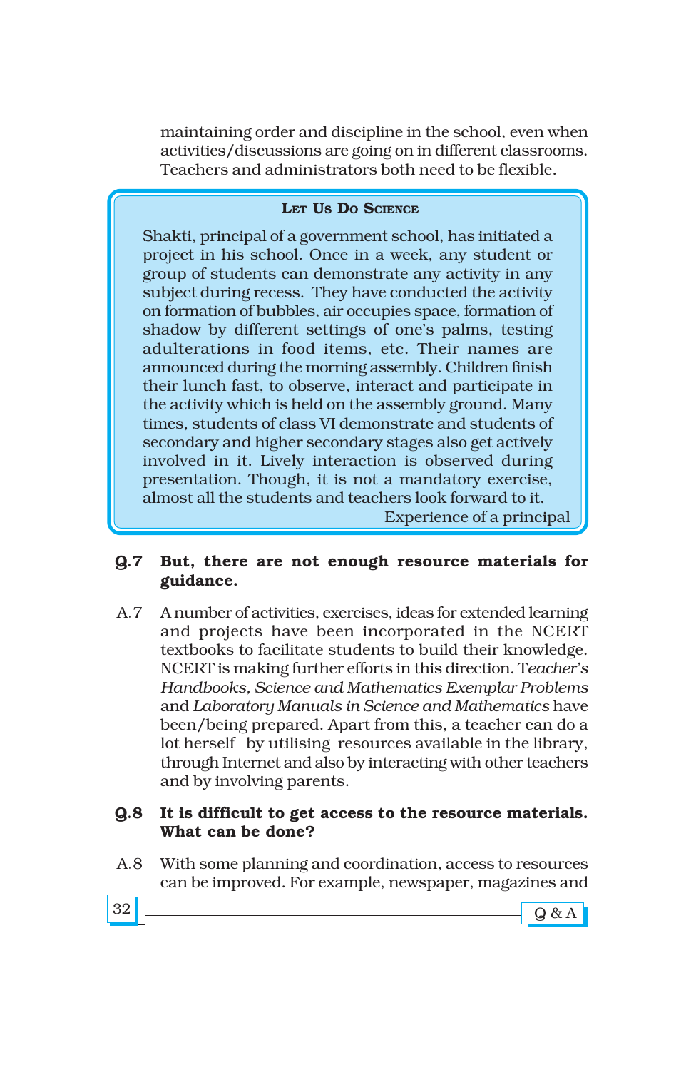maintaining order and discipline in the school, even when activities/discussions are going on in different classrooms. Teachers and administrators both need to be flexible.

> **LET US DO SCIENCE**
>
> Shakti, principal of a government school, has initiated a project in his school. Once in a week, any student or group of students can demonstrate any activity in any subject during recess. They have conducted the activity on formation of bubbles, air occupies space, formation of shadow by different settings of one's palms, testing adulterations in food items, etc. Their names are announced during the morning assembly. Children finish their lunch fast, to observe, interact and participate in the activity which is held on the assembly ground. Many times, students of class VI demonstrate and students of secondary and higher secondary stages also get actively involved in it. Lively interaction is observed during presentation. Though, it is not a mandatory exercise, almost all the students and teachers look forward to it.
>
> Experience of a principal

**Q.7 But, there are not enough resource materials for guidance.**

A.7 A number of activities, exercises, ideas for extended learning and projects have been incorporated in the NCERT textbooks to facilitate students to build their knowledge. NCERT is making further efforts in this direction. T*eacher's Handbooks, Science and Mathematics Exemplar Problems* and *Laboratory Manuals in Science and Mathematics* have been/being prepared. Apart from this, a teacher can do a lot herself by utilising resources available in the library, through Internet and also by interacting with other teachers and by involving parents.

**Q.8 It is difficult to get access to the resource materials. What can be done?**

A.8 With some planning and coordination, access to resources can be improved. For example, newspaper, magazines and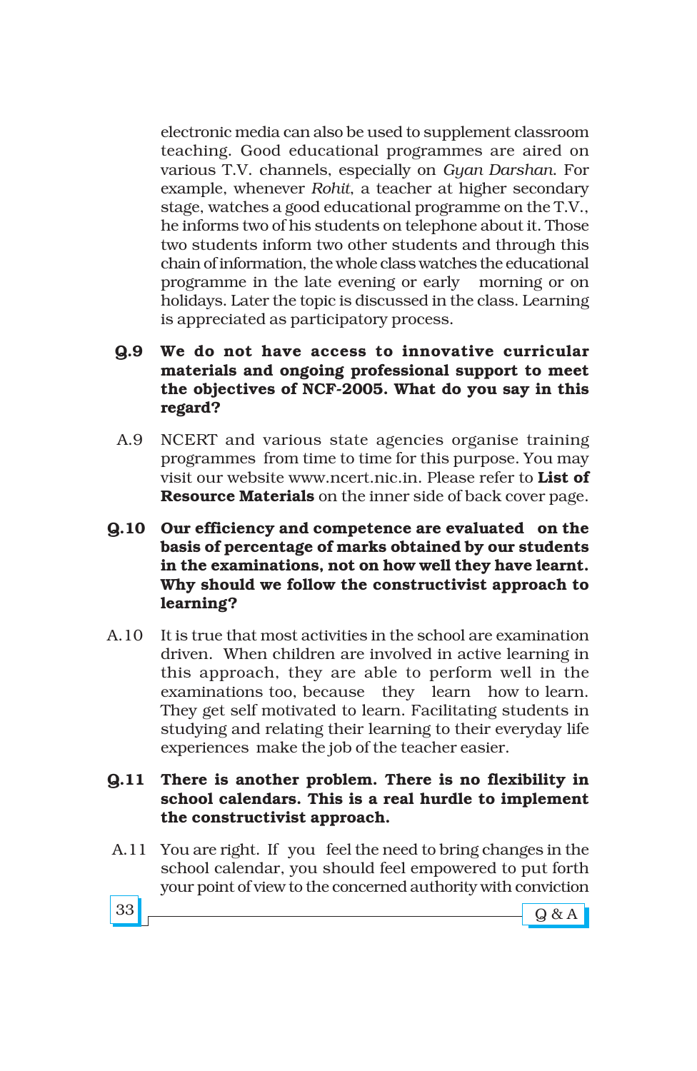electronic media can also be used to supplement classroom teaching. Good educational programmes are aired on various T.V. channels, especially on *Gyan Darshan*. For example, whenever *Rohit*, a teacher at higher secondary stage, watches a good educational programme on the T.V., he informs two of his students on telephone about it. Those two students inform two other students and through this chain of information, the whole class watches the educational programme in the late evening or early morning or on holidays. Later the topic is discussed in the class. Learning is appreciated as participatory process.

**Q.9 We do not have access to innovative curricular materials and ongoing professional support to meet the objectives of NCF-2005. What do you say in this regard?**

A.9 NCERT and various state agencies organise training programmes from time to time for this purpose. You may visit our website www.ncert.nic.in. Please refer to **List of Resource Materials** on the inner side of back cover page.

**Q.10 Our efficiency and competence are evaluated on the basis of percentage of marks obtained by our students in the examinations, not on how well they have learnt. Why should we follow the constructivist approach to learning?**

A.10 It is true that most activities in the school are examination driven. When children are involved in active learning in this approach, they are able to perform well in the examinations too, because they learn how to learn. They get self motivated to learn. Facilitating students in studying and relating their learning to their everyday life experiences make the job of the teacher easier.

**Q.11 There is another problem. There is no flexibility in school calendars. This is a real hurdle to implement the constructivist approach.**

A.11 You are right. If you feel the need to bring changes in the school calendar, you should feel empowered to put forth your point of view to the concerned authority with conviction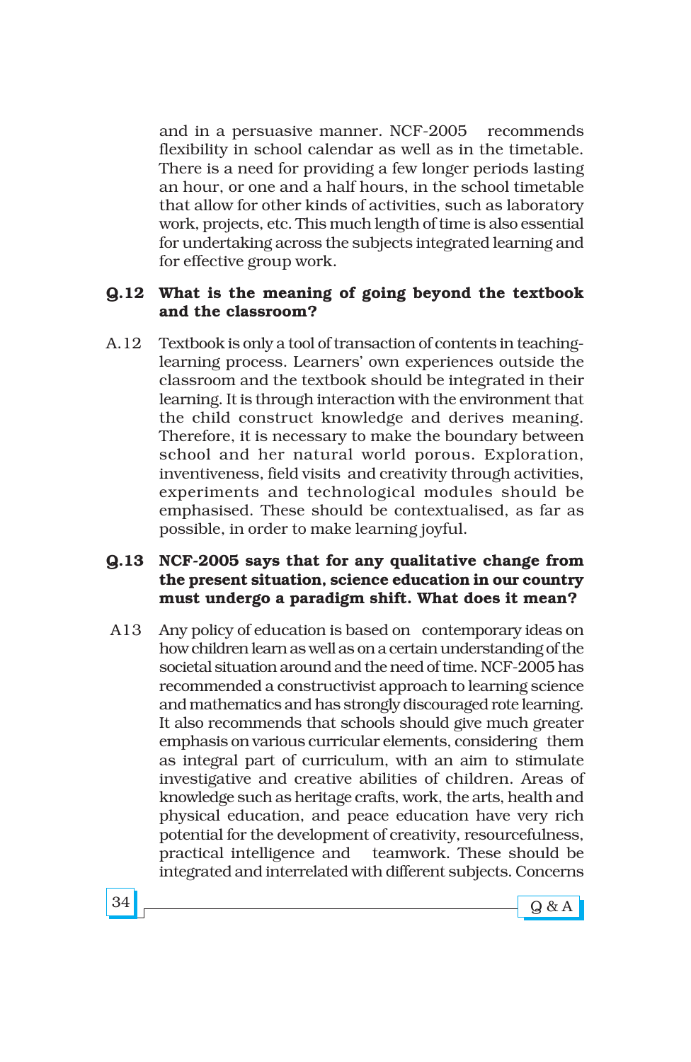and in a persuasive manner. NCF-2005 recommends flexibility in school calendar as well as in the timetable. There is a need for providing a few longer periods lasting an hour, or one and a half hours, in the school timetable that allow for other kinds of activities, such as laboratory work, projects, etc. This much length of time is also essential for undertaking across the subjects integrated learning and for effective group work.

**Q.12 What is the meaning of going beyond the textbook and the classroom?**

A.12 Textbook is only a tool of transaction of contents in teaching-learning process. Learners' own experiences outside the classroom and the textbook should be integrated in their learning. It is through interaction with the environment that the child construct knowledge and derives meaning. Therefore, it is necessary to make the boundary between school and her natural world porous. Exploration, inventiveness, field visits and creativity through activities, experiments and technological modules should be emphasised. These should be contextualised, as far as possible, in order to make learning joyful.

**Q.13 NCF-2005 says that for any qualitative change from the present situation, science education in our country must undergo a paradigm shift. What does it mean?**

A13 Any policy of education is based on contemporary ideas on how children learn as well as on a certain understanding of the societal situation around and the need of time. NCF-2005 has recommended a constructivist approach to learning science and mathematics and has strongly discouraged rote learning. It also recommends that schools should give much greater emphasis on various curricular elements, considering them as integral part of curriculum, with an aim to stimulate investigative and creative abilities of children. Areas of knowledge such as heritage crafts, work, the arts, health and physical education, and peace education have very rich potential for the development of creativity, resourcefulness, practical intelligence and teamwork. These should be integrated and interrelated with different subjects. Concerns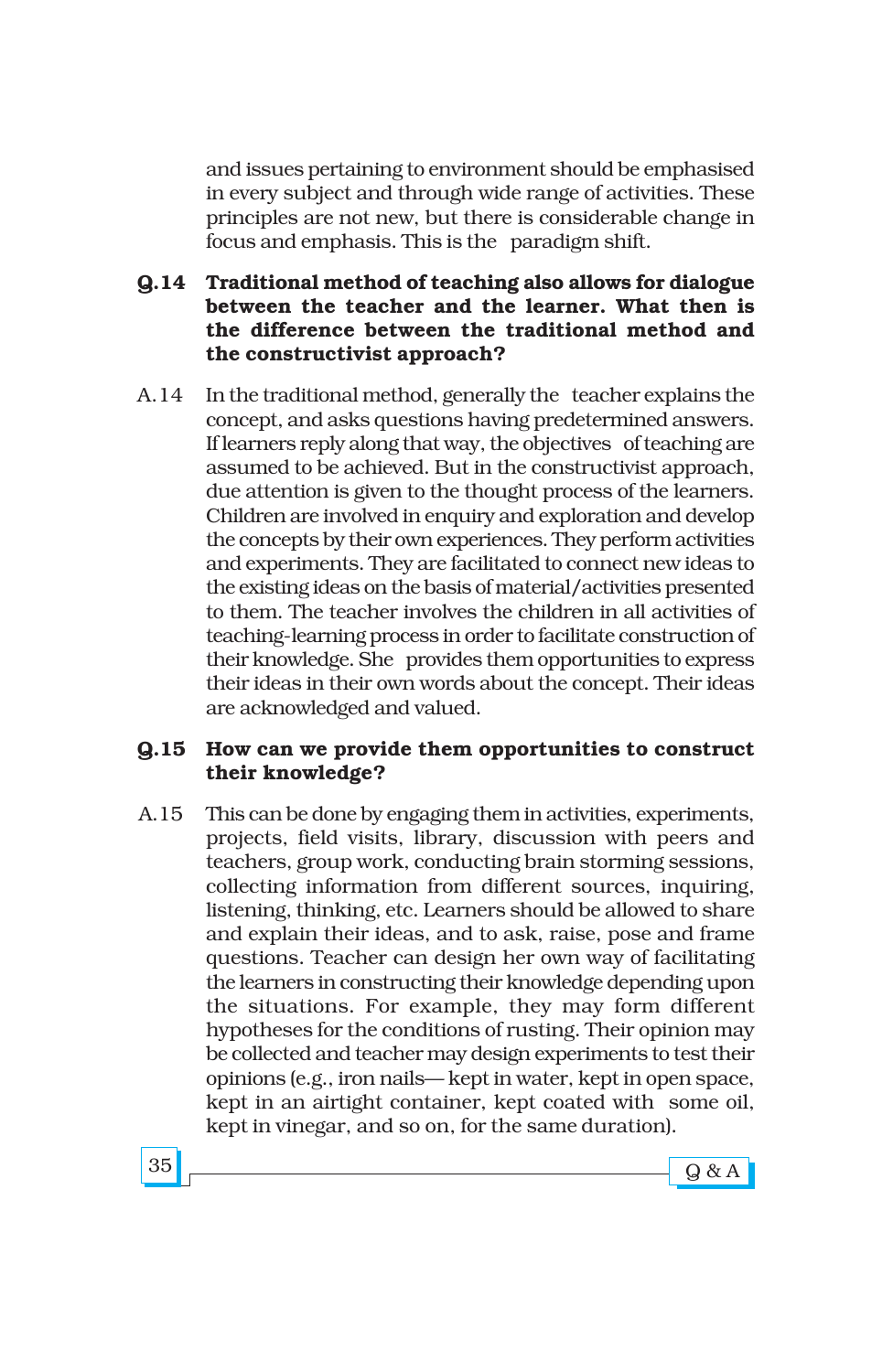and issues pertaining to environment should be emphasised in every subject and through wide range of activities. These principles are not new, but there is considerable change in focus and emphasis. This is the paradigm shift.

**Q.14 Traditional method of teaching also allows for dialogue between the teacher and the learner. What then is the difference between the traditional method and the constructivist approach?**

A.14 In the traditional method, generally the teacher explains the concept, and asks questions having predetermined answers. If learners reply along that way, the objectives of teaching are assumed to be achieved. But in the constructivist approach, due attention is given to the thought process of the learners. Children are involved in enquiry and exploration and develop the concepts by their own experiences. They perform activities and experiments. They are facilitated to connect new ideas to the existing ideas on the basis of material/activities presented to them. The teacher involves the children in all activities of teaching-learning process in order to facilitate construction of their knowledge. She provides them opportunities to express their ideas in their own words about the concept. Their ideas are acknowledged and valued.

**Q.15 How can we provide them opportunities to construct their knowledge?**

A.15 This can be done by engaging them in activities, experiments, projects, field visits, library, discussion with peers and teachers, group work, conducting brain storming sessions, collecting information from different sources, inquiring, listening, thinking, etc. Learners should be allowed to share and explain their ideas, and to ask, raise, pose and frame questions. Teacher can design her own way of facilitating the learners in constructing their knowledge depending upon the situations. For example, they may form different hypotheses for the conditions of rusting. Their opinion may be collected and teacher may design experiments to test their opinions (e.g., iron nails— kept in water, kept in open space, kept in an airtight container, kept coated with some oil, kept in vinegar, and so on, for the same duration).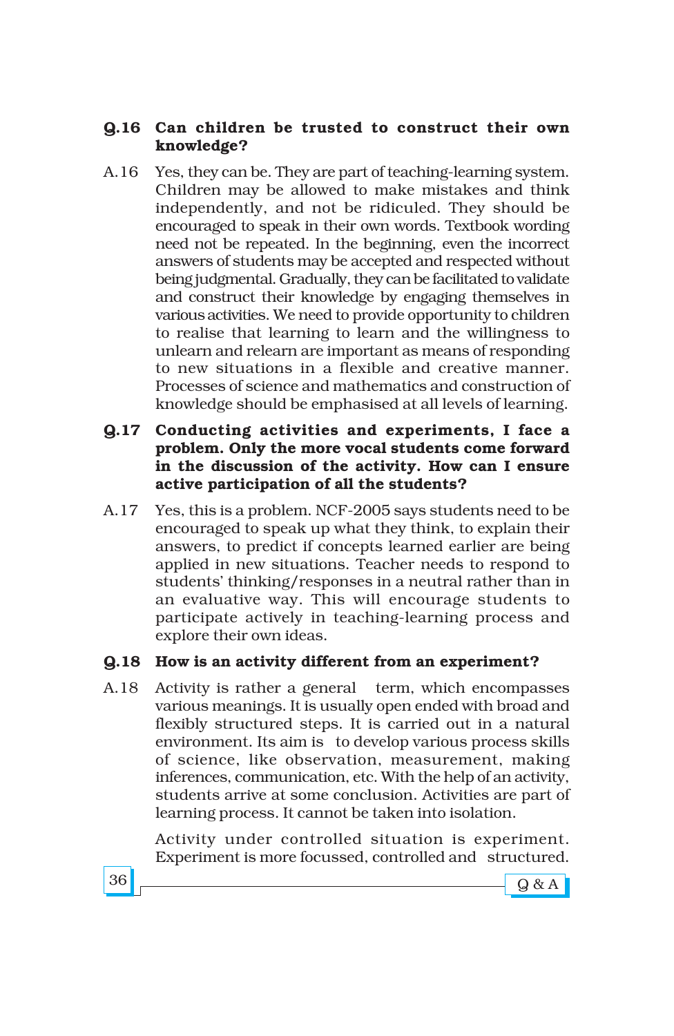**Q.16 Can children be trusted to construct their own knowledge?**

A.16 Yes, they can be. They are part of teaching-learning system. Children may be allowed to make mistakes and think independently, and not be ridiculed. They should be encouraged to speak in their own words. Textbook wording need not be repeated. In the beginning, even the incorrect answers of students may be accepted and respected without being judgmental. Gradually, they can be facilitated to validate and construct their knowledge by engaging themselves in various activities. We need to provide opportunity to children to realise that learning to learn and the willingness to unlearn and relearn are important as means of responding to new situations in a flexible and creative manner. Processes of science and mathematics and construction of knowledge should be emphasised at all levels of learning.

**Q.17 Conducting activities and experiments, I face a problem. Only the more vocal students come forward in the discussion of the activity. How can I ensure active participation of all the students?**

A.17 Yes, this is a problem. NCF-2005 says students need to be encouraged to speak up what they think, to explain their answers, to predict if concepts learned earlier are being applied in new situations. Teacher needs to respond to students' thinking/responses in a neutral rather than in an evaluative way. This will encourage students to participate actively in teaching-learning process and explore their own ideas.

**Q.18 How is an activity different from an experiment?**

A.18 Activity is rather a general term, which encompasses various meanings. It is usually open ended with broad and flexibly structured steps. It is carried out in a natural environment. Its aim is to develop various process skills of science, like observation, measurement, making inferences, communication, etc. With the help of an activity, students arrive at some conclusion. Activities are part of learning process. It cannot be taken into isolation.

Activity under controlled situation is experiment. Experiment is more focussed, controlled and structured.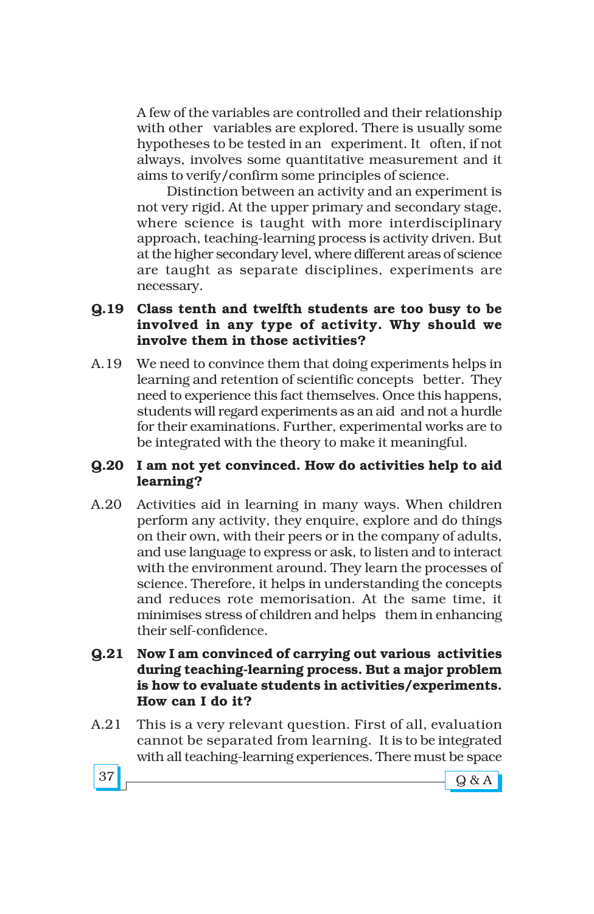A few of the variables are controlled and their relationship with other variables are explored. There is usually some hypotheses to be tested in an experiment. It often, if not always, involves some quantitative measurement and it aims to verify/confirm some principles of science.

Distinction between an activity and an experiment is not very rigid. At the upper primary and secondary stage, where science is taught with more interdisciplinary approach, teaching-learning process is activity driven. But at the higher secondary level, where different areas of science are taught as separate disciplines, experiments are necessary.

**Q.19 Class tenth and twelfth students are too busy to be involved in any type of activity. Why should we involve them in those activities?**

A.19 We need to convince them that doing experiments helps in learning and retention of scientific concepts better. They need to experience this fact themselves. Once this happens, students will regard experiments as an aid and not a hurdle for their examinations. Further, experimental works are to be integrated with the theory to make it meaningful.

**Q.20 I am not yet convinced. How do activities help to aid learning?**

A.20 Activities aid in learning in many ways. When children perform any activity, they enquire, explore and do things on their own, with their peers or in the company of adults, and use language to express or ask, to listen and to interact with the environment around. They learn the processes of science. Therefore, it helps in understanding the concepts and reduces rote memorisation. At the same time, it minimises stress of children and helps them in enhancing their self-confidence.

**Q.21 Now I am convinced of carrying out various activities during teaching-learning process. But a major problem is how to evaluate students in activities/experiments. How can I do it?**

A.21 This is a very relevant question. First of all, evaluation cannot be separated from learning. It is to be integrated with all teaching-learning experiences. There must be space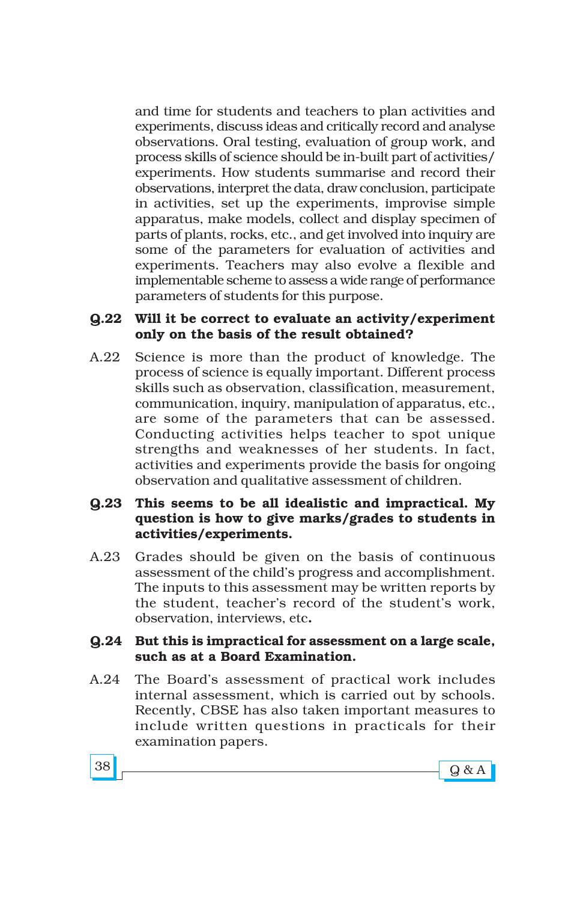and time for students and teachers to plan activities and experiments, discuss ideas and critically record and analyse observations. Oral testing, evaluation of group work, and process skills of science should be in-built part of activities/experiments. How students summarise and record their observations, interpret the data, draw conclusion, participate in activities, set up the experiments, improve simple apparatus, make models, collect and display specimen of parts of plants, rocks, etc., and get involved into inquiry are some of the parameters for evaluation of activities and experiments. Teachers may also evolve a flexible and implementable scheme to assess a wide range of performance parameters of students for this purpose.

**Q.22 Will it be correct to evaluate an activity/experiment only on the basis of the result obtained?**

A.22 Science is more than the product of knowledge. The process of science is equally important. Different process skills such as observation, classification, measurement, communication, inquiry, manipulation of apparatus, etc., are some of the parameters that can be assessed. Conducting activities helps teacher to spot unique strengths and weaknesses of her students. In fact, activities and experiments provide the basis for ongoing observation and qualitative assessment of children.

**Q.23 This seems to be all idealistic and impractical. My question is how to give marks/grades to students in activities/experiments.**

A.23 Grades should be given on the basis of continuous assessment of the child's progress and accomplishment. The inputs to this assessment may be written reports by the student, teacher's record of the student's work, observation, interviews, etc.

**Q.24 But this is impractical for assessment on a large scale, such as at a Board Examination.**

A.24 The Board's assessment of practical work includes internal assessment, which is carried out by schools. Recently, CBSE has also taken important measures to include written questions in practicals for their examination papers.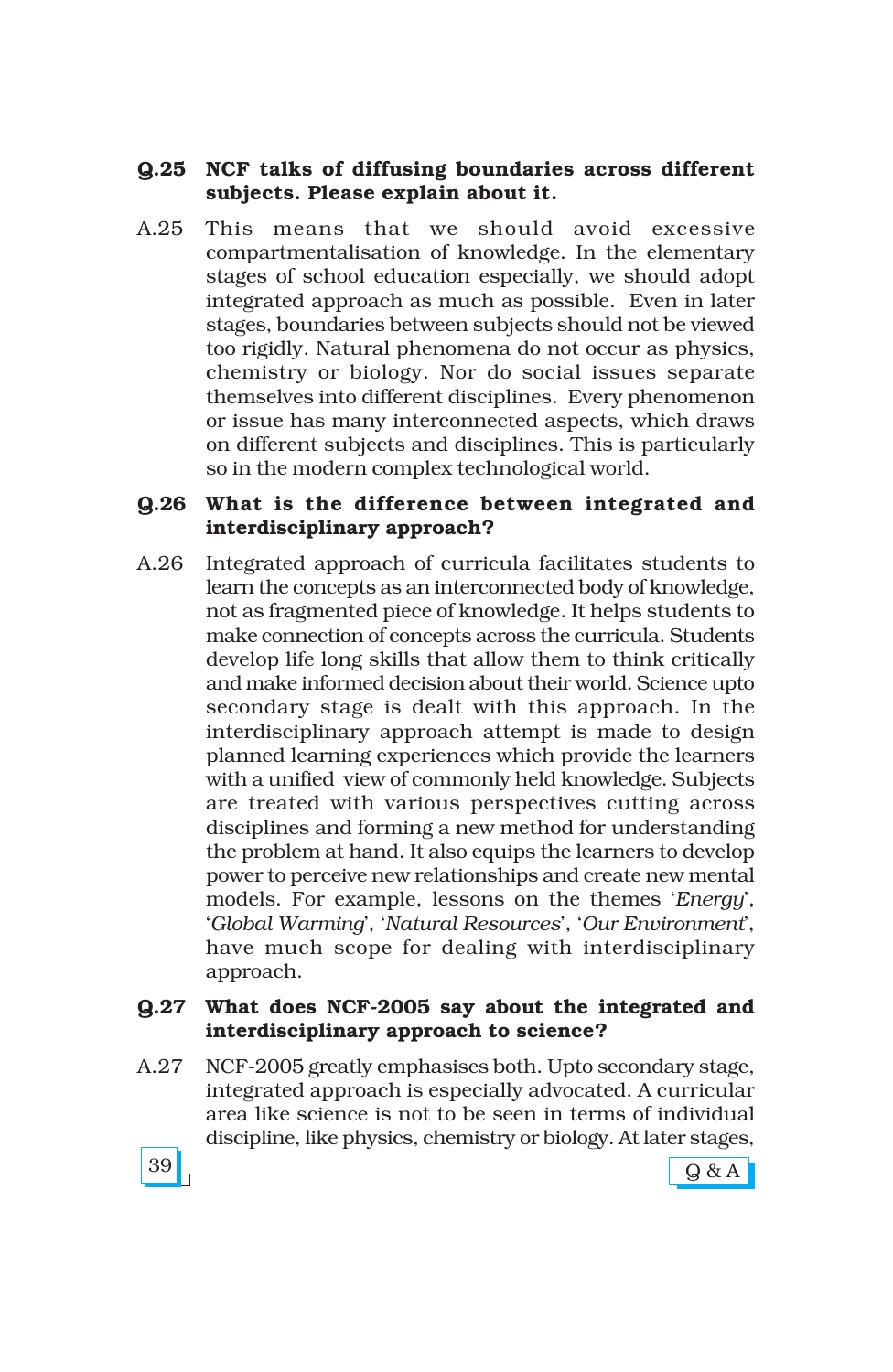**Q.25 NCF talks of diffusing boundaries across different subjects. Please explain about it.**

A.25 This means that we should avoid excessive compartmentalisation of knowledge. In the elementary stages of school education especially, we should adopt integrated approach as much as possible. Even in later stages, boundaries between subjects should not be viewed too rigidly. Natural phenomena do not occur as physics, chemistry or biology. Nor do social issues separate themselves into different disciplines. Every phenomenon or issue has many interconnected aspects, which draws on different subjects and disciplines. This is particularly so in the modern complex technological world.

**Q.26 What is the difference between integrated and interdisciplinary approach?**

A.26 Integrated approach of curricula facilitates students to learn the concepts as an interconnected body of knowledge, not as fragmented piece of knowledge. It helps students to make connection of concepts across the curricula. Students develop life long skills that allow them to think critically and make informed decision about their world. Science upto secondary stage is dealt with this approach. In the interdisciplinary approach attempt is made to design planned learning experiences which provide the learners with a unified view of commonly held knowledge. Subjects are treated with various perspectives cutting across disciplines and forming a new method for understanding the problem at hand. It also equips the learners to develop power to perceive new relationships and create new mental models. For example, lessons on the themes '*Energy*', '*Global Warming*', '*Natural Resources*', '*Our Environment*', have much scope for dealing with interdisciplinary approach.

**Q.27 What does NCF-2005 say about the integrated and interdisciplinary approach to science?**

A.27 NCF-2005 greatly emphasises both. Upto secondary stage, integrated approach is especially advocated. A curricular area like science is not to be seen in terms of individual discipline, like physics, chemistry or biology. At later stages,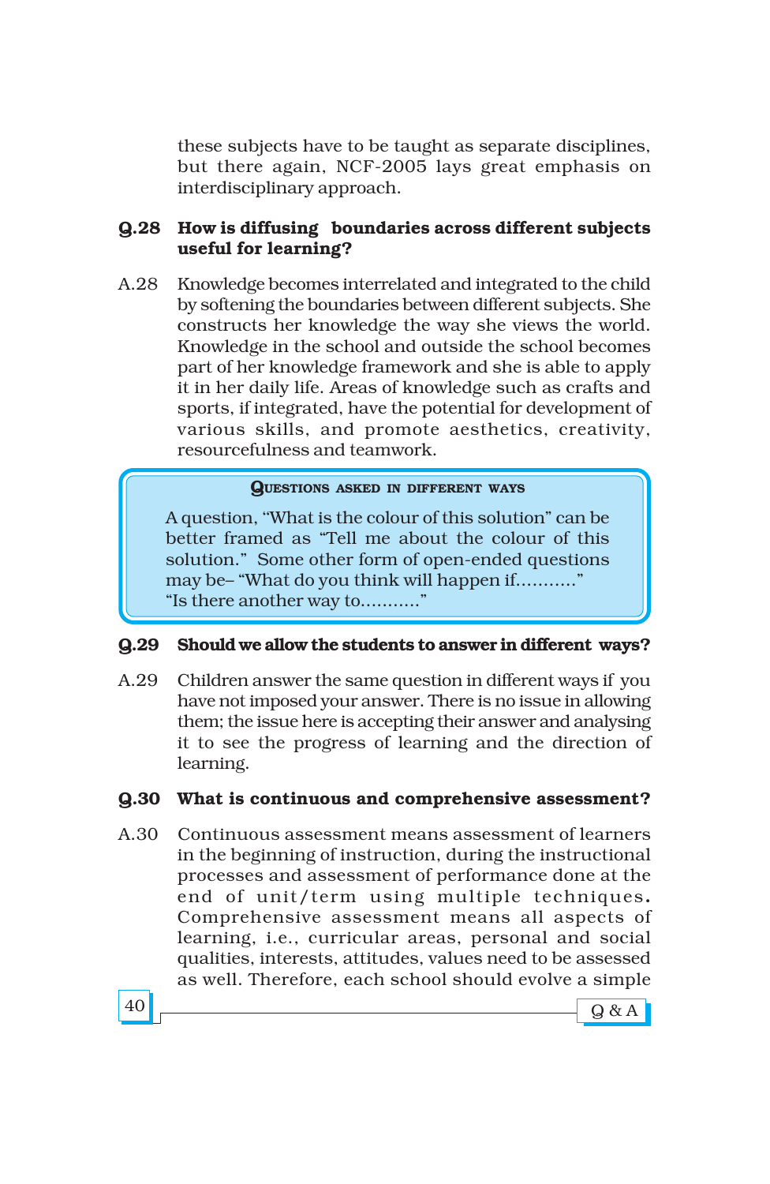these subjects have to be taught as separate disciplines, but there again, NCF-2005 lays great emphasis on interdisciplinary approach.

**Q.28 How is diffusing boundaries across different subjects useful for learning?**

A.28 Knowledge becomes interrelated and integrated to the child by softening the boundaries between different subjects. She constructs her knowledge the way she views the world. Knowledge in the school and outside the school becomes part of her knowledge framework and she is able to apply it in her daily life. Areas of knowledge such as crafts and sports, if integrated, have the potential for development of various skills, and promote aesthetics, creativity, resourcefulness and teamwork.

> **QUESTIONS ASKED IN DIFFERENT WAYS**
>
> A question, "What is the colour of this solution" can be better framed as "Tell me about the colour of this solution." Some other form of open-ended questions may be– "What do you think will happen if..........." "Is there another way to..........."

**Q.29 Should we allow the students to answer in different ways?**

A.29 Children answer the same question in different ways if you have not imposed your answer. There is no issue in allowing them; the issue here is accepting their answer and analysing it to see the progress of learning and the direction of learning.

**Q.30 What is continuous and comprehensive assessment?**

A.30 Continuous assessment means assessment of learners in the beginning of instruction, during the instructional processes and assessment of performance done at the end of unit/term using multiple techniques. Comprehensive assessment means all aspects of learning, i.e., curricular areas, personal and social qualities, interests, attitudes, values need to be assessed as well. Therefore, each school should evolve a simple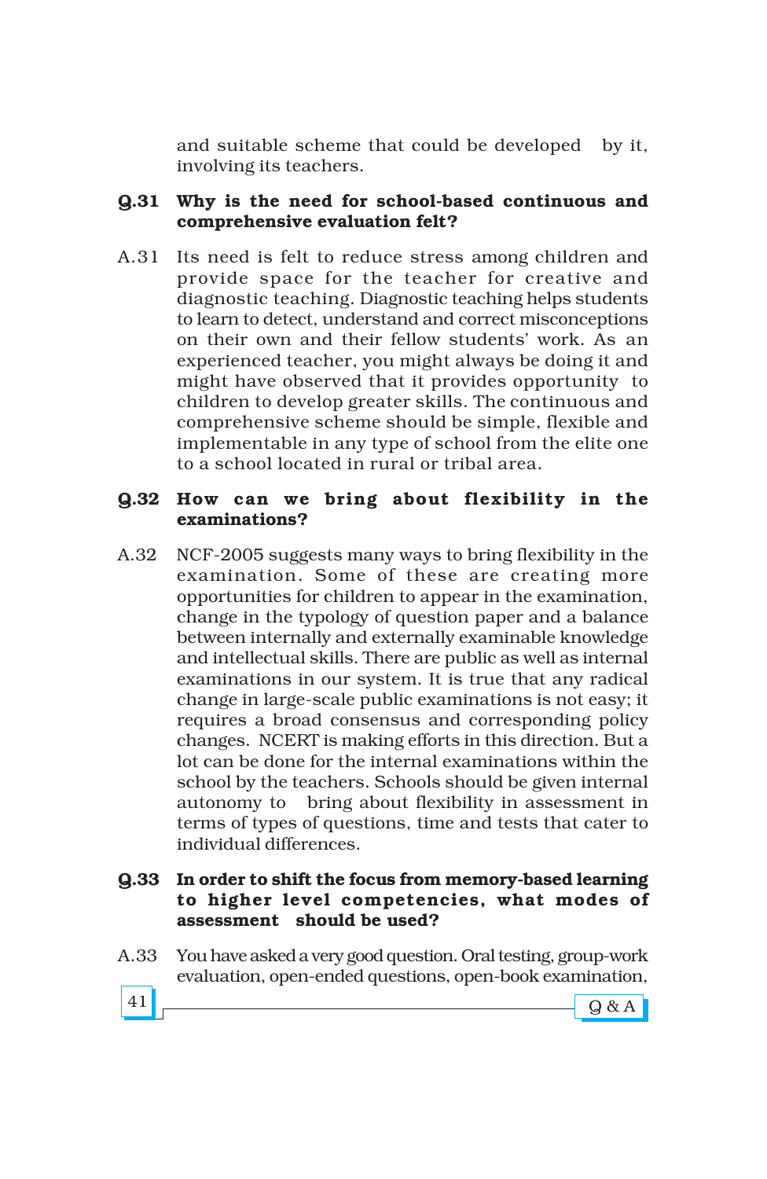and suitable scheme that could be developed by it, involving its teachers.

**Q.31 Why is the need for school-based continuous and comprehensive evaluation felt?**

A.31 Its need is felt to reduce stress among children and provide space for the teacher for creative and diagnostic teaching. Diagnostic teaching helps students to learn to detect, understand and correct misconceptions on their own and their fellow students' work. As an experienced teacher, you might always be doing it and might have observed that it provides opportunity to children to develop greater skills. The continuous and comprehensive scheme should be simple, flexible and implementable in any type of school from the elite one to a school located in rural or tribal area.

**Q.32 How can we bring about flexibility in the examinations?**

A.32 NCF-2005 suggests many ways to bring flexibility in the examination. Some of these are creating more opportunities for children to appear in the examination, change in the typology of question paper and a balance between internally and externally examinable knowledge and intellectual skills. There are public as well as internal examinations in our system. It is true that any radical change in large-scale public examinations is not easy; it requires a broad consensus and corresponding policy changes. NCERT is making efforts in this direction. But a lot can be done for the internal examinations within the school by the teachers. Schools should be given internal autonomy to bring about flexibility in assessment in terms of types of questions, time and tests that cater to individual differences.

**Q.33 In order to shift the focus from memory-based learning to higher level competencies, what modes of assessment should be used?**

A.33 You have asked a very good question. Oral testing, group-work evaluation, open-ended questions, open-book examination,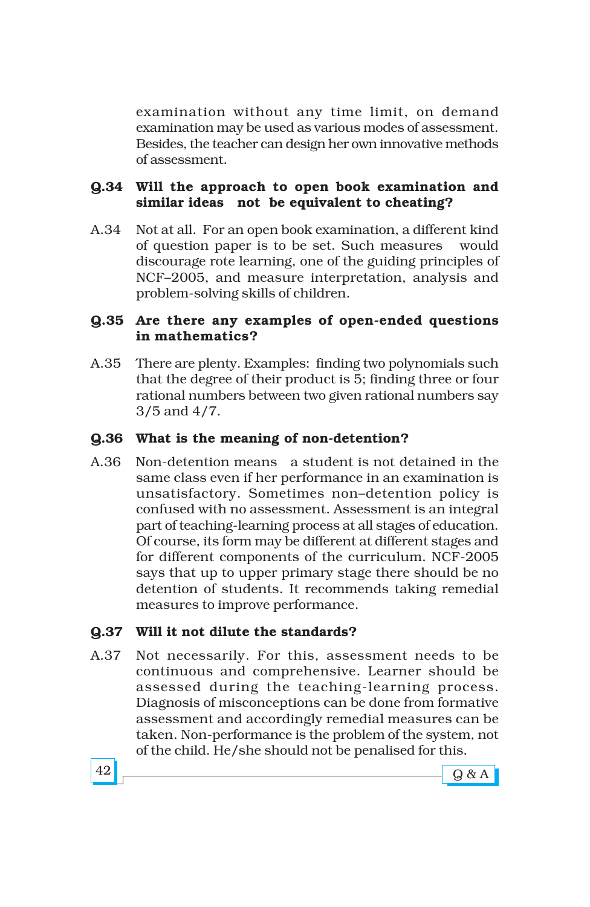examination without any time limit, on demand examination may be used as various modes of assessment. Besides, the teacher can design her own innovative methods of assessment.

**Q.34 Will the approach to open book examination and similar ideas not be equivalent to cheating?**

A.34 Not at all. For an open book examination, a different kind of question paper is to be set. Such measures would discourage rote learning, one of the guiding principles of NCF–2005, and measure interpretation, analysis and problem-solving skills of children.

**Q.35 Are there any examples of open-ended questions in mathematics?**

A.35 There are plenty. Examples: finding two polynomials such that the degree of their product is 5; finding three or four rational numbers between two given rational numbers say $3/5$ and $4/7$.

**Q.36 What is the meaning of non-detention?**

A.36 Non-detention means a student is not detained in the same class even if her performance in an examination is unsatisfactory. Sometimes non–detention policy is confused with no assessment. Assessment is an integral part of teaching-learning process at all stages of education. Of course, its form may be different at different stages and for different components of the curriculum. NCF-2005 says that up to upper primary stage there should be no detention of students. It recommends taking remedial measures to improve performance.

**Q.37 Will it not dilute the standards?**

A.37 Not necessarily. For this, assessment needs to be continuous and comprehensive. Learner should be assessed during the teaching-learning process. Diagnosis of misconceptions can be done from formative assessment and accordingly remedial measures can be taken. Non-performance is the problem of the system, not of the child. He/she should not be penalised for this.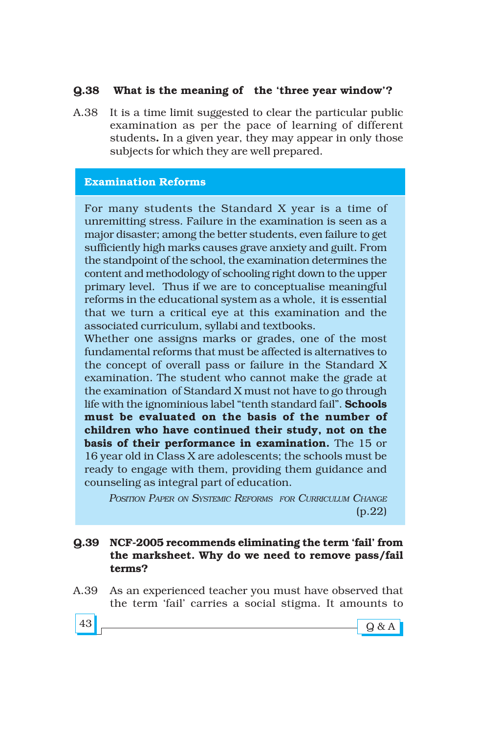**Q.38 What is the meaning of the 'three year window'?**

A.38 It is a time limit suggested to clear the particular public examination as per the pace of learning of different students**.** In a given year, they may appear in only those subjects for which they are well prepared.

### Examination Reforms

For many students the Standard X year is a time of unremitting stress. Failure in the examination is seen as a major disaster; among the better students, even failure to get sufficiently high marks causes grave anxiety and guilt. From the standpoint of the school, the examination determines the content and methodology of schooling right down to the upper primary level. Thus if we are to conceptualise meaningful reforms in the educational system as a whole, it is essential that we turn a critical eye at this examination and the associated curriculum, syllabi and textbooks.

Whether one assigns marks or grades, one of the most fundamental reforms that must be affected is alternatives to the concept of overall pass or failure in the Standard X examination. The student who cannot make the grade at the examination of Standard X must not have to go through life with the ignominious label "tenth standard fail". **Schools must be evaluated on the basis of the number of children who have continued their study, not on the basis of their performance in examination.** The 15 or 16 year old in Class X are adolescents; the schools must be ready to engage with them, providing them guidance and counseling as integral part of education.

*Position Paper on Systemic Reforms for Curriculum Change* (p.22)

**Q.39 NCF-2005 recommends eliminating the term 'fail' from the marksheet. Why do we need to remove pass/fail terms?**

A.39 As an experienced teacher you must have observed that the term 'fail' carries a social stigma. It amounts to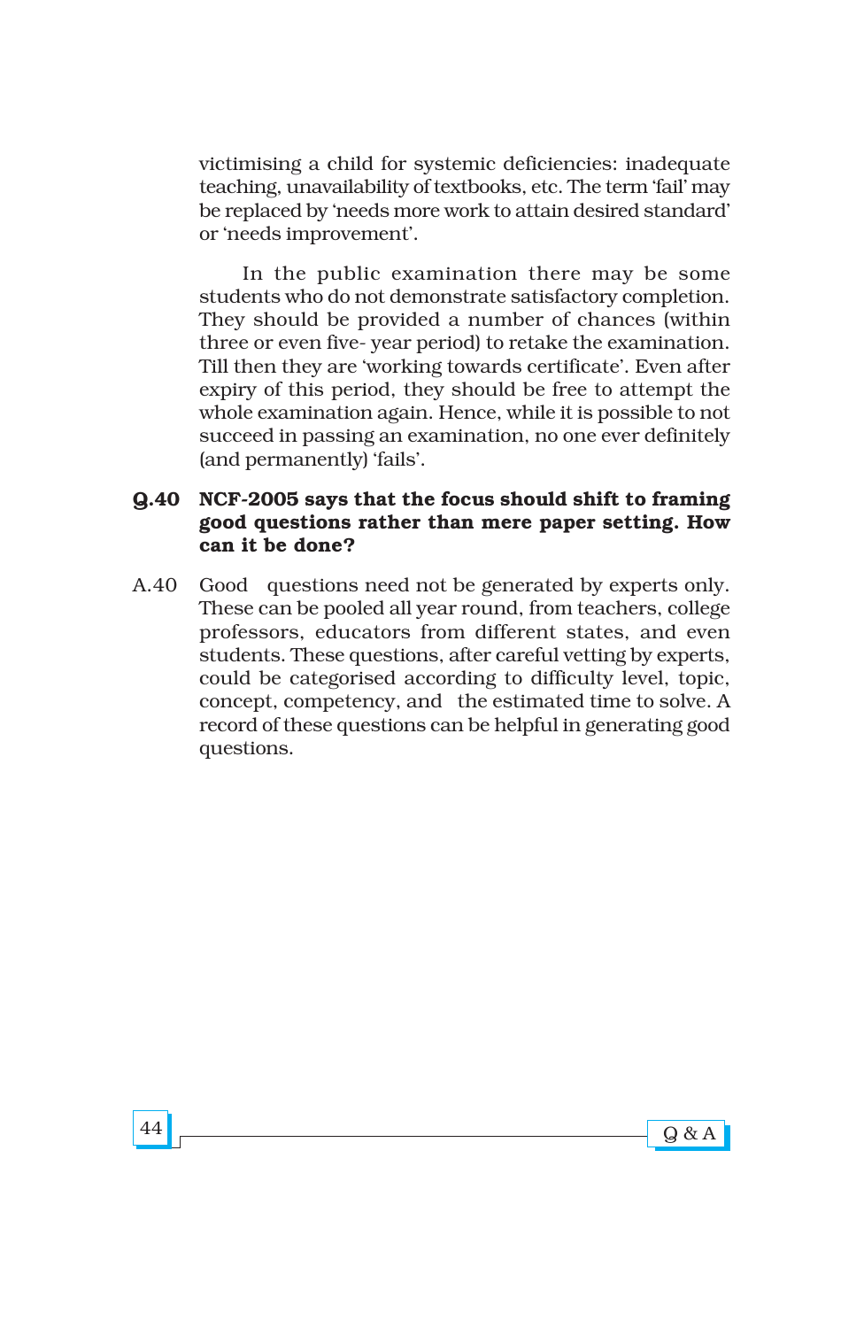victimising a child for systemic deficiencies: inadequate teaching, unavailability of textbooks, etc. The term 'fail' may be replaced by 'needs more work to attain desired standard' or 'needs improvement'.

In the public examination there may be some students who do not demonstrate satisfactory completion. They should be provided a number of chances (within three or even five- year period) to retake the examination. Till then they are 'working towards certificate'. Even after expiry of this period, they should be free to attempt the whole examination again. Hence, while it is possible to not succeed in passing an examination, no one ever definitely (and permanently) 'fails'.

**Q.40 NCF-2005 says that the focus should shift to framing good questions rather than mere paper setting. How can it be done?**

A.40 Good questions need not be generated by experts only. These can be pooled all year round, from teachers, college professors, educators from different states, and even students. These questions, after careful vetting by experts, could be categorised according to difficulty level, topic, concept, competency, and the estimated time to solve. A record of these questions can be helpful in generating good questions.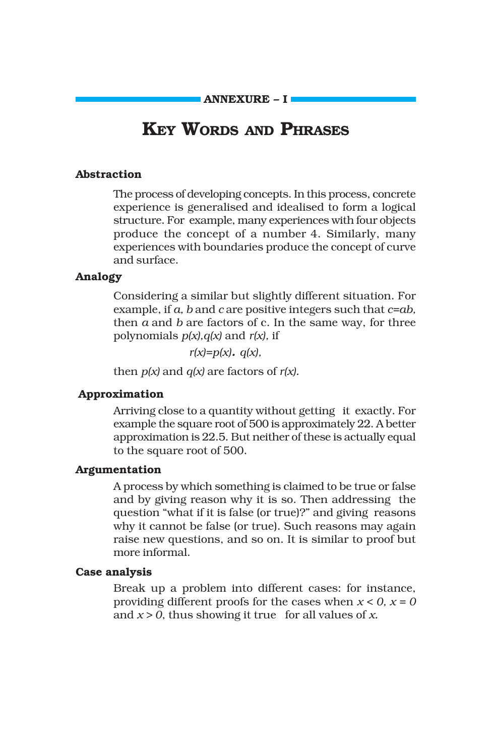## ANNEXURE – I

# KEY WORDS AND PHRASES

### Abstraction

The process of developing concepts. In this process, concrete experience is generalised and idealised to form a logical structure. For example, many experiences with four objects produce the concept of a number 4. Similarly, many experiences with boundaries produce the concept of curve and surface.

### Analogy

Considering a similar but slightly different situation. For example, if $a$, $b$ and $c$ are positive integers such that $c=ab$, then $a$ and $b$ are factors of c. In the same way, for three polynomials $p(x), q(x)$ and $r(x)$, if

$$r(x)=p(x).\ q(x),$$

then $p(x)$ and $q(x)$ are factors of $r(x)$.

### Approximation

Arriving close to a quantity without getting it exactly. For example the square root of 500 is approximately 22. A better approximation is 22.5. But neither of these is actually equal to the square root of 500.

### Argumentation

A process by which something is claimed to be true or false and by giving reason why it is so. Then addressing the question "what if it is false (or true)?" and giving reasons why it cannot be false (or true). Such reasons may again raise new questions, and so on. It is similar to proof but more informal.

### Case analysis

Break up a problem into different cases: for instance, providing different proofs for the cases when $x < 0$, $x = 0$ and $x > 0$, thus showing it true for all values of $x$.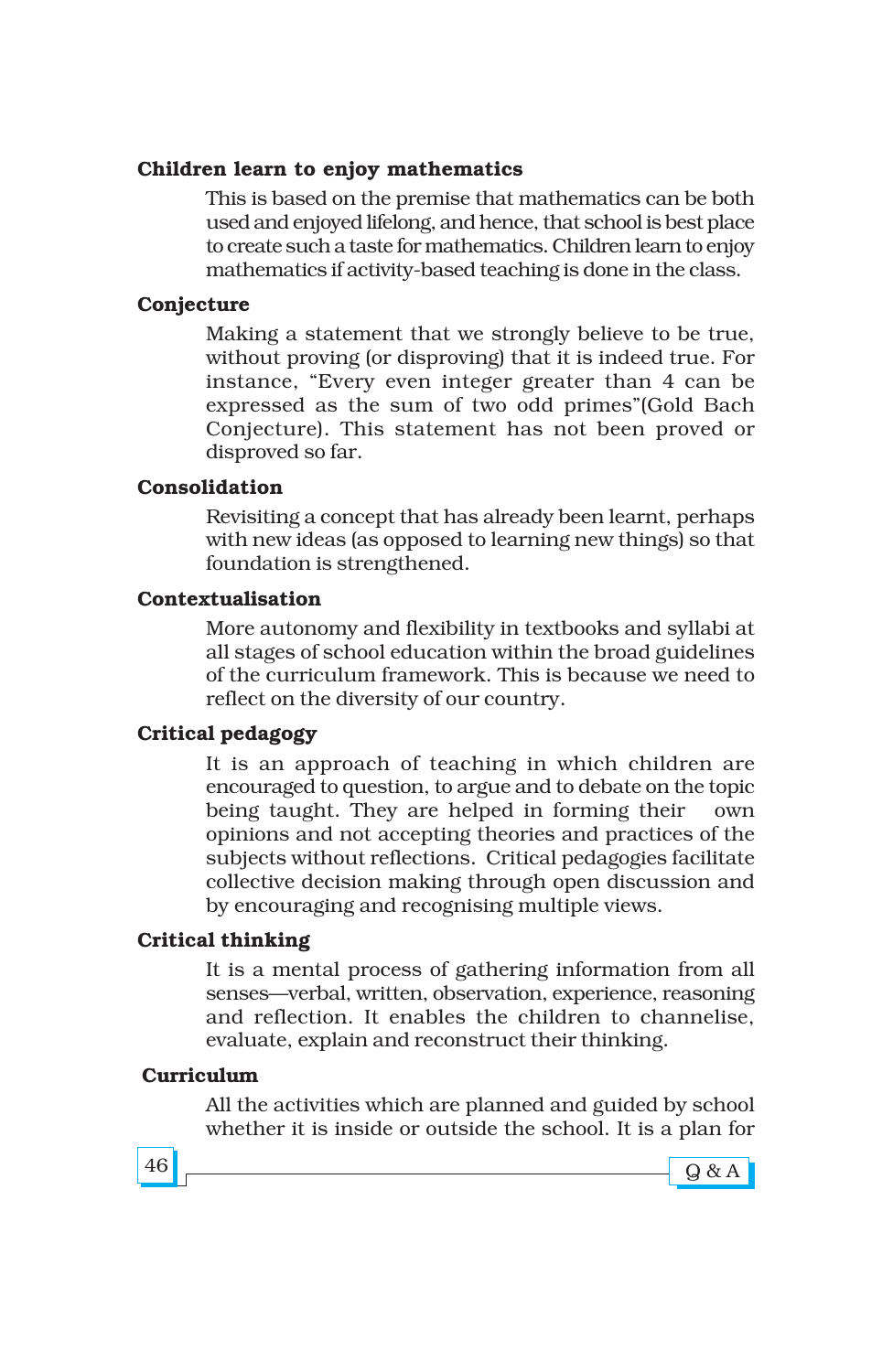**Children learn to enjoy mathematics**

This is based on the premise that mathematics can be both used and enjoyed lifelong, and hence, that school is best place to create such a taste for mathematics. Children learn to enjoy mathematics if activity-based teaching is done in the class.

**Conjecture**

Making a statement that we strongly believe to be true, without proving (or disproving) that it is indeed true. For instance, "Every even integer greater than 4 can be expressed as the sum of two odd primes"(Gold Bach Conjecture). This statement has not been proved or disproved so far.

**Consolidation**

Revisiting a concept that has already been learnt, perhaps with new ideas (as opposed to learning new things) so that foundation is strengthened.

**Contextualisation**

More autonomy and flexibility in textbooks and syllabi at all stages of school education within the broad guidelines of the curriculum framework. This is because we need to reflect on the diversity of our country.

**Critical pedagogy**

It is an approach of teaching in which children are encouraged to question, to argue and to debate on the topic being taught. They are helped in forming their own opinions and not accepting theories and practices of the subjects without reflections. Critical pedagogies facilitate collective decision making through open discussion and by encouraging and recognising multiple views.

**Critical thinking**

It is a mental process of gathering information from all senses—verbal, written, observation, experience, reasoning and reflection. It enables the children to channelise, evaluate, explain and reconstruct their thinking.

**Curriculum**

All the activities which are planned and guided by school whether it is inside or outside the school. It is a plan for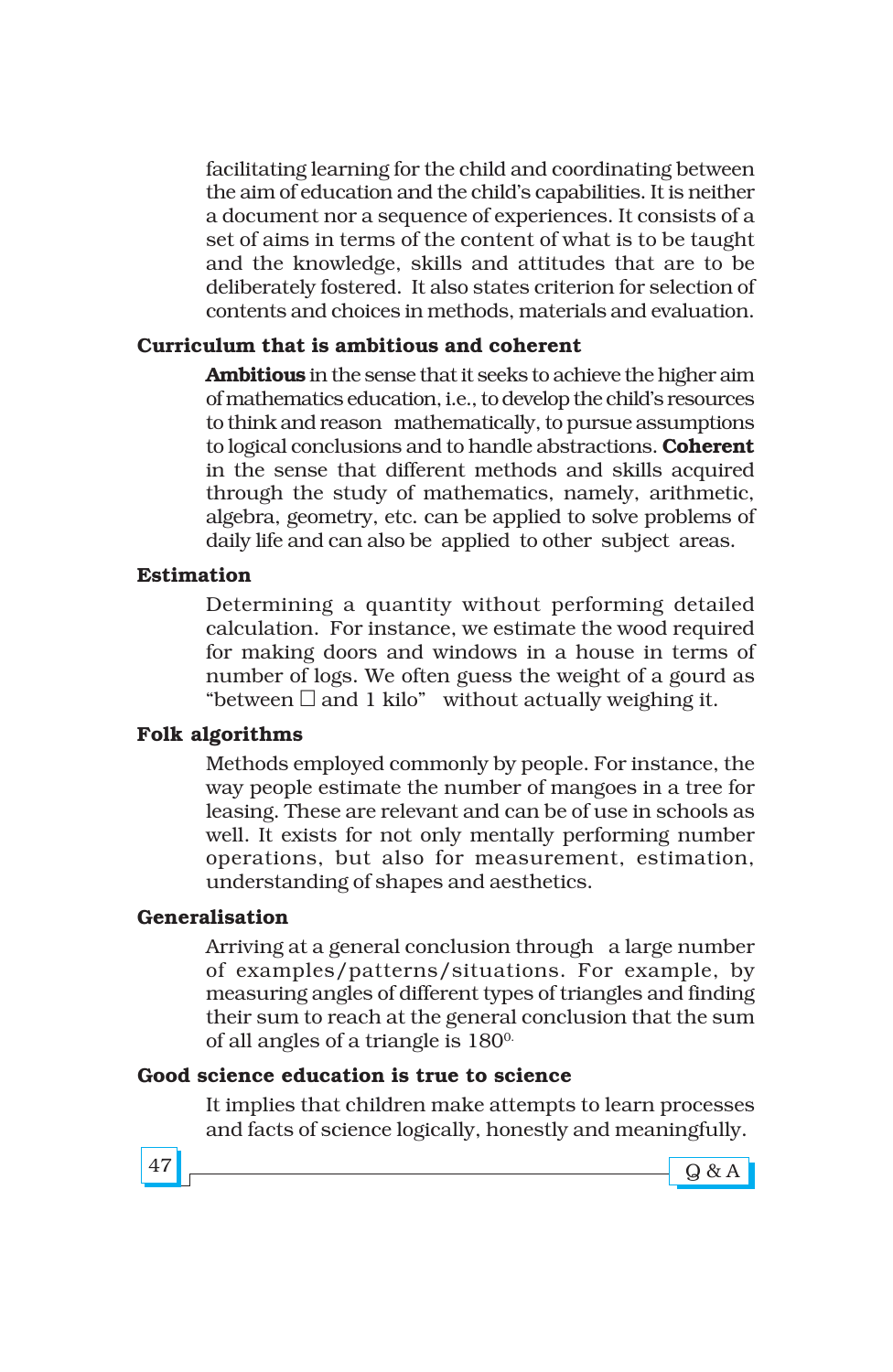facilitating learning for the child and coordinating between the aim of education and the child's capabilities. It is neither a document nor a sequence of experiences. It consists of a set of aims in terms of the content of what is to be taught and the knowledge, skills and attitudes that are to be deliberately fostered. It also states criterion for selection of contents and choices in methods, materials and evaluation.

**Curriculum that is ambitious and coherent**

**Ambitious** in the sense that it seeks to achieve the higher aim of mathematics education, i.e., to develop the child's resources to think and reason mathematically, to pursue assumptions to logical conclusions and to handle abstractions. **Coherent** in the sense that different methods and skills acquired through the study of mathematics, namely, arithmetic, algebra, geometry, etc. can be applied to solve problems of daily life and can also be applied to other subject areas.

**Estimation**

Determining a quantity without performing detailed calculation. For instance, we estimate the wood required for making doors and windows in a house in terms of number of logs. We often guess the weight of a gourd as "between □ and 1 kilo" without actually weighing it.

**Folk algorithms**

Methods employed commonly by people. For instance, the way people estimate the number of mangoes in a tree for leasing. These are relevant and can be of use in schools as well. It exists for not only mentally performing number operations, but also for measurement, estimation, understanding of shapes and aesthetics.

**Generalisation**

Arriving at a general conclusion through a large number of examples/patterns/situations. For example, by measuring angles of different types of triangles and finding their sum to reach at the general conclusion that the sum of all angles of a triangle is $180^0$.

**Good science education is true to science**

It implies that children make attempts to learn processes and facts of science logically, honestly and meaningfully.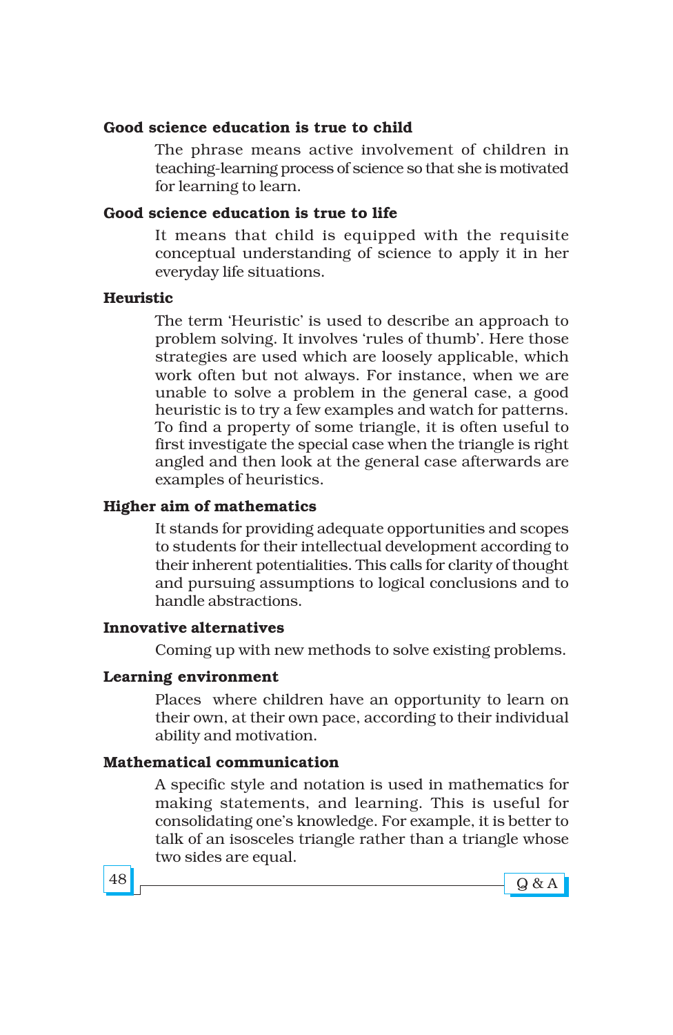**Good science education is true to child**

The phrase means active involvement of children in teaching-learning process of science so that she is motivated for learning to learn.

**Good science education is true to life**

It means that child is equipped with the requisite conceptual understanding of science to apply it in her everyday life situations.

**Heuristic**

The term 'Heuristic' is used to describe an approach to problem solving. It involves 'rules of thumb'. Here those strategies are used which are loosely applicable, which work often but not always. For instance, when we are unable to solve a problem in the general case, a good heuristic is to try a few examples and watch for patterns. To find a property of some triangle, it is often useful to first investigate the special case when the triangle is right angled and then look at the general case afterwards are examples of heuristics.

**Higher aim of mathematics**

It stands for providing adequate opportunities and scopes to students for their intellectual development according to their inherent potentialities. This calls for clarity of thought and pursuing assumptions to logical conclusions and to handle abstractions.

**Innovative alternatives**

Coming up with new methods to solve existing problems.

**Learning environment**

Places where children have an opportunity to learn on their own, at their own pace, according to their individual ability and motivation.

**Mathematical communication**

A specific style and notation is used in mathematics for making statements, and learning. This is useful for consolidating one's knowledge. For example, it is better to talk of an isosceles triangle rather than a triangle whose two sides are equal.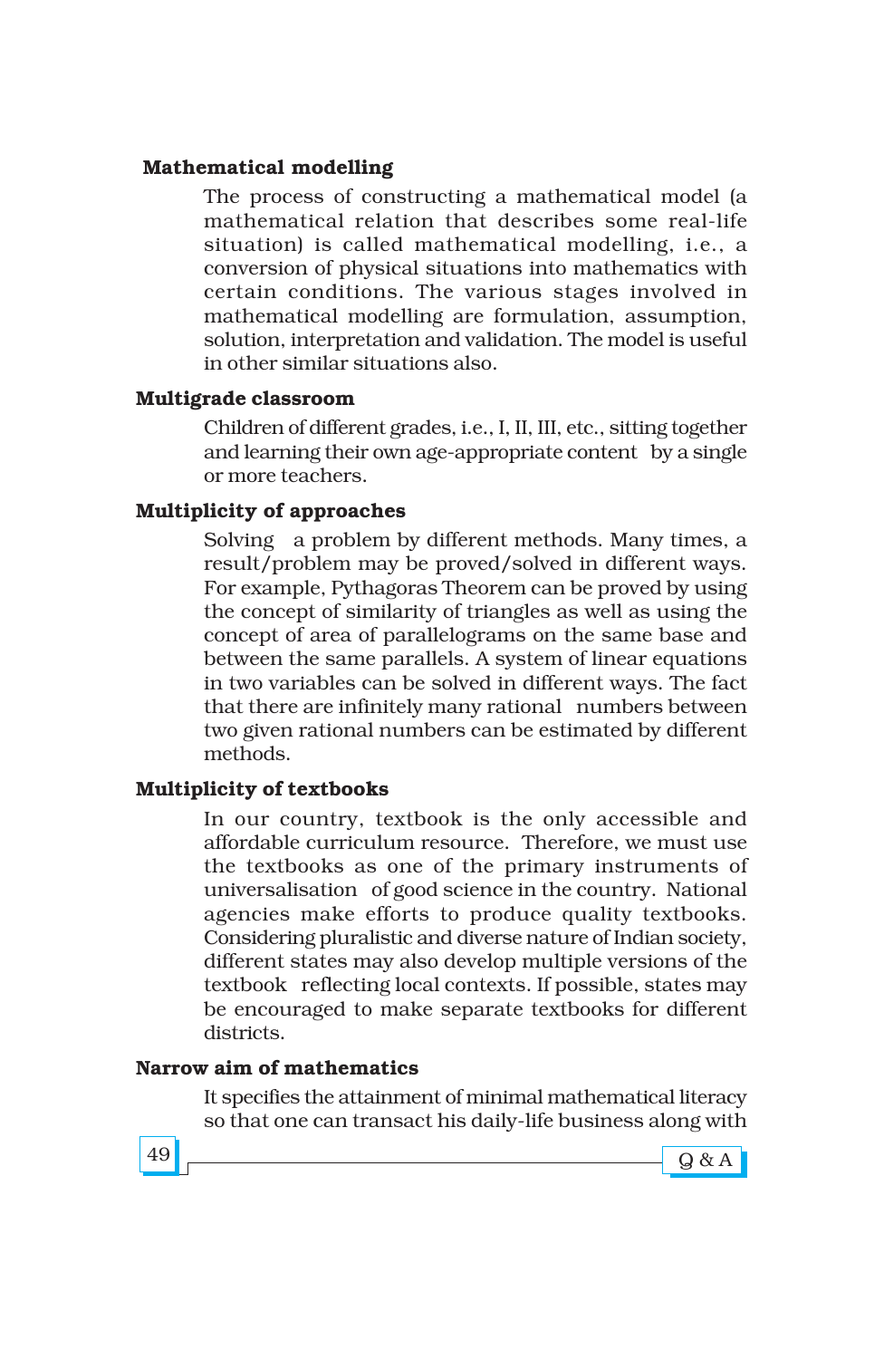**Mathematical modelling**

The process of constructing a mathematical model (a mathematical relation that describes some real-life situation) is called mathematical modelling, i.e., a conversion of physical situations into mathematics with certain conditions. The various stages involved in mathematical modelling are formulation, assumption, solution, interpretation and validation. The model is useful in other similar situations also.

**Multigrade classroom**

Children of different grades, i.e., I, II, III, etc., sitting together and learning their own age-appropriate content by a single or more teachers.

**Multiplicity of approaches**

Solving a problem by different methods. Many times, a result/problem may be proved/solved in different ways. For example, Pythagoras Theorem can be proved by using the concept of similarity of triangles as well as using the concept of area of parallelograms on the same base and between the same parallels. A system of linear equations in two variables can be solved in different ways. The fact that there are infinitely many rational numbers between two given rational numbers can be estimated by different methods.

**Multiplicity of textbooks**

In our country, textbook is the only accessible and affordable curriculum resource. Therefore, we must use the textbooks as one of the primary instruments of universalisation of good science in the country. National agencies make efforts to produce quality textbooks. Considering pluralistic and diverse nature of Indian society, different states may also develop multiple versions of the textbook reflecting local contexts. If possible, states may be encouraged to make separate textbooks for different districts.

**Narrow aim of mathematics**

It specifies the attainment of minimal mathematical literacy so that one can transact his daily-life business along with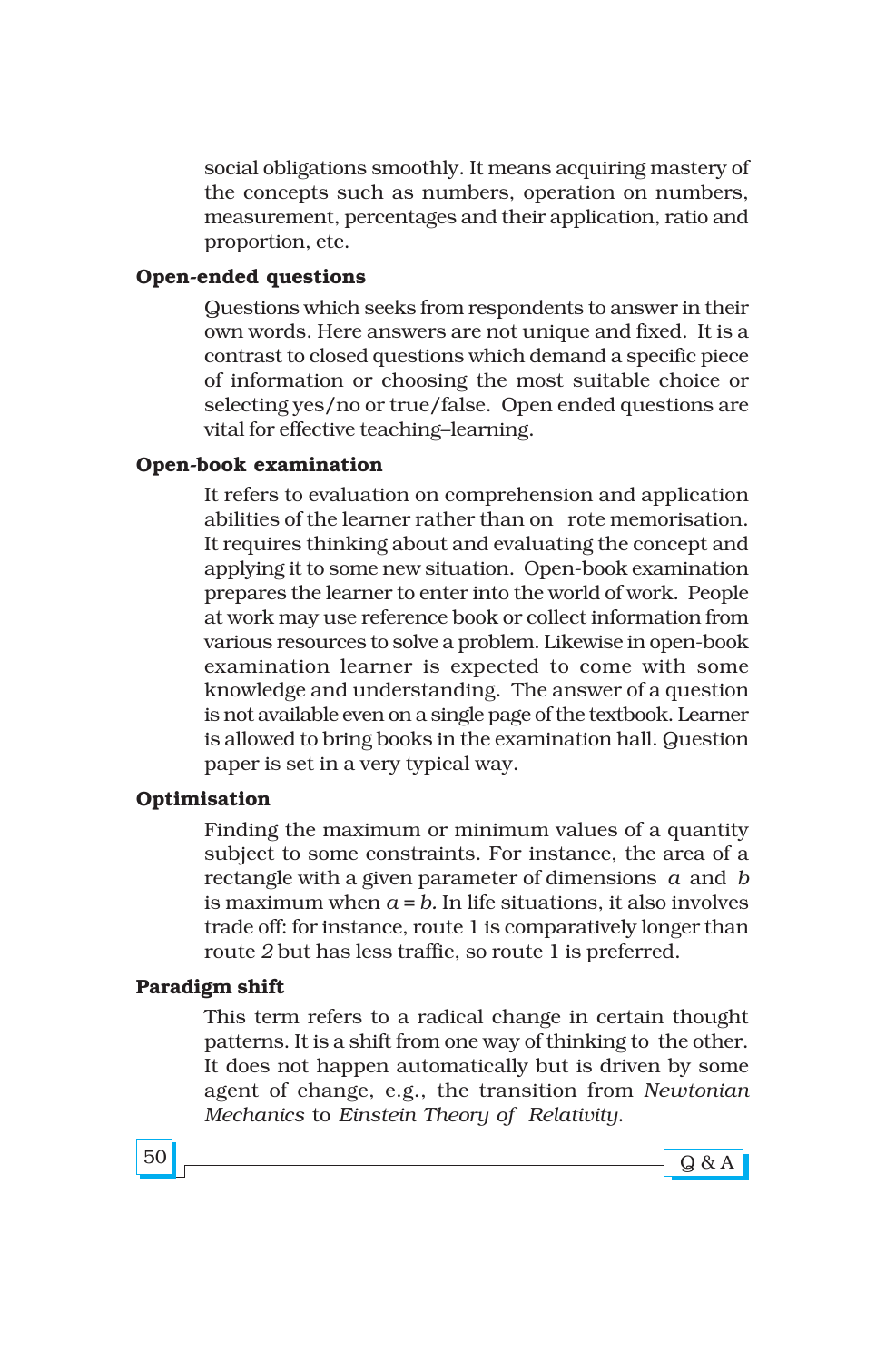social obligations smoothly. It means acquiring mastery of the concepts such as numbers, operation on numbers, measurement, percentages and their application, ratio and proportion, etc.

**Open-ended questions**

Questions which seeks from respondents to answer in their own words. Here answers are not unique and fixed. It is a contrast to closed questions which demand a specific piece of information or choosing the most suitable choice or selecting yes/no or true/false. Open ended questions are vital for effective teaching–learning.

**Open-book examination**

It refers to evaluation on comprehension and application abilities of the learner rather than on rote memorisation. It requires thinking about and evaluating the concept and applying it to some new situation. Open-book examination prepares the learner to enter into the world of work. People at work may use reference book or collect information from various resources to solve a problem. Likewise in open-book examination learner is expected to come with some knowledge and understanding. The answer of a question is not available even on a single page of the textbook. Learner is allowed to bring books in the examination hall. Question paper is set in a very typical way.

**Optimisation**

Finding the maximum or minimum values of a quantity subject to some constraints. For instance, the area of a rectangle with a given parameter of dimensions $a$ and $b$ is maximum when $a = b$. In life situations, it also involves trade off: for instance, route 1 is comparatively longer than route *2* but has less traffic, so route 1 is preferred.

**Paradigm shift**

This term refers to a radical change in certain thought patterns. It is a shift from one way of thinking to the other. It does not happen automatically but is driven by some agent of change, e.g., the transition from *Newtonian Mechanics* to *Einstein Theory of Relativity*.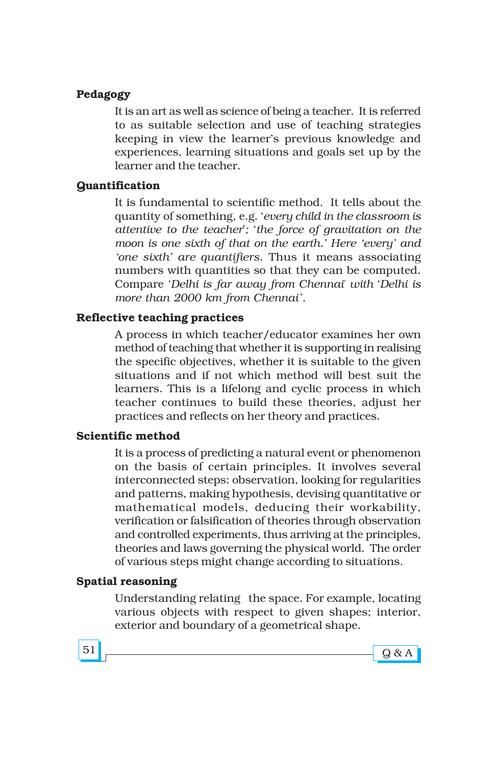**Pedagogy**

It is an art as well as science of being a teacher. It is referred to as suitable selection and use of teaching strategies keeping in view the learner's previous knowledge and experiences, learning situations and goals set up by the learner and the teacher.

**Quantification**

It is fundamental to scientific method. It tells about the quantity of something, e.g. '*every child in the classroom is attentive to the teacher*'; '*the force of gravitation on the moon is one sixth of that on the earth.*' *Here 'every' and 'one sixth' are quantifiers*. Thus it means associating numbers with quantities so that they can be computed. Compare '*Delhi is far away from Chennai*' with '*Delhi is more than 2000 km from Chennai*'.

**Reflective teaching practices**

A process in which teacher/educator examines her own method of teaching that whether it is supporting in realising the specific objectives, whether it is suitable to the given situations and if not which method will best suit the learners. This is a lifelong and cyclic process in which teacher continues to build these theories, adjust her practices and reflects on her theory and practices.

**Scientific method**

It is a process of predicting a natural event or phenomenon on the basis of certain principles. It involves several interconnected steps: observation, looking for regularities and patterns, making hypothesis, devising quantitative or mathematical models, deducing their workability, verification or falsification of theories through observation and controlled experiments, thus arriving at the principles, theories and laws governing the physical world. The order of various steps might change according to situations.

**Spatial reasoning**

Understanding relating the space. For example, locating various objects with respect to given shapes; interior, exterior and boundary of a geometrical shape.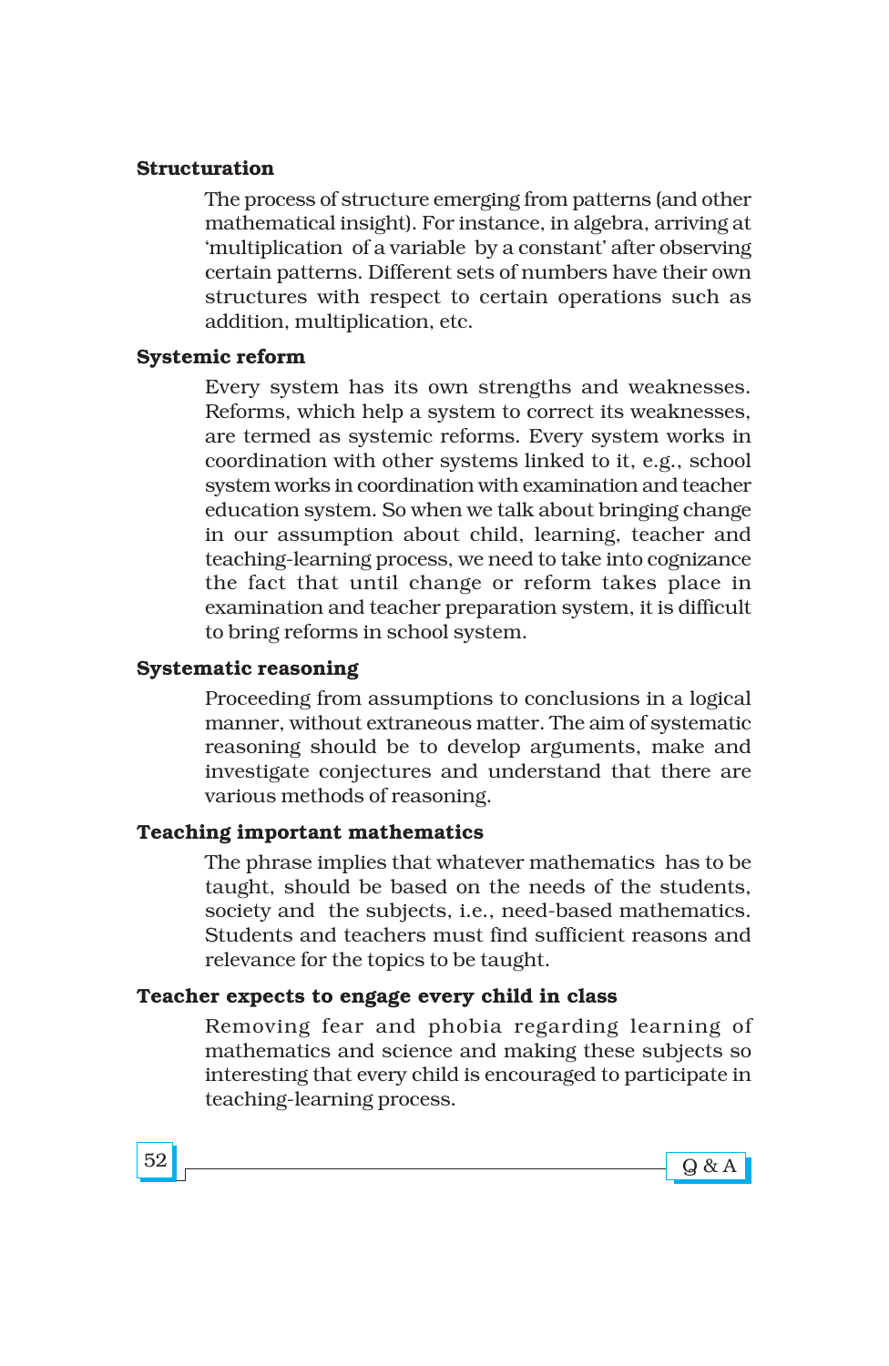**Structuration**

The process of structure emerging from patterns (and other mathematical insight). For instance, in algebra, arriving at 'multiplication of a variable by a constant' after observing certain patterns. Different sets of numbers have their own structures with respect to certain operations such as addition, multiplication, etc.

**Systemic reform**

Every system has its own strengths and weaknesses. Reforms, which help a system to correct its weaknesses, are termed as systemic reforms. Every system works in coordination with other systems linked to it, e.g., school system works in coordination with examination and teacher education system. So when we talk about bringing change in our assumption about child, learning, teacher and teaching-learning process, we need to take into cognizance the fact that until change or reform takes place in examination and teacher preparation system, it is difficult to bring reforms in school system.

**Systematic reasoning**

Proceeding from assumptions to conclusions in a logical manner, without extraneous matter. The aim of systematic reasoning should be to develop arguments, make and investigate conjectures and understand that there are various methods of reasoning.

**Teaching important mathematics**

The phrase implies that whatever mathematics has to be taught, should be based on the needs of the students, society and the subjects, i.e., need-based mathematics. Students and teachers must find sufficient reasons and relevance for the topics to be taught.

**Teacher expects to engage every child in class**

Removing fear and phobia regarding learning of mathematics and science and making these subjects so interesting that every child is encouraged to participate in teaching-learning process.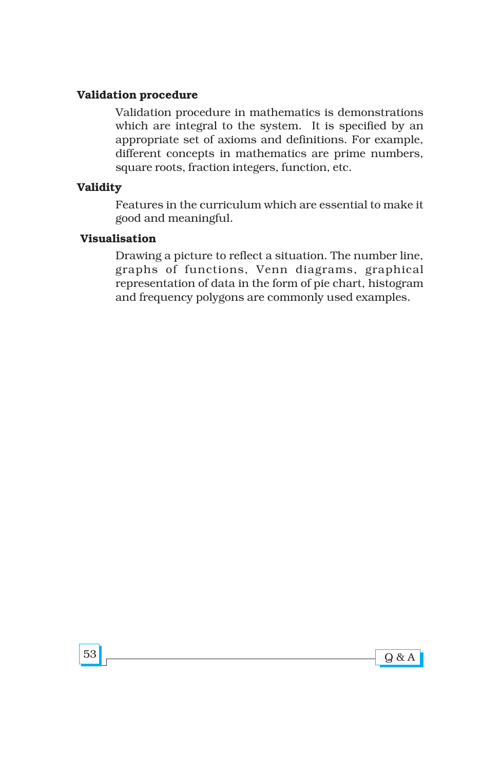**Validation procedure**

Validation procedure in mathematics is demonstrations which are integral to the system. It is specified by an appropriate set of axioms and definitions. For example, different concepts in mathematics are prime numbers, square roots, fraction integers, function, etc.

**Validity**

Features in the curriculum which are essential to make it good and meaningful.

**Visualisation**

Drawing a picture to reflect a situation. The number line, graphs of functions, Venn diagrams, graphical representation of data in the form of pie chart, histogram and frequency polygons are commonly used examples.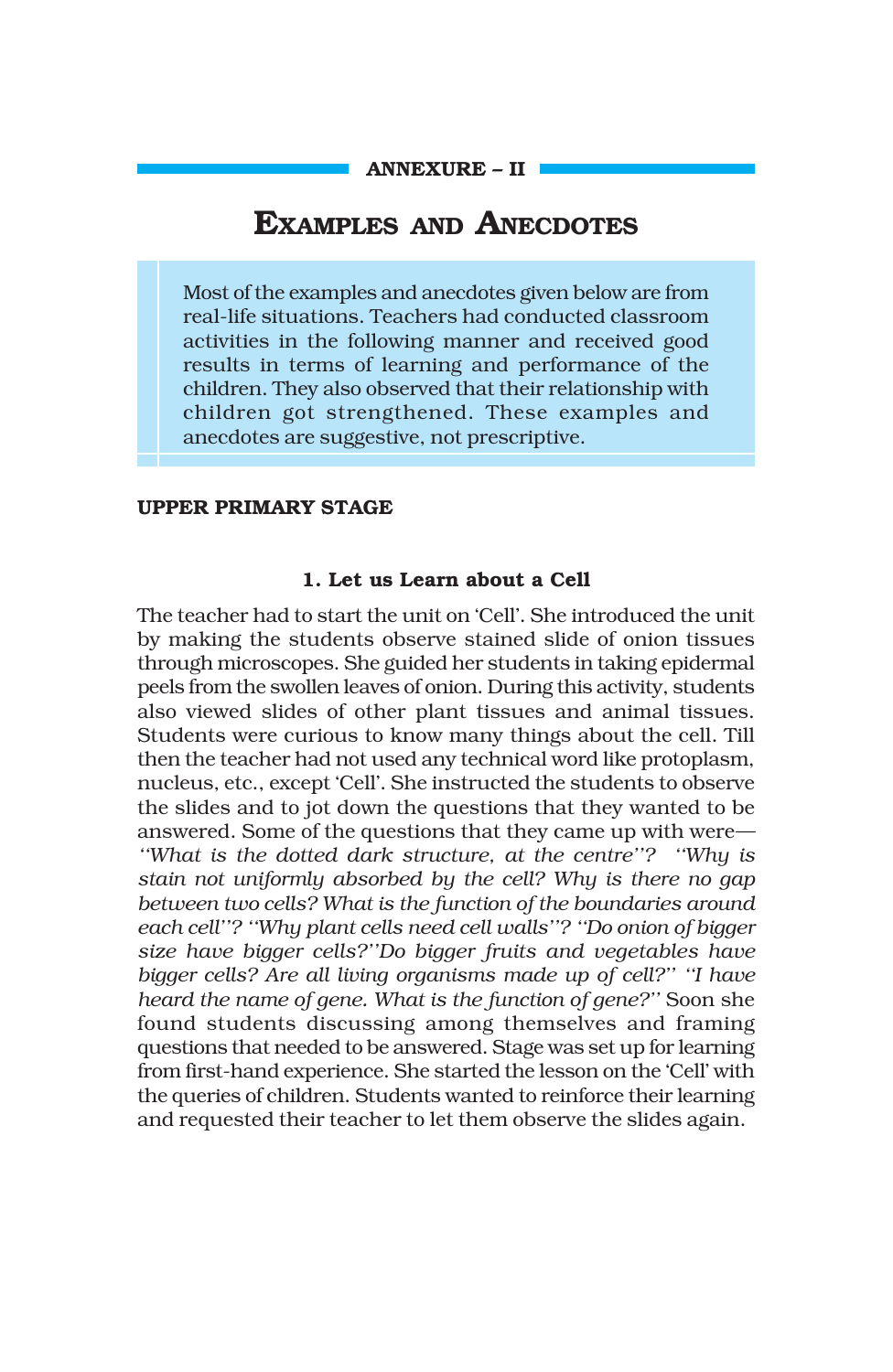**ANNEXURE – II**

# Examples and Anecdotes

> Most of the examples and anecdotes given below are from real-life situations. Teachers had conducted classroom activities in the following manner and received good results in terms of learning and performance of the children. They also observed that their relationship with children got strengthened. These examples and anecdotes are suggestive, not prescriptive.

## UPPER PRIMARY STAGE

### 1. Let us Learn about a Cell

The teacher had to start the unit on 'Cell'. She introduced the unit by making the students observe stained slide of onion tissues through microscopes. She guided her students in taking epidermal peels from the swollen leaves of onion. During this activity, students also viewed slides of other plant tissues and animal tissues. Students were curious to know many things about the cell. Till then the teacher had not used any technical word like protoplasm, nucleus, etc., except 'Cell'. She instructed the students to observe the slides and to jot down the questions that they wanted to be answered. Some of the questions that they came up with were— *"What is the dotted dark structure, at the centre"? "Why is stain not uniformly absorbed by the cell? Why is there no gap between two cells? What is the function of the boundaries around each cell"? "Why plant cells need cell walls"? "Do onion of bigger size have bigger cells?"Do bigger fruits and vegetables have bigger cells? Are all living organisms made up of cell?" "I have heard the name of gene. What is the function of gene?"* Soon she found students discussing among themselves and framing questions that needed to be answered. Stage was set up for learning from first-hand experience. She started the lesson on the 'Cell' with the queries of children. Students wanted to reinforce their learning and requested their teacher to let them observe the slides again.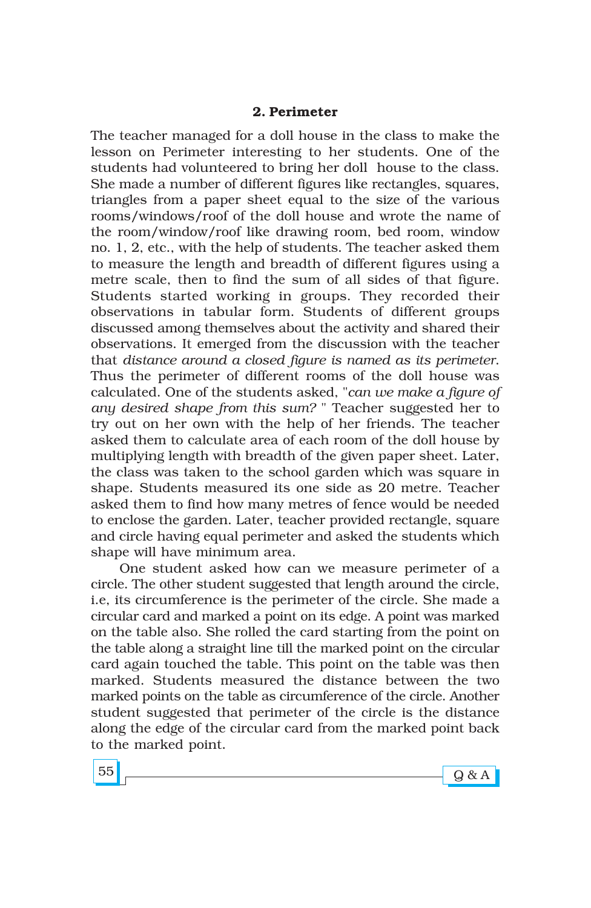## 2. Perimeter

The teacher managed for a doll house in the class to make the lesson on Perimeter interesting to her students. One of the students had volunteered to bring her doll house to the class. She made a number of different figures like rectangles, squares, triangles from a paper sheet equal to the size of the various rooms/windows/roof of the doll house and wrote the name of the room/window/roof like drawing room, bed room, window no. 1, 2, etc., with the help of students. The teacher asked them to measure the length and breadth of different figures using a metre scale, then to find the sum of all sides of that figure. Students started working in groups. They recorded their observations in tabular form. Students of different groups discussed among themselves about the activity and shared their observations. It emerged from the discussion with the teacher that *distance around a closed figure is named as its perimeter*. Thus the perimeter of different rooms of the doll house was calculated. One of the students asked, "*can we make a figure of any desired shape from this sum?* " Teacher suggested her to try out on her own with the help of her friends. The teacher asked them to calculate area of each room of the doll house by multiplying length with breadth of the given paper sheet. Later, the class was taken to the school garden which was square in shape. Students measured its one side as 20 metre. Teacher asked them to find how many metres of fence would be needed to enclose the garden. Later, teacher provided rectangle, square and circle having equal perimeter and asked the students which shape will have minimum area.

One student asked how can we measure perimeter of a circle. The other student suggested that length around the circle, i.e, its circumference is the perimeter of the circle. She made a circular card and marked a point on its edge. A point was marked on the table also. She rolled the card starting from the point on the table along a straight line till the marked point on the circular card again touched the table. This point on the table was then marked. Students measured the distance between the two marked points on the table as circumference of the circle. Another student suggested that perimeter of the circle is the distance along the edge of the circular card from the marked point back to the marked point.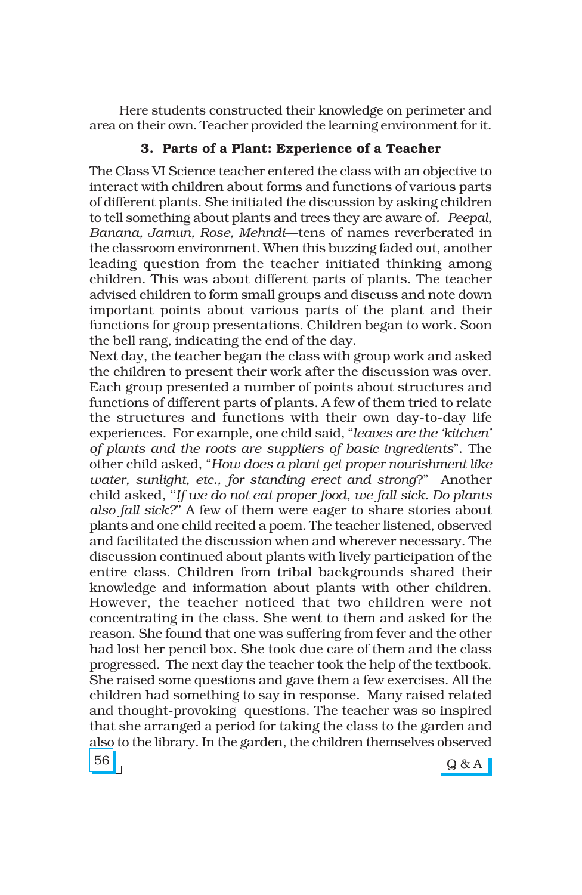Here students constructed their knowledge on perimeter and area on their own. Teacher provided the learning environment for it.

### 3. Parts of a Plant: Experience of a Teacher

The Class VI Science teacher entered the class with an objective to interact with children about forms and functions of various parts of different plants. She initiated the discussion by asking children to tell something about plants and trees they are aware of. *Peepal, Banana, Jamun, Rose, Mehndi*—tens of names reverberated in the classroom environment. When this buzzing faded out, another leading question from the teacher initiated thinking among children. This was about different parts of plants. The teacher advised children to form small groups and discuss and note down important points about various parts of the plant and their functions for group presentations. Children began to work. Soon the bell rang, indicating the end of the day.

Next day, the teacher began the class with group work and asked the children to present their work after the discussion was over. Each group presented a number of points about structures and functions of different parts of plants. A few of them tried to relate the structures and functions with their own day-to-day life experiences. For example, one child said, "*leaves are the 'kitchen' of plants and the roots are suppliers of basic ingredients*". The other child asked, "*How does a plant get proper nourishment like water, sunlight, etc., for standing erect and strong*?" Another child asked, "*If we do not eat proper food, we fall sick. Do plants also fall sick?*" A few of them were eager to share stories about plants and one child recited a poem. The teacher listened, observed and facilitated the discussion when and wherever necessary. The discussion continued about plants with lively participation of the entire class. Children from tribal backgrounds shared their knowledge and information about plants with other children. However, the teacher noticed that two children were not concentrating in the class. She went to them and asked for the reason. She found that one was suffering from fever and the other had lost her pencil box. She took due care of them and the class progressed. The next day the teacher took the help of the textbook. She raised some questions and gave them a few exercises. All the children had something to say in response. Many raised related and thought-provoking questions. The teacher was so inspired that she arranged a period for taking the class to the garden and also to the library. In the garden, the children themselves observed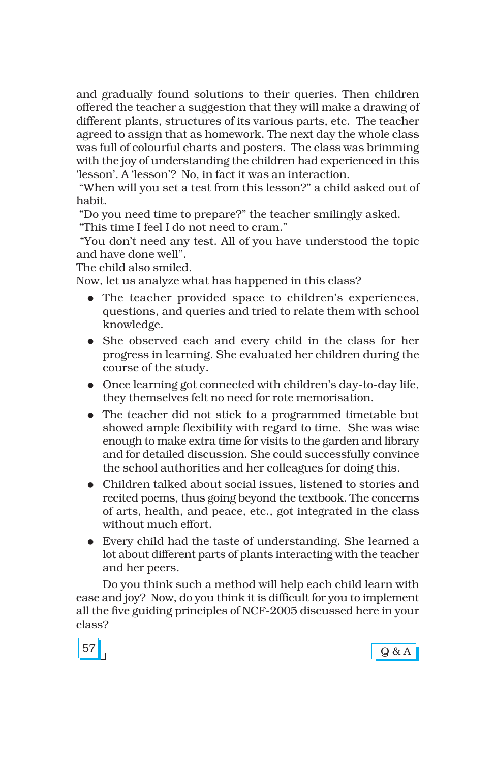and gradually found solutions to their queries. Then children offered the teacher a suggestion that they will make a drawing of different plants, structures of its various parts, etc. The teacher agreed to assign that as homework. The next day the whole class was full of colourful charts and posters. The class was brimming with the joy of understanding the children had experienced in this 'lesson'. A 'lesson'? No, in fact it was an interaction.

"When will you set a test from this lesson?" a child asked out of habit.

"Do you need time to prepare?" the teacher smilingly asked.

"This time I feel I do not need to cram."

"You don't need any test. All of you have understood the topic and have done well".

The child also smiled.

Now, let us analyze what has happened in this class?

- The teacher provided space to children's experiences, questions, and queries and tried to relate them with school knowledge.
- She observed each and every child in the class for her progress in learning. She evaluated her children during the course of the study.
- Once learning got connected with children's day-to-day life, they themselves felt no need for rote memorisation.
- The teacher did not stick to a programmed timetable but showed ample flexibility with regard to time. She was wise enough to make extra time for visits to the garden and library and for detailed discussion. She could successfully convince the school authorities and her colleagues for doing this.
- Children talked about social issues, listened to stories and recited poems, thus going beyond the textbook. The concerns of arts, health, and peace, etc., got integrated in the class without much effort.
- Every child had the taste of understanding. She learned a lot about different parts of plants interacting with the teacher and her peers.

Do you think such a method will help each child learn with ease and joy? Now, do you think it is difficult for you to implement all the five guiding principles of NCF-2005 discussed here in your class?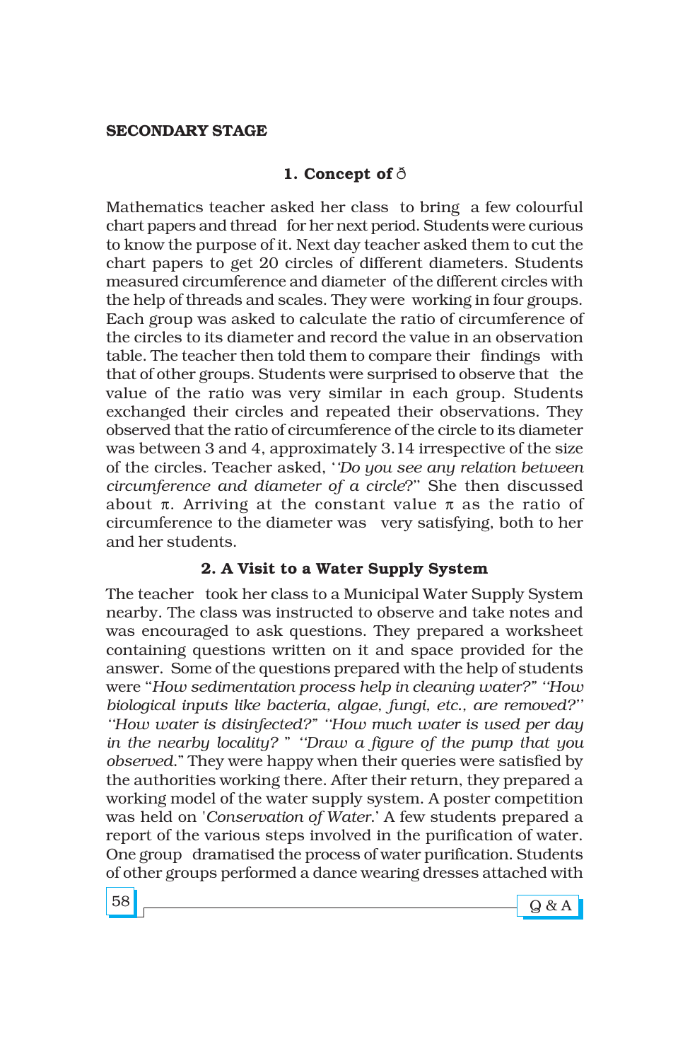## SECONDARY STAGE

### 1. Concept of ð

Mathematics teacher asked her class to bring a few colourful chart papers and thread for her next period. Students were curious to know the purpose of it. Next day teacher asked them to cut the chart papers to get 20 circles of different diameters. Students measured circumference and diameter of the different circles with the help of threads and scales. They were working in four groups. Each group was asked to calculate the ratio of circumference of the circles to its diameter and record the value in an observation table. The teacher then told them to compare their findings with that of other groups. Students were surprised to observe that the value of the ratio was very similar in each group. Students exchanged their circles and repeated their observations. They observed that the ratio of circumference of the circle to its diameter was between 3 and 4, approximately 3.14 irrespective of the size of the circles. Teacher asked, '*'Do you see any relation between circumference and diameter of a circle*?" She then discussed about $\pi$. Arriving at the constant value $\pi$ as the ratio of circumference to the diameter was very satisfying, both to her and her students.

### 2. A Visit to a Water Supply System

The teacher took her class to a Municipal Water Supply System nearby. The class was instructed to observe and take notes and was encouraged to ask questions. They prepared a worksheet containing questions written on it and space provided for the answer. Some of the questions prepared with the help of students were "*How sedimentation process help in cleaning water?" "How biological inputs like bacteria, algae, fungi, etc., are removed?" "How water is disinfected?" "How much water is used per day in the nearby locality?* " *"Draw a figure of the pump that you observed*." They were happy when their queries were satisfied by the authorities working there. After their return, they prepared a working model of the water supply system. A poster competition was held on '*Conservation of Water*.' A few students prepared a report of the various steps involved in the purification of water. One group dramatised the process of water purification. Students of other groups performed a dance wearing dresses attached with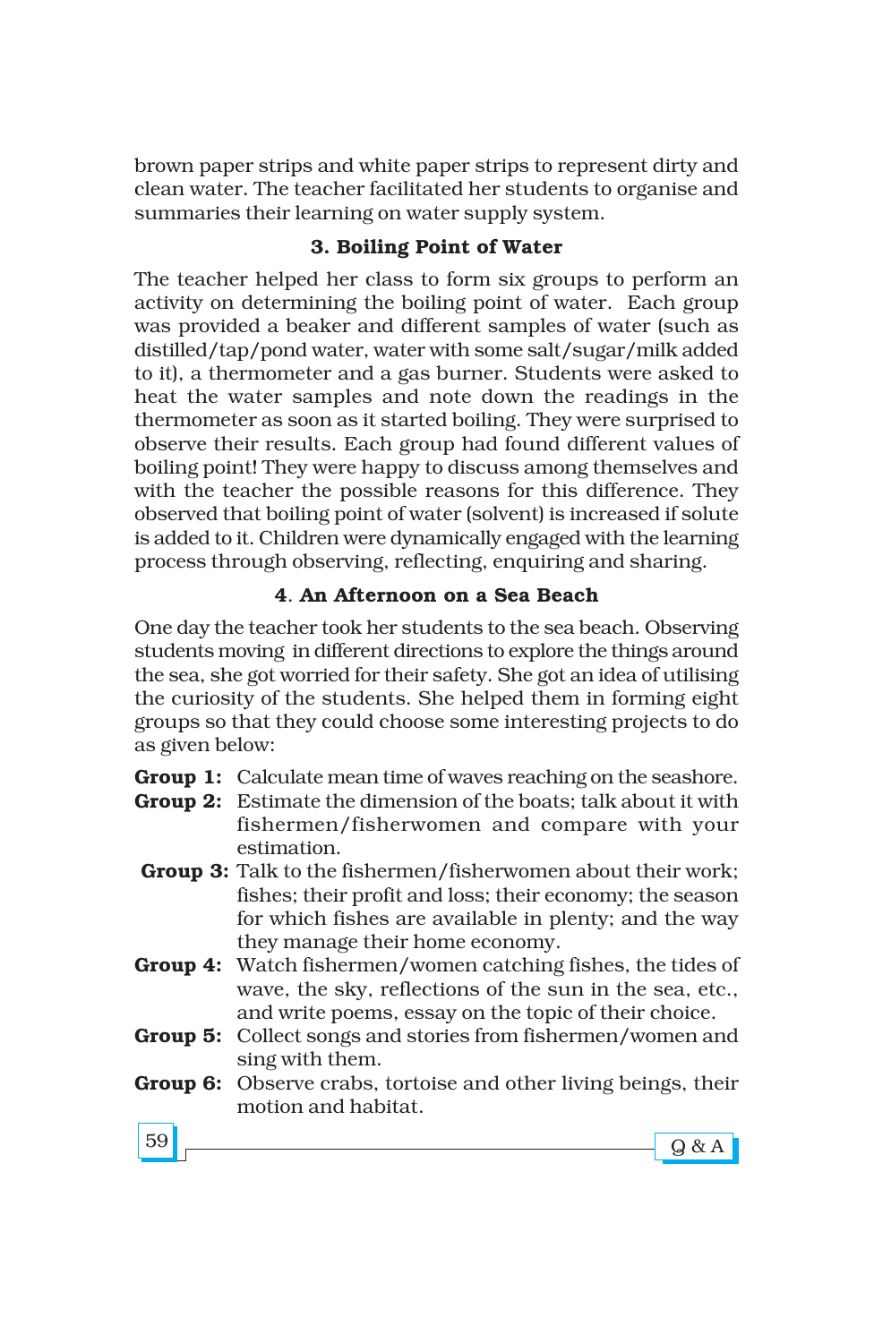brown paper strips and white paper strips to represent dirty and clean water. The teacher facilitated her students to organise and summaries their learning on water supply system.

### 3. Boiling Point of Water

The teacher helped her class to form six groups to perform an activity on determining the boiling point of water. Each group was provided a beaker and different samples of water (such as distilled/tap/pond water, water with some salt/sugar/milk added to it), a thermometer and a gas burner. Students were asked to heat the water samples and note down the readings in the thermometer as soon as it started boiling. They were surprised to observe their results. Each group had found different values of boiling point! They were happy to discuss among themselves and with the teacher the possible reasons for this difference. They observed that boiling point of water (solvent) is increased if solute is added to it. Children were dynamically engaged with the learning process through observing, reflecting, enquiring and sharing.

### 4. An Afternoon on a Sea Beach

One day the teacher took her students to the sea beach. Observing students moving in different directions to explore the things around the sea, she got worried for their safety. She got an idea of utilising the curiosity of the students. She helped them in forming eight groups so that they could choose some interesting projects to do as given below:

**Group 1:** Calculate mean time of waves reaching on the seashore.

**Group 2:** Estimate the dimension of the boats; talk about it with fishermen/fisherwomen and compare with your estimation.

**Group 3:** Talk to the fishermen/fisherwomen about their work; fishes; their profit and loss; their economy; the season for which fishes are available in plenty; and the way they manage their home economy.

**Group 4:** Watch fishermen/women catching fishes, the tides of wave, the sky, reflections of the sun in the sea, etc., and write poems, essay on the topic of their choice.

**Group 5:** Collect songs and stories from fishermen/women and sing with them.

**Group 6:** Observe crabs, tortoise and other living beings, their motion and habitat.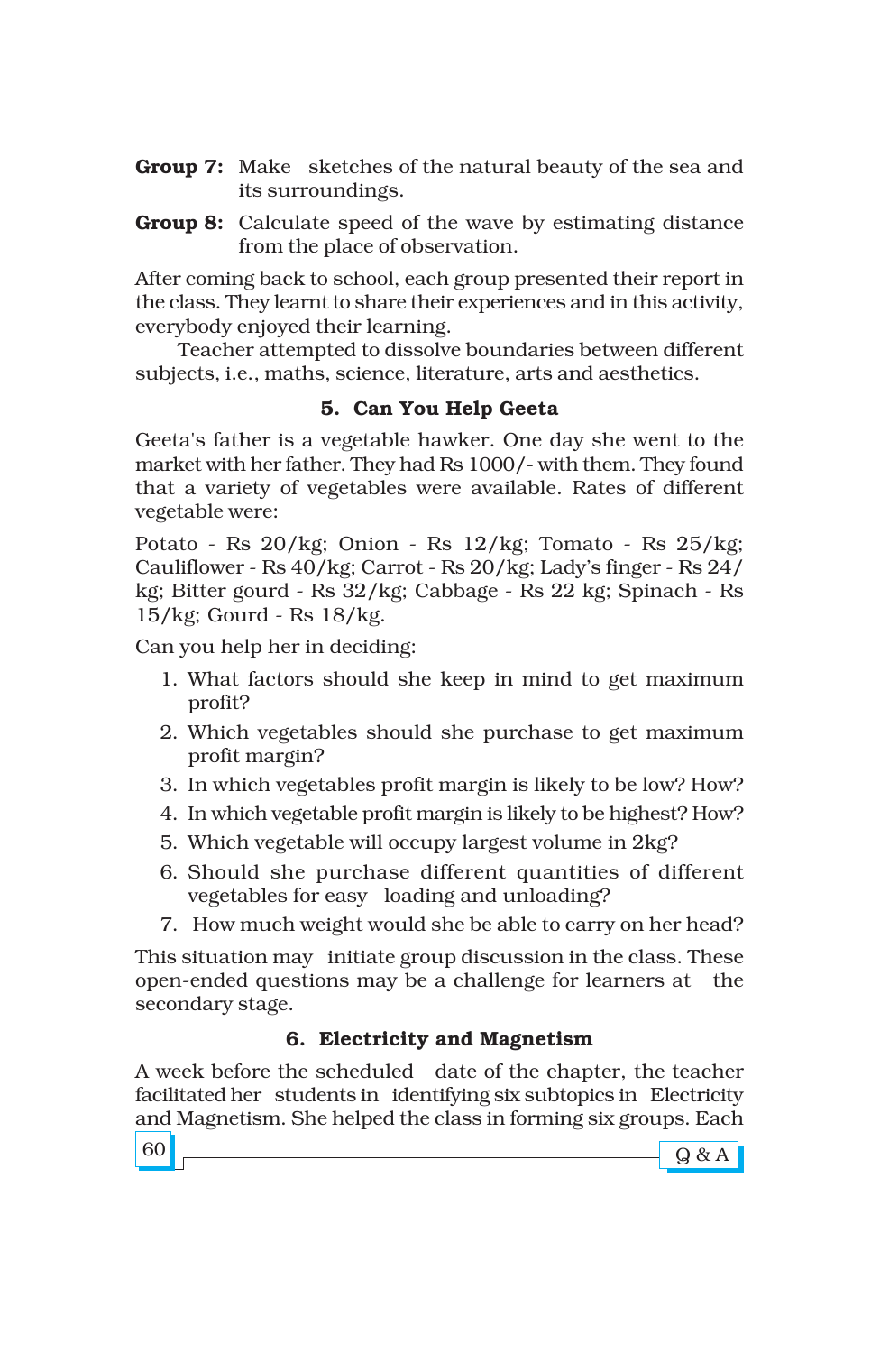**Group 7:** Make sketches of the natural beauty of the sea and its surroundings.

**Group 8:** Calculate speed of the wave by estimating distance from the place of observation.

After coming back to school, each group presented their report in the class. They learnt to share their experiences and in this activity, everybody enjoyed their learning.

Teacher attempted to dissolve boundaries between different subjects, i.e., maths, science, literature, arts and aesthetics.

### 5. Can You Help Geeta

Geeta's father is a vegetable hawker. One day she went to the market with her father. They had Rs 1000/- with them. They found that a variety of vegetables were available. Rates of different vegetable were:

Potato - Rs 20/kg; Onion - Rs 12/kg; Tomato - Rs 25/kg; Cauliflower - Rs 40/kg; Carrot - Rs 20/kg; Lady's finger - Rs 24/kg; Bitter gourd - Rs 32/kg; Cabbage - Rs 22 kg; Spinach - Rs 15/kg; Gourd - Rs 18/kg.

Can you help her in deciding:

1. What factors should she keep in mind to get maximum profit?
2. Which vegetables should she purchase to get maximum profit margin?
3. In which vegetables profit margin is likely to be low? How?
4. In which vegetable profit margin is likely to be highest? How?
5. Which vegetable will occupy largest volume in 2kg?
6. Should she purchase different quantities of different vegetables for easy loading and unloading?
7. How much weight would she be able to carry on her head?

This situation may initiate group discussion in the class. These open-ended questions may be a challenge for learners at the secondary stage.

### 6. Electricity and Magnetism

A week before the scheduled date of the chapter, the teacher facilitated her students in identifying six subtopics in Electricity and Magnetism. She helped the class in forming six groups. Each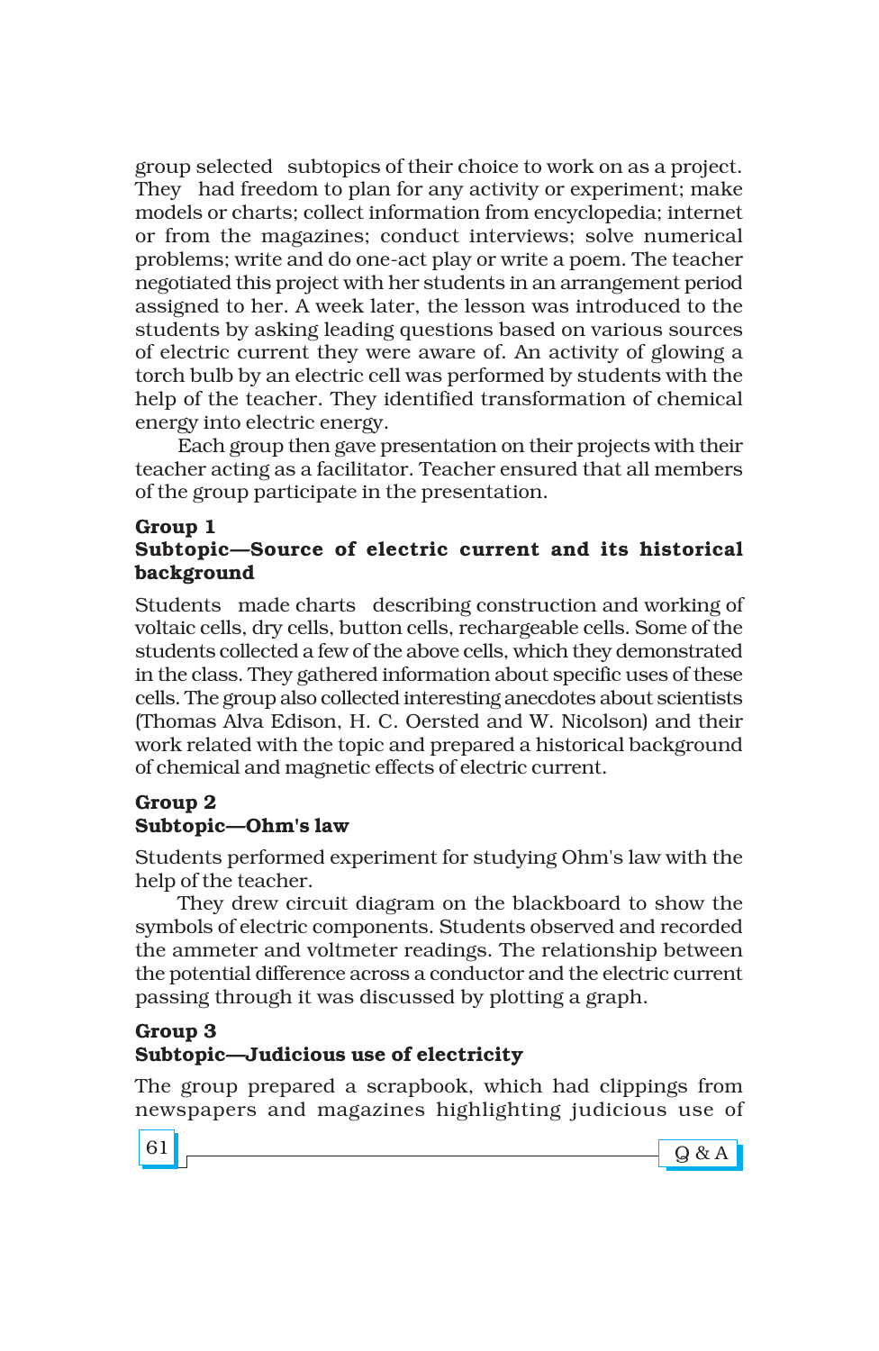group selected subtopics of their choice to work on as a project. They had freedom to plan for any activity or experiment; make models or charts; collect information from encyclopedia; internet or from the magazines; conduct interviews; solve numerical problems; write and do one-act play or write a poem. The teacher negotiated this project with her students in an arrangement period assigned to her. A week later, the lesson was introduced to the students by asking leading questions based on various sources of electric current they were aware of. An activity of glowing a torch bulb by an electric cell was performed by students with the help of the teacher. They identified transformation of chemical energy into electric energy.

Each group then gave presentation on their projects with their teacher acting as a facilitator. Teacher ensured that all members of the group participate in the presentation.

**Group 1**
**Subtopic—Source of electric current and its historical background**

Students made charts describing construction and working of voltaic cells, dry cells, button cells, rechargeable cells. Some of the students collected a few of the above cells, which they demonstrated in the class. They gathered information about specific uses of these cells. The group also collected interesting anecdotes about scientists (Thomas Alva Edison, H. C. Oersted and W. Nicolson) and their work related with the topic and prepared a historical background of chemical and magnetic effects of electric current.

**Group 2**
**Subtopic—Ohm's law**

Students performed experiment for studying Ohm's law with the help of the teacher.

They drew circuit diagram on the blackboard to show the symbols of electric components. Students observed and recorded the ammeter and voltmeter readings. The relationship between the potential difference across a conductor and the electric current passing through it was discussed by plotting a graph.

**Group 3**
**Subtopic—Judicious use of electricity**

The group prepared a scrapbook, which had clippings from newspapers and magazines highlighting judicious use of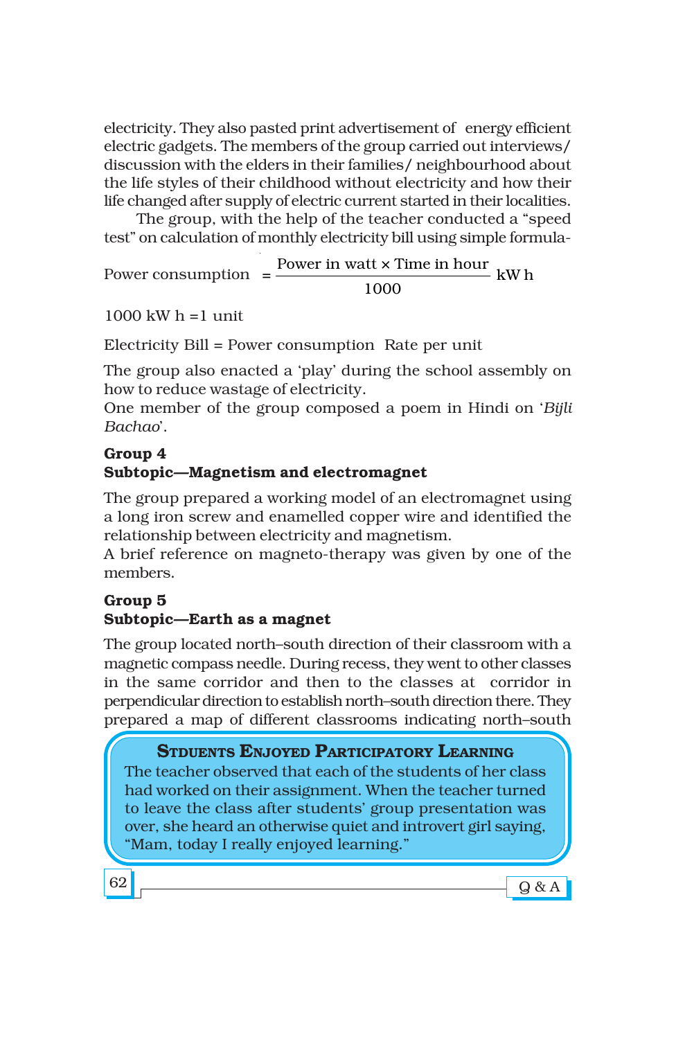electricity. They also pasted print advertisement of energy efficient electric gadgets. The members of the group carried out interviews/ discussion with the elders in their families/ neighbourhood about the life styles of their childhood without electricity and how their life changed after supply of electric current started in their localities.

The group, with the help of the teacher conducted a "speed test" on calculation of monthly electricity bill using simple formula-

$$\text{Power consumption} = \frac{\text{Power in watt} \times \text{Time in hour}}{1000} \text{ kW h}$$

1000 kW h =1 unit

Electricity Bill = Power consumption Rate per unit

The group also enacted a 'play' during the school assembly on how to reduce wastage of electricity.

One member of the group composed a poem in Hindi on '*Bijli Bachao*'.

**Group 4**
**Subtopic—Magnetism and electromagnet**

The group prepared a working model of an electromagnet using a long iron screw and enamelled copper wire and identified the relationship between electricity and magnetism.

A brief reference on magneto-therapy was given by one of the members.

**Group 5**
**Subtopic—Earth as a magnet**

The group located north–south direction of their classroom with a magnetic compass needle. During recess, they went to other classes in the same corridor and then to the classes at corridor in perpendicular direction to establish north–south direction there. They prepared a map of different classrooms indicating north–south

**STDUENTS ENJOYED PARTICIPATORY LEARNING**

The teacher observed that each of the students of her class had worked on their assignment. When the teacher turned to leave the class after students' group presentation was over, she heard an otherwise quiet and introvert girl saying, "Mam, today I really enjoyed learning."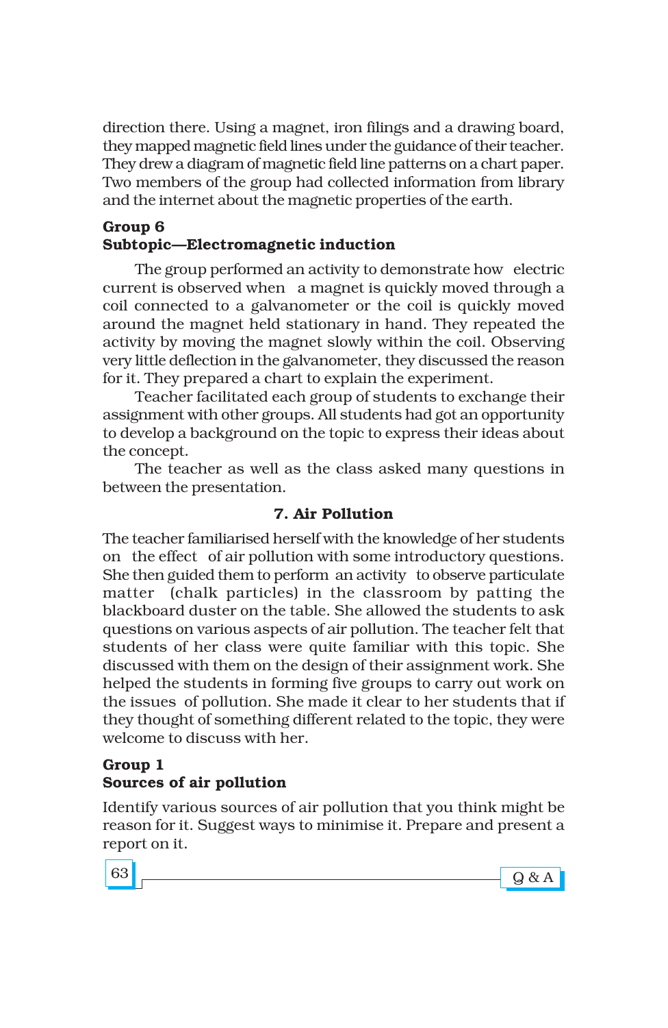direction there. Using a magnet, iron filings and a drawing board, they mapped magnetic field lines under the guidance of their teacher. They drew a diagram of magnetic field line patterns on a chart paper. Two members of the group had collected information from library and the internet about the magnetic properties of the earth.

**Group 6**
**Subtopic—Electromagnetic induction**

The group performed an activity to demonstrate how electric current is observed when a magnet is quickly moved through a coil connected to a galvanometer or the coil is quickly moved around the magnet held stationary in hand. They repeated the activity by moving the magnet slowly within the coil. Observing very little deflection in the galvanometer, they discussed the reason for it. They prepared a chart to explain the experiment.

Teacher facilitated each group of students to exchange their assignment with other groups. All students had got an opportunity to develop a background on the topic to express their ideas about the concept.

The teacher as well as the class asked many questions in between the presentation.

### 7. Air Pollution

The teacher familiarised herself with the knowledge of her students on the effect of air pollution with some introductory questions. She then guided them to perform an activity to observe particulate matter (chalk particles) in the classroom by patting the blackboard duster on the table. She allowed the students to ask questions on various aspects of air pollution. The teacher felt that students of her class were quite familiar with this topic. She discussed with them on the design of their assignment work. She helped the students in forming five groups to carry out work on the issues of pollution. She made it clear to her students that if they thought of something different related to the topic, they were welcome to discuss with her.

**Group 1**
**Sources of air pollution**

Identify various sources of air pollution that you think might be reason for it. Suggest ways to minimise it. Prepare and present a report on it.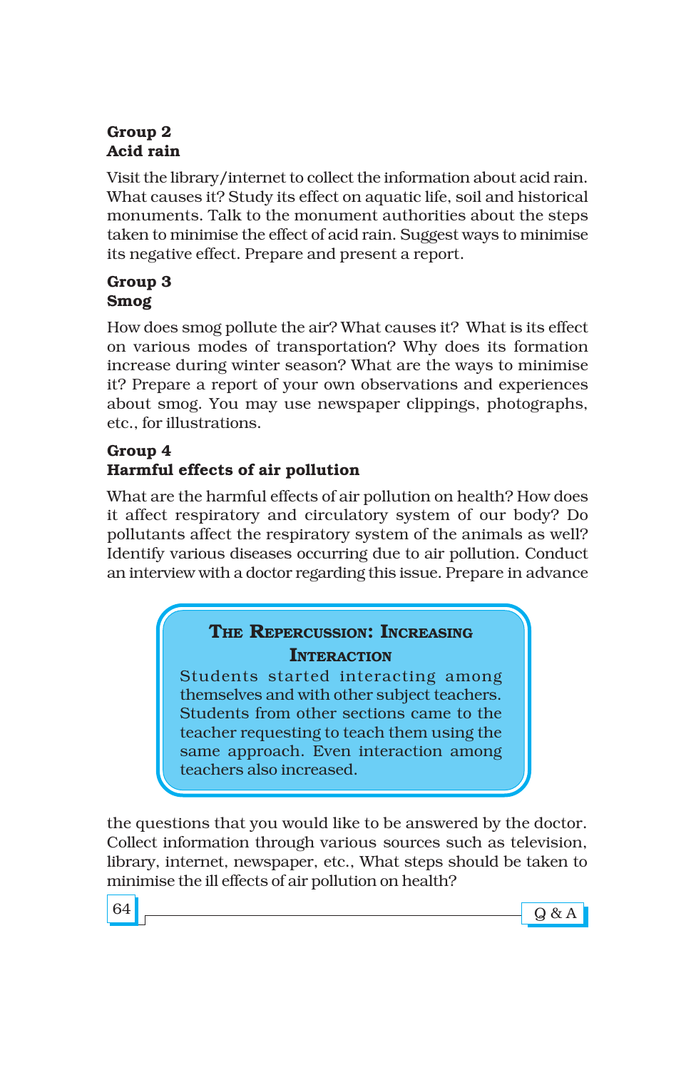**Group 2**
**Acid rain**

Visit the library/internet to collect the information about acid rain. What causes it? Study its effect on aquatic life, soil and historical monuments. Talk to the monument authorities about the steps taken to minimise the effect of acid rain. Suggest ways to minimise its negative effect. Prepare and present a report.

**Group 3**
**Smog**

How does smog pollute the air? What causes it? What is its effect on various modes of transportation? Why does its formation increase during winter season? What are the ways to minimise it? Prepare a report of your own observations and experiences about smog. You may use newspaper clippings, photographs, etc., for illustrations.

**Group 4**
**Harmful effects of air pollution**

What are the harmful effects of air pollution on health? How does it affect respiratory and circulatory system of our body? Do pollutants affect the respiratory system of the animals as well? Identify various diseases occurring due to air pollution. Conduct an interview with a doctor regarding this issue. Prepare in advance the questions that you would like to be answered by the doctor. Collect information through various sources such as television, library, internet, newspaper, etc., What steps should be taken to minimise the ill effects of air pollution on health?

> **THE REPERCUSSION: INCREASING INTERACTION**
>
> Students started interacting among themselves and with other subject teachers. Students from other sections came to the teacher requesting to teach them using the same approach. Even interaction among teachers also increased.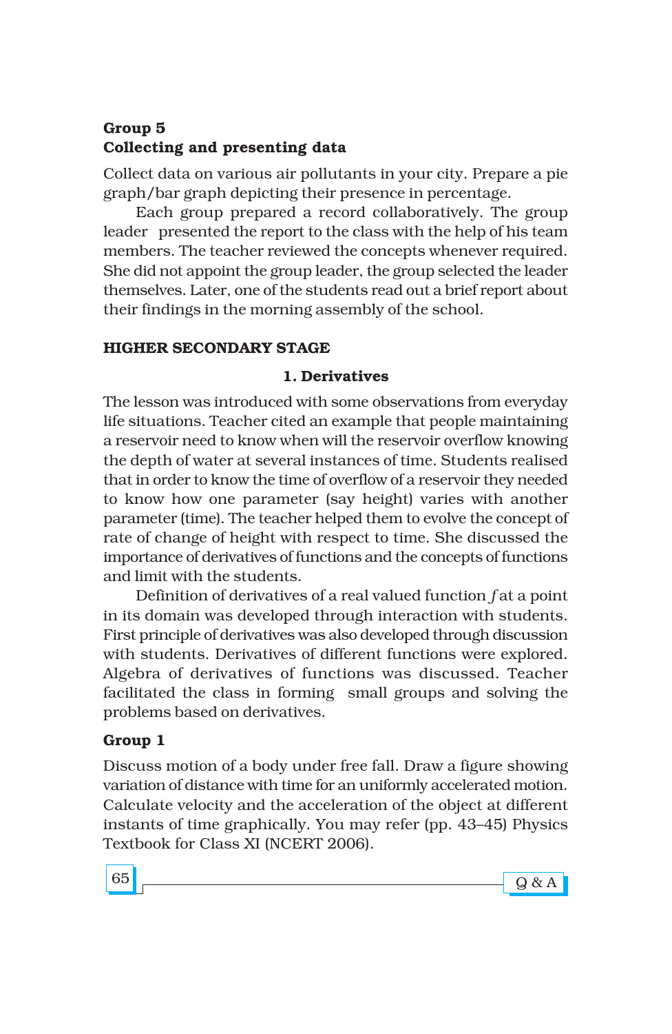**Group 5**
**Collecting and presenting data**

Collect data on various air pollutants in your city. Prepare a pie graph/bar graph depicting their presence in percentage.

Each group prepared a record collaboratively. The group leader presented the report to the class with the help of his team members. The teacher reviewed the concepts whenever required. She did not appoint the group leader, the group selected the leader themselves. Later, one of the students read out a brief report about their findings in the morning assembly of the school.

## HIGHER SECONDARY STAGE

### 1. Derivatives

The lesson was introduced with some observations from everyday life situations. Teacher cited an example that people maintaining a reservoir need to know when will the reservoir overflow knowing the depth of water at several instances of time. Students realised that in order to know the time of overflow of a reservoir they needed to know how one parameter (say height) varies with another parameter (time). The teacher helped them to evolve the concept of rate of change of height with respect to time. She discussed the importance of derivatives of functions and the concepts of functions and limit with the students.

Definition of derivatives of a real valued function $f$ at a point in its domain was developed through interaction with students. First principle of derivatives was also developed through discussion with students. Derivatives of different functions were explored. Algebra of derivatives of functions was discussed. Teacher facilitated the class in forming small groups and solving the problems based on derivatives.

**Group 1**

Discuss motion of a body under free fall. Draw a figure showing variation of distance with time for an uniformly accelerated motion. Calculate velocity and the acceleration of the object at different instants of time graphically. You may refer (pp. 43–45) Physics Textbook for Class XI (NCERT 2006).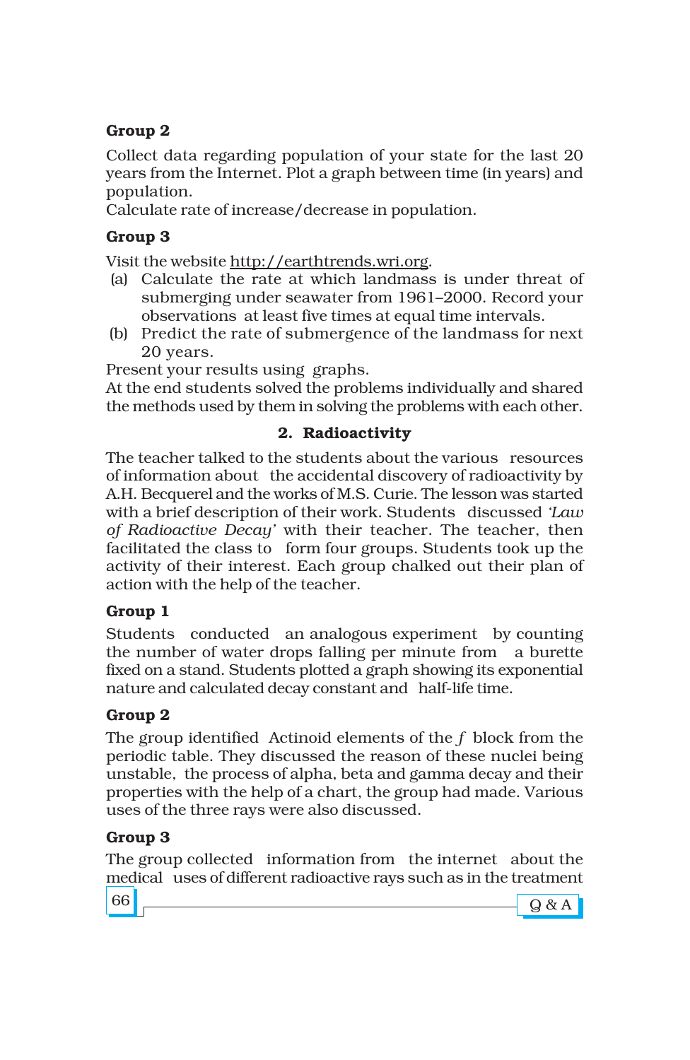**Group 2**

Collect data regarding population of your state for the last 20 years from the Internet. Plot a graph between time (in years) and population.
Calculate rate of increase/decrease in population.

**Group 3**

Visit the website http://earthtrends.wri.org.

(a) Calculate the rate at which landmass is under threat of submerging under seawater from 1961–2000. Record your observations at least five times at equal time intervals.

(b) Predict the rate of submergence of the landmass for next 20 years.

Present your results using graphs.
At the end students solved the problems individually and shared the methods used by them in solving the problems with each other.

## 2. Radioactivity

The teacher talked to the students about the various resources of information about the accidental discovery of radioactivity by A.H. Becquerel and the works of M.S. Curie. The lesson was started with a brief description of their work. Students discussed *'Law of Radioactive Decay'* with their teacher. The teacher, then facilitated the class to form four groups. Students took up the activity of their interest. Each group chalked out their plan of action with the help of the teacher.

**Group 1**

Students conducted an analogous experiment by counting the number of water drops falling per minute from a burette fixed on a stand. Students plotted a graph showing its exponential nature and calculated decay constant and half-life time.

**Group 2**

The group identified Actinoid elements of the *f* block from the periodic table. They discussed the reason of these nuclei being unstable, the process of alpha, beta and gamma decay and their properties with the help of a chart, the group had made. Various uses of the three rays were also discussed.

**Group 3**

The group collected information from the internet about the medical uses of different radioactive rays such as in the treatment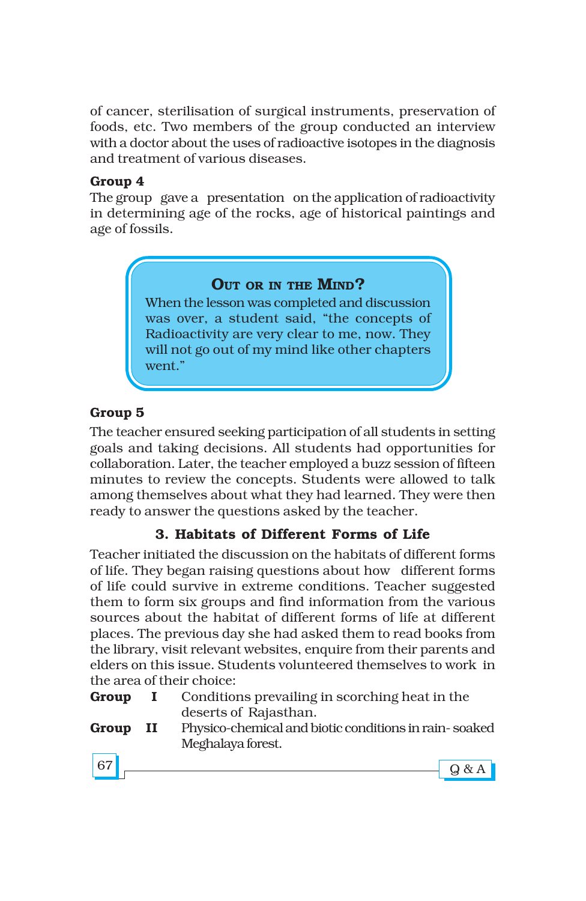of cancer, sterilisation of surgical instruments, preservation of foods, etc. Two members of the group conducted an interview with a doctor about the uses of radioactive isotopes in the diagnosis and treatment of various diseases.

**Group 4**

The group gave a presentation on the application of radioactivity in determining age of the rocks, age of historical paintings and age of fossils.

> **Out or in the Mind?**
>
> When the lesson was completed and discussion was over, a student said, "the concepts of Radioactivity are very clear to me, now. They will not go out of my mind like other chapters went."

**Group 5**

The teacher ensured seeking participation of all students in setting goals and taking decisions. All students had opportunities for collaboration. Later, the teacher employed a buzz session of fifteen minutes to review the concepts. Students were allowed to talk among themselves about what they had learned. They were then ready to answer the questions asked by the teacher.

### 3. Habitats of Different Forms of Life

Teacher initiated the discussion on the habitats of different forms of life. They began raising questions about how different forms of life could survive in extreme conditions. Teacher suggested them to form six groups and find information from the various sources about the habitat of different forms of life at different places. The previous day she had asked them to read books from the library, visit relevant websites, enquire from their parents and elders on this issue. Students volunteered themselves to work in the area of their choice:

**Group I** Conditions prevailing in scorching heat in the deserts of Rajasthan.

**Group II** Physico-chemical and biotic conditions in rain- soaked Meghalaya forest.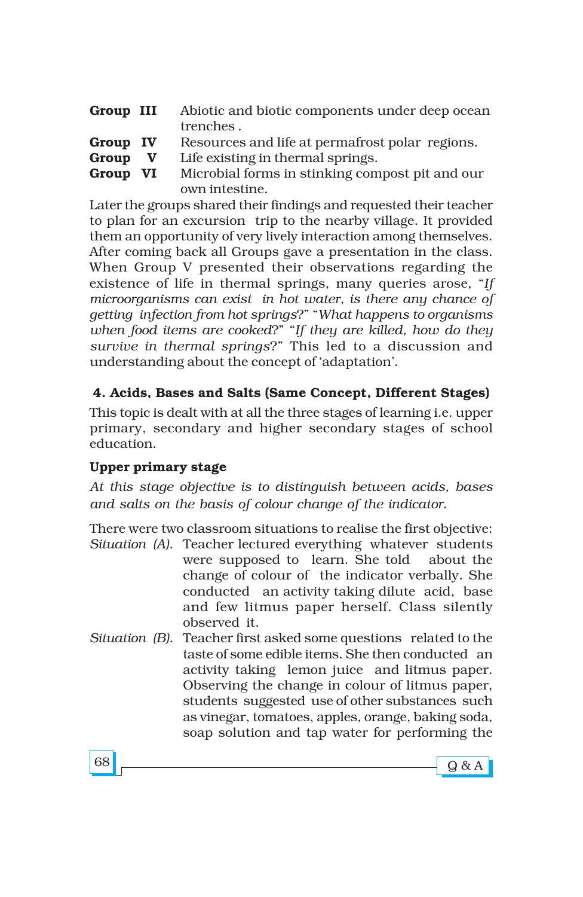**Group III** Abiotic and biotic components under deep ocean trenches .

**Group IV** Resources and life at permafrost polar regions.

**Group V** Life existing in thermal springs.

**Group VI** Microbial forms in stinking compost pit and our own intestine.

Later the groups shared their findings and requested their teacher to plan for an excursion trip to the nearby village. It provided them an opportunity of very lively interaction among themselves. After coming back all Groups gave a presentation in the class. When Group V presented their observations regarding the existence of life in thermal springs, many queries arose, "*If microorganisms can exist in hot water, is there any chance of getting infection from hot springs*?" "*What happens to organisms when food items are cooked*?" "*If they are killed, how do they survive in thermal springs*?" This led to a discussion and understanding about the concept of 'adaptation'.

### 4. Acids, Bases and Salts (Same Concept, Different Stages)

This topic is dealt with at all the three stages of learning i.e. upper primary, secondary and higher secondary stages of school education.

#### Upper primary stage

*At this stage objective is to distinguish between acids, bases and salts on the basis of colour change of the indicator.*

There were two classroom situations to realise the first objective:

*Situation (A)*. Teacher lectured everything whatever students were supposed to learn. She told about the change of colour of the indicator verbally. She conducted an activity taking dilute acid, base and few litmus paper herself. Class silently observed it.

*Situation (B)*. Teacher first asked some questions related to the taste of some edible items. She then conducted an activity taking lemon juice and litmus paper. Observing the change in colour of litmus paper, students suggested use of other substances such as vinegar, tomatoes, apples, orange, baking soda, soap solution and tap water for performing the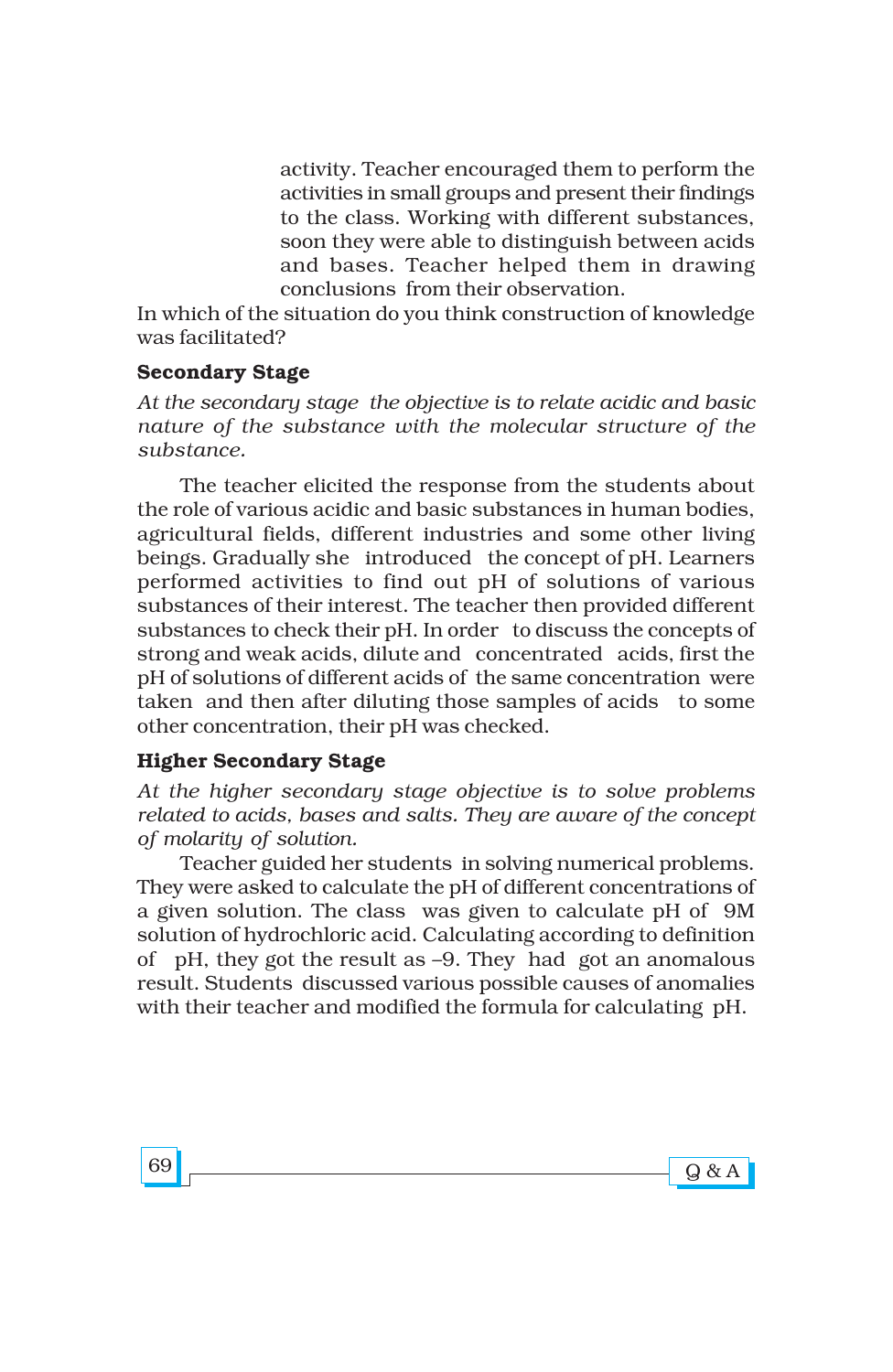activity. Teacher encouraged them to perform the activities in small groups and present their findings to the class. Working with different substances, soon they were able to distinguish between acids and bases. Teacher helped them in drawing conclusions from their observation.

In which of the situation do you think construction of knowledge was facilitated?

**Secondary Stage**

*At the secondary stage the objective is to relate acidic and basic nature of the substance with the molecular structure of the substance.*

The teacher elicited the response from the students about the role of various acidic and basic substances in human bodies, agricultural fields, different industries and some other living beings. Gradually she introduced the concept of pH. Learners performed activities to find out pH of solutions of various substances of their interest. The teacher then provided different substances to check their pH. In order to discuss the concepts of strong and weak acids, dilute and concentrated acids, first the pH of solutions of different acids of the same concentration were taken and then after diluting those samples of acids to some other concentration, their pH was checked.

**Higher Secondary Stage**

*At the higher secondary stage objective is to solve problems related to acids, bases and salts. They are aware of the concept of molarity of solution.*

Teacher guided her students in solving numerical problems. They were asked to calculate the pH of different concentrations of a given solution. The class was given to calculate pH of 9M solution of hydrochloric acid. Calculating according to definition of pH, they got the result as –9. They had got an anomalous result. Students discussed various possible causes of anomalies with their teacher and modified the formula for calculating pH.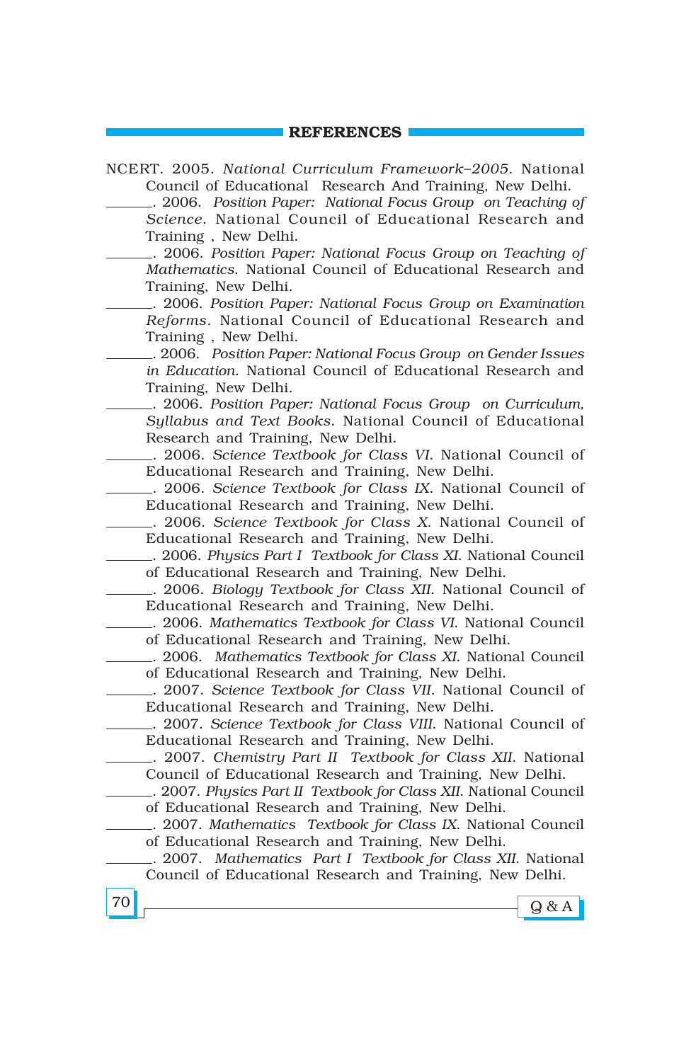## REFERENCES

NCERT. 2005. *National Curriculum Framework–2005*. National Council of Educational Research And Training, New Delhi.

______. 2006. *Position Paper: National Focus Group on Teaching of Science*. National Council of Educational Research and Training , New Delhi.

______. 2006. *Position Paper: National Focus Group on Teaching of Mathematics*. National Council of Educational Research and Training, New Delhi.

______. 2006. *Position Paper: National Focus Group on Examination Reforms*. National Council of Educational Research and Training , New Delhi.

______. 2006. *Position Paper: National Focus Group on Gender Issues in Education*. National Council of Educational Research and Training, New Delhi.

______. 2006. *Position Paper: National Focus Group on Curriculum, Syllabus and Text Books*. National Council of Educational Research and Training, New Delhi.

______. 2006. *Science Textbook for Class VI*. National Council of Educational Research and Training, New Delhi.

______. 2006. *Science Textbook for Class IX*. National Council of Educational Research and Training, New Delhi.

______. 2006. *Science Textbook for Class X*. National Council of Educational Research and Training, New Delhi.

______. 2006. *Physics Part I Textbook for Class XI*. National Council of Educational Research and Training, New Delhi.

______. 2006. *Biology Textbook for Class XII*. National Council of Educational Research and Training, New Delhi.

______. 2006. *Mathematics Textbook for Class VI*. National Council of Educational Research and Training, New Delhi.

______. 2006. *Mathematics Textbook for Class XI*. National Council of Educational Research and Training, New Delhi.

______. 2007. *Science Textbook for Class VII*. National Council of Educational Research and Training, New Delhi.

______. 2007. *Science Textbook for Class VIII*. National Council of Educational Research and Training, New Delhi.

______. 2007. *Chemistry Part II Textbook for Class XII*. National Council of Educational Research and Training, New Delhi.

______. 2007. *Physics Part II Textbook for Class XII*. National Council of Educational Research and Training, New Delhi.

______. 2007. *Mathematics Textbook for Class IX*. National Council of Educational Research and Training, New Delhi.

______. 2007. *Mathematics Part I Textbook for Class XII*. National Council of Educational Research and Training, New Delhi.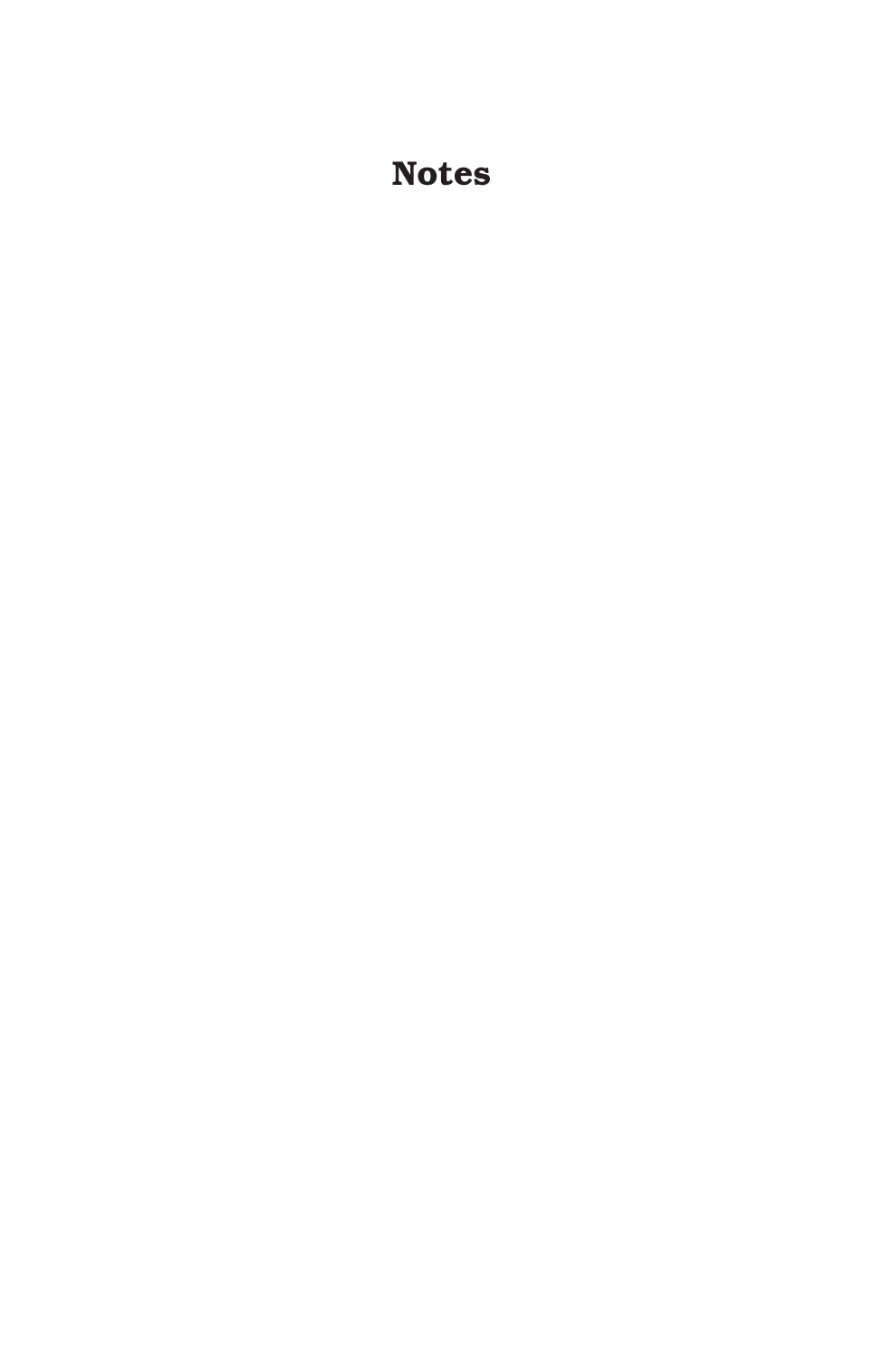# Notes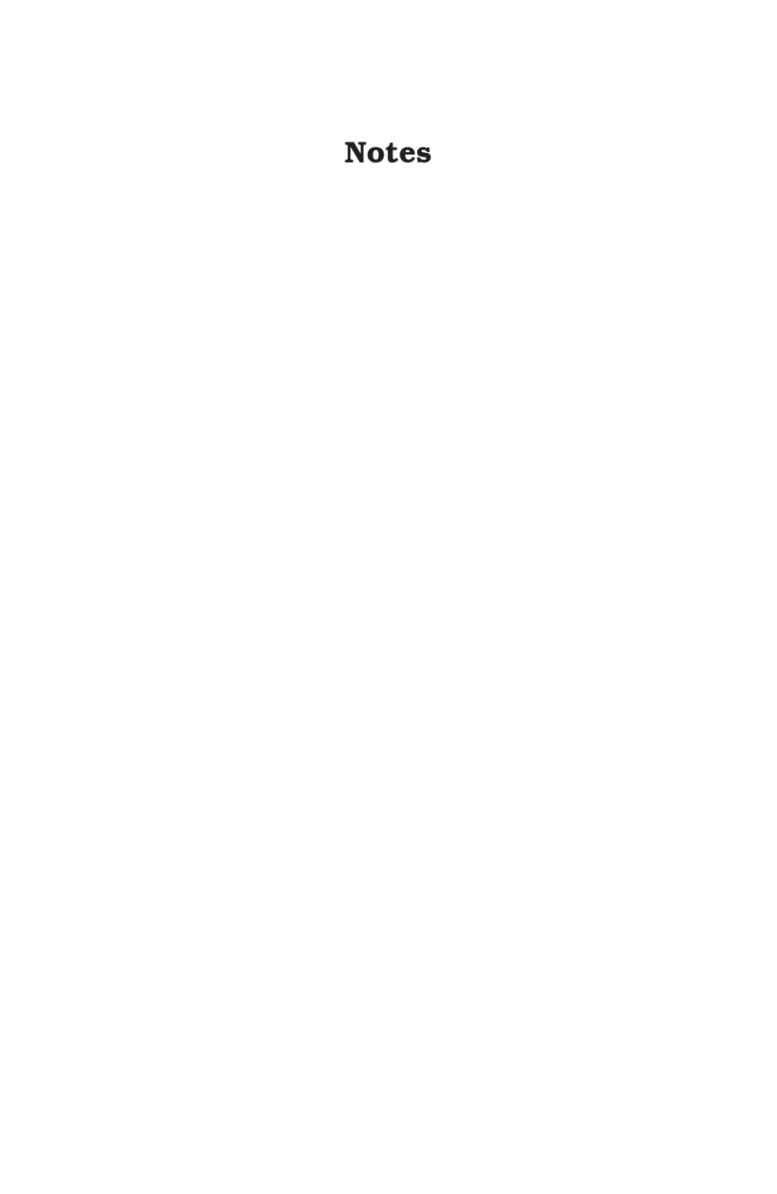# Notes